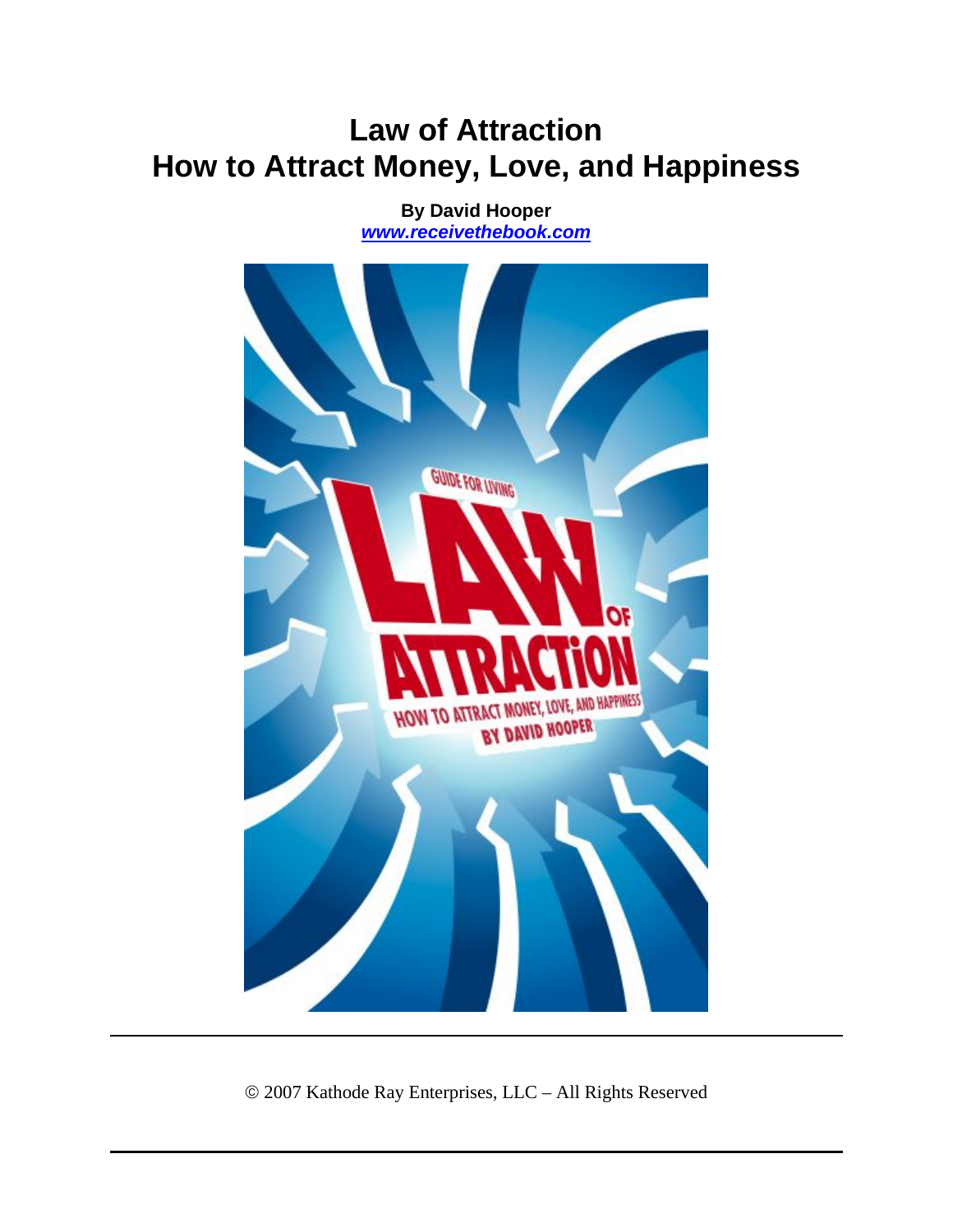# Law of Attraction
# How to Attract Money, Love, and Happiness

**By David Hooper**
***www.receivethebook.com***

© 2007 Kathode Ray Enterprises, LLC – All Rights Reserved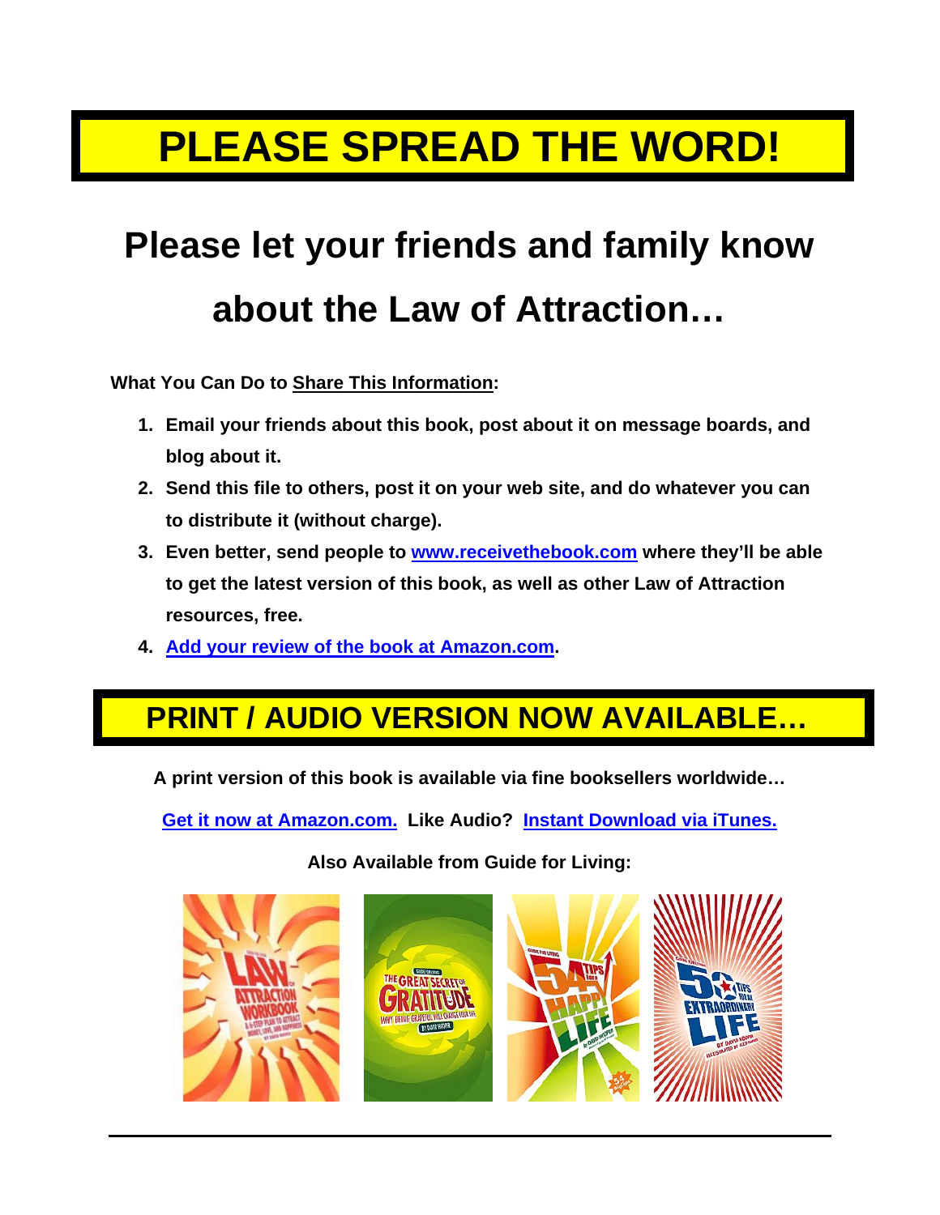# PLEASE SPREAD THE WORD!

## Please let your friends and family know about the Law of Attraction…

**What You Can Do to Share This Information:**

1. **Email your friends about this book, post about it on message boards, and blog about it.**
2. **Send this file to others, post it on your web site, and do whatever you can to distribute it (without charge).**
3. **Even better, send people to www.receivethebook.com where they'll be able to get the latest version of this book, as well as other Law of Attraction resources, free.**
4. **Add your review of the book at Amazon.com.**

# PRINT / AUDIO VERSION NOW AVAILABLE…

**A print version of this book is available via fine booksellers worldwide…**

**Get it now at Amazon.com. Like Audio? Instant Download via iTunes.**

**Also Available from Guide for Living:**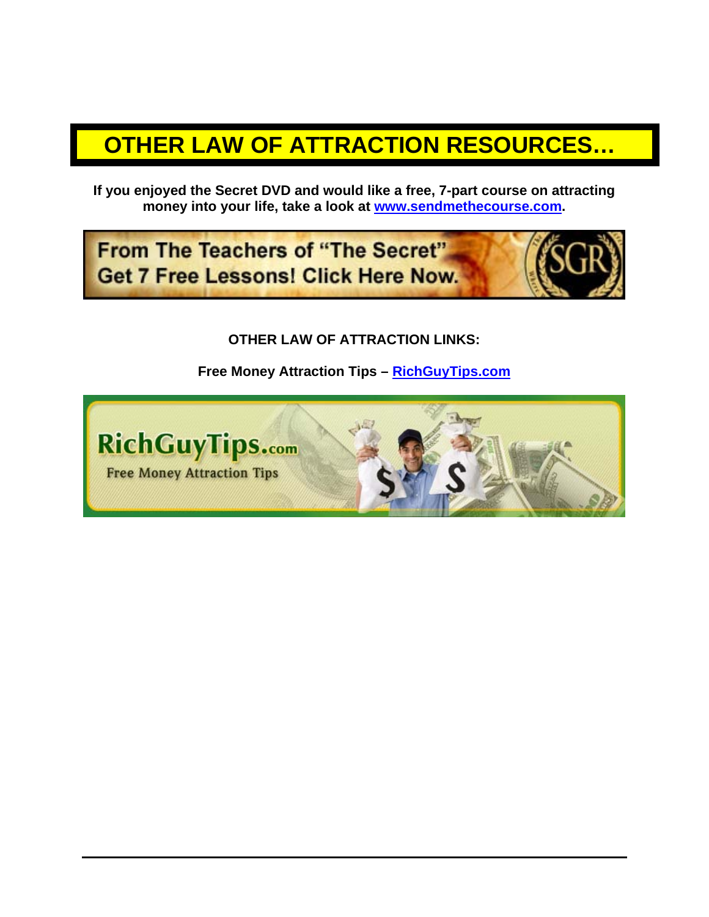# OTHER LAW OF ATTRACTION RESOURCES…

**If you enjoyed the Secret DVD and would like a free, 7-part course on attracting money into your life, take a look at www.sendmethecourse.com.**

From The Teachers of "The Secret" Get 7 Free Lessons! Click Here Now.

**OTHER LAW OF ATTRACTION LINKS:**

**Free Money Attraction Tips – RichGuyTips.com**

RichGuyTips.com
Free Money Attraction Tips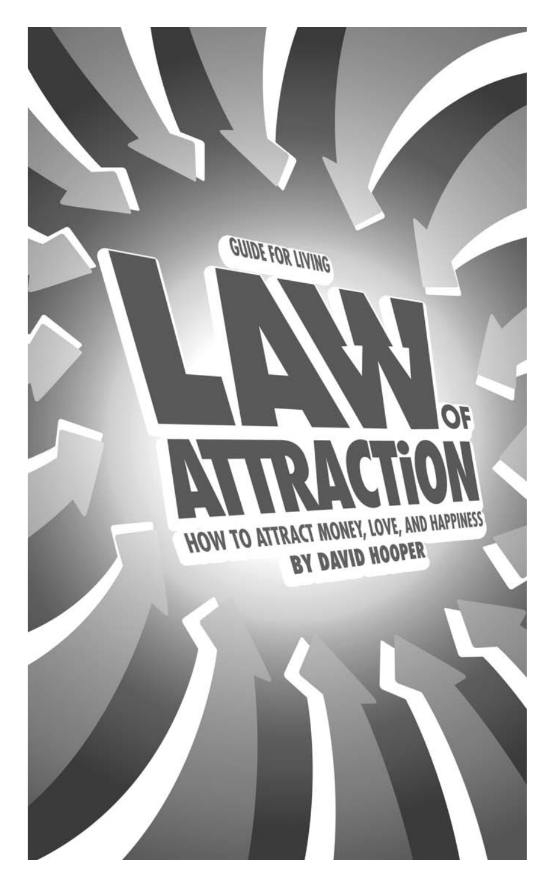GUIDE FOR LIVING

# LAW OF ATTRACTION

## HOW TO ATTRACT MONEY, LOVE, AND HAPPINESS

BY DAVID HOOPER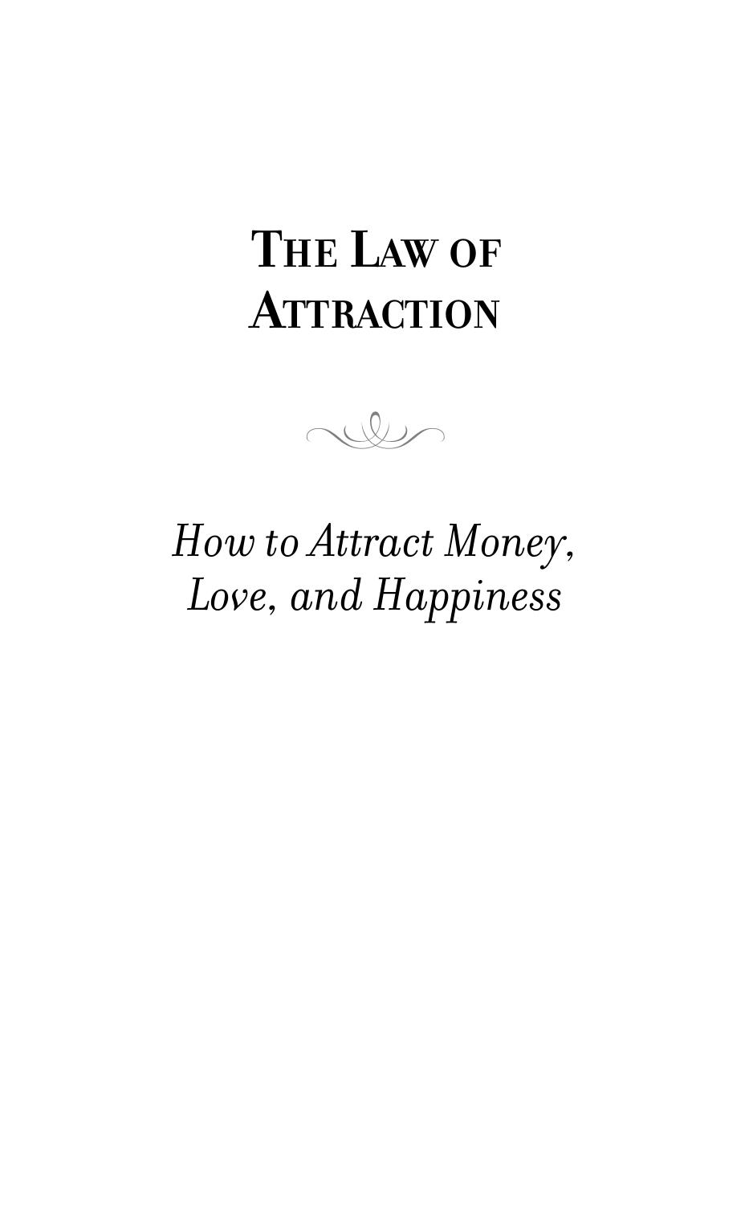# The Law of Attraction

*How to Attract Money, Love, and Happiness*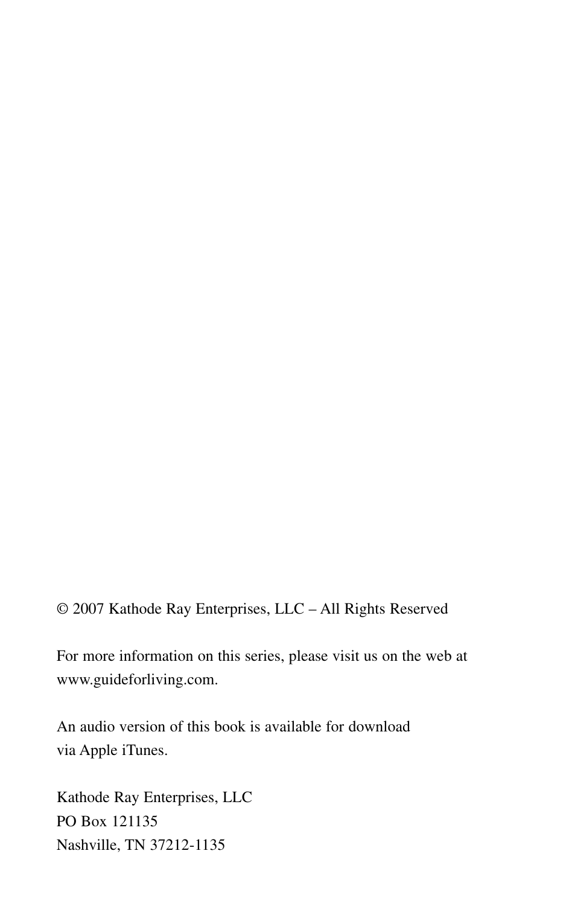© 2007 Kathode Ray Enterprises, LLC – All Rights Reserved

For more information on this series, please visit us on the web at www.guideforliving.com.

An audio version of this book is available for download via Apple iTunes.

Kathode Ray Enterprises, LLC
PO Box 121135
Nashville, TN 37212-1135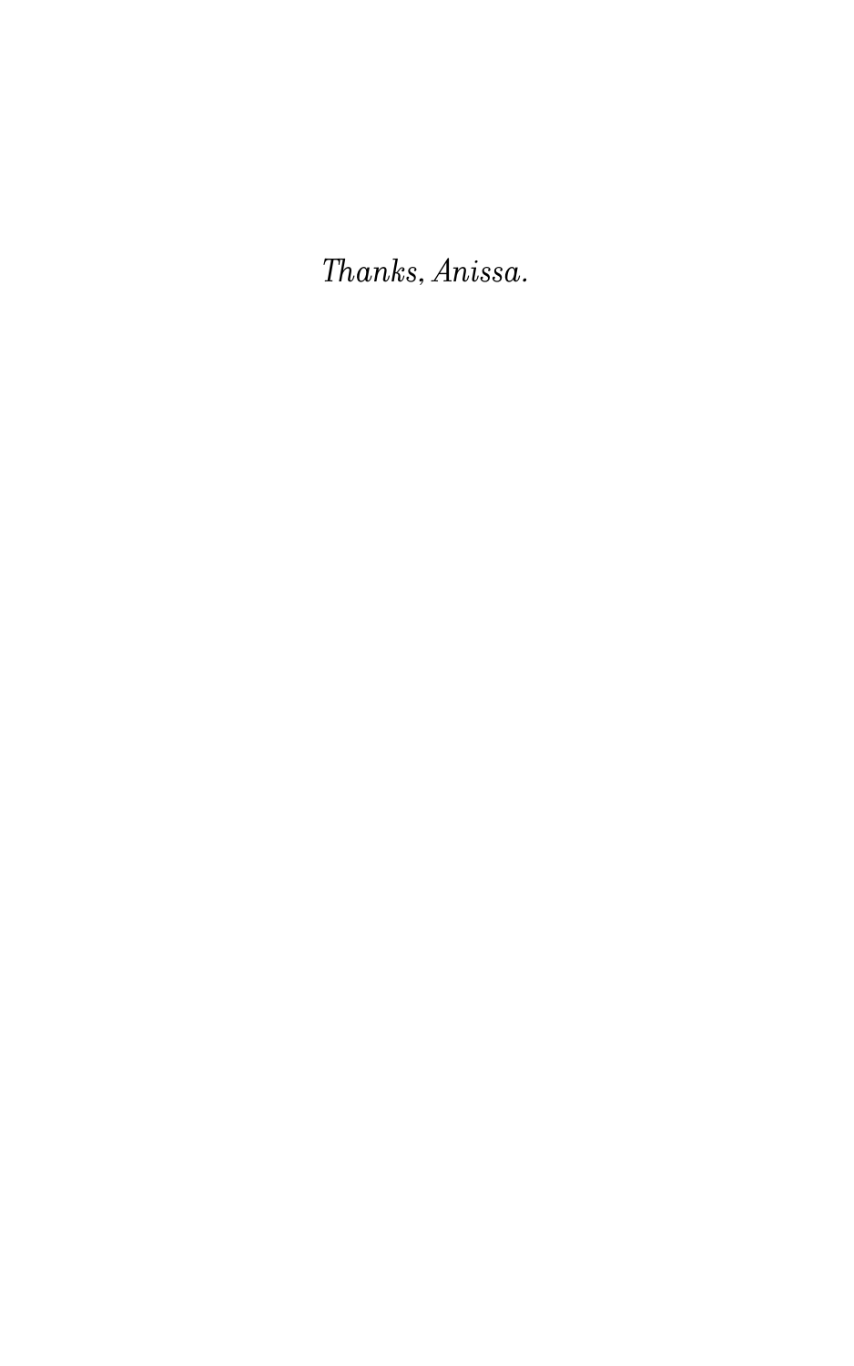*Thanks, Anissa.*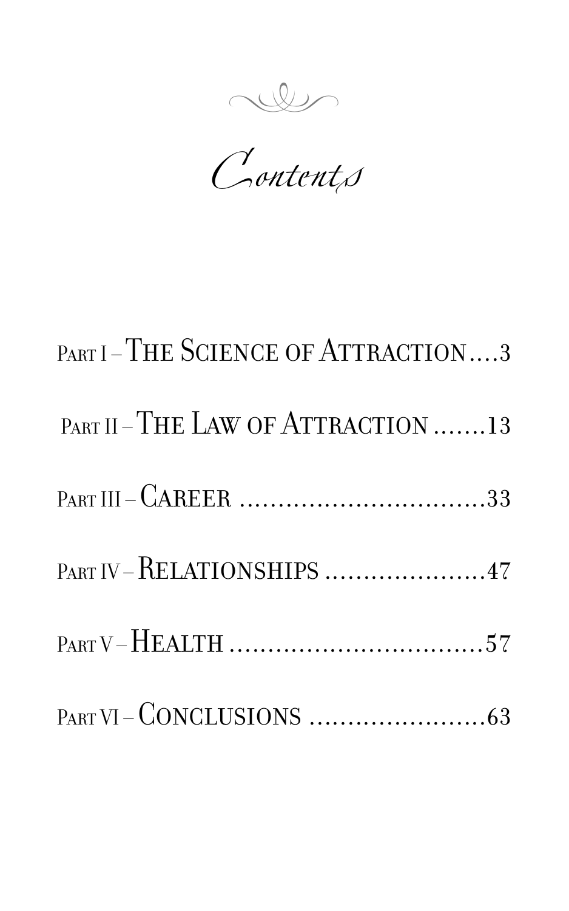# Contents

Part I – The Science of Attraction....3

Part II – The Law of Attraction .......13

Part III – Career ................................33

Part IV – Relationships .....................47

Part V – Health .................................57

Part VI – Conclusions .......................63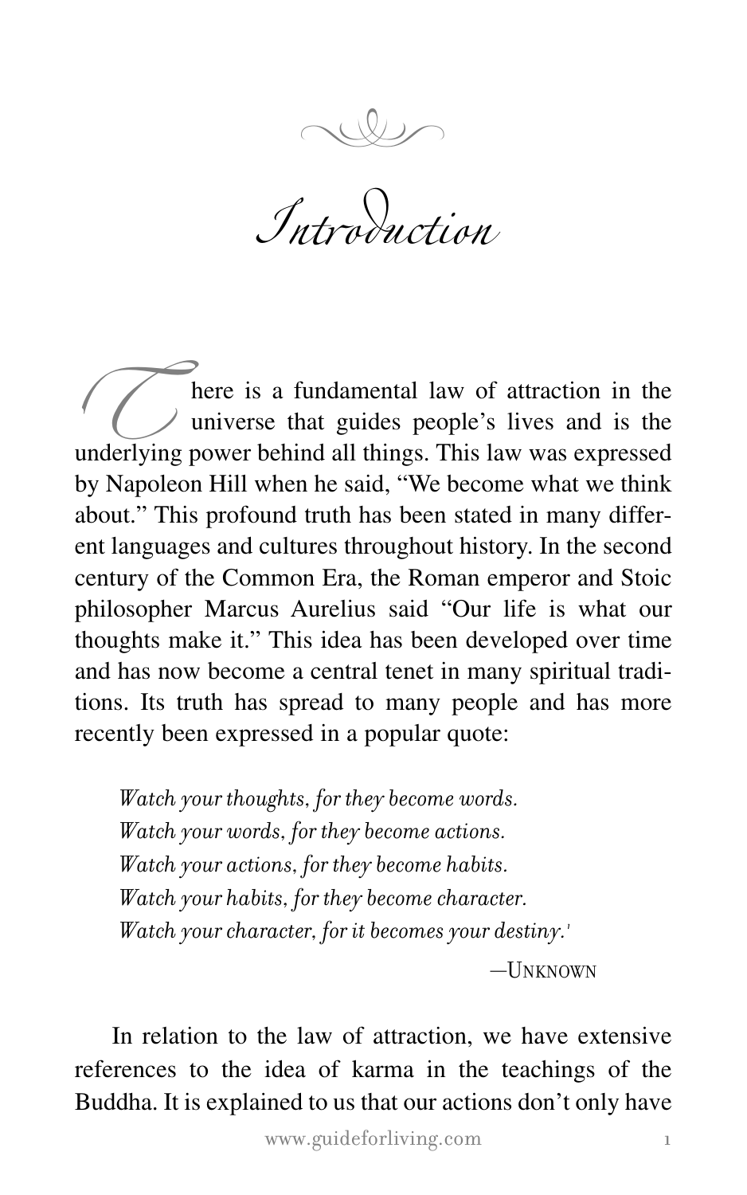# Introduction

There is a fundamental law of attraction in the universe that guides people's lives and is the underlying power behind all things. This law was expressed by Napoleon Hill when he said, "We become what we think about." This profound truth has been stated in many different languages and cultures throughout history. In the second century of the Common Era, the Roman emperor and Stoic philosopher Marcus Aurelius said "Our life is what our thoughts make it." This idea has been developed over time and has now become a central tenet in many spiritual traditions. Its truth has spread to many people and has more recently been expressed in a popular quote:

> *Watch your thoughts, for they become words.*
> *Watch your words, for they become actions.*
> *Watch your actions, for they become habits.*
> *Watch your habits, for they become character.*
> *Watch your character, for it becomes your destiny.*[1]
>
> —Unknown

In relation to the law of attraction, we have extensive references to the idea of karma in the teachings of the Buddha. It is explained to us that our actions don't only have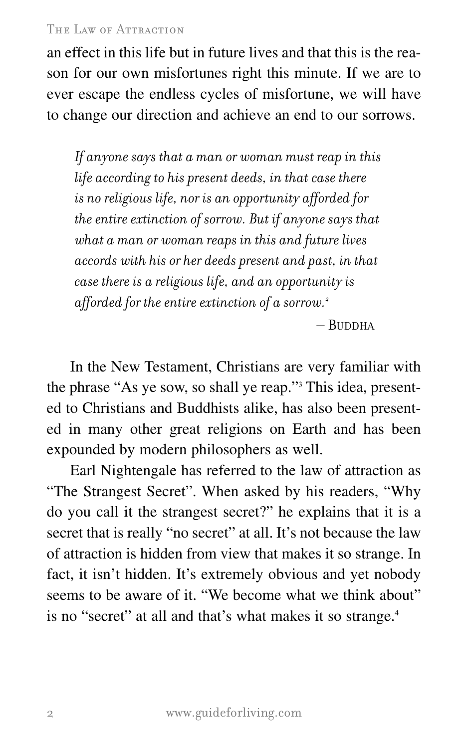an effect in this life but in future lives and that this is the reason for our own misfortunes right this minute. If we are to ever escape the endless cycles of misfortune, we will have to change our direction and achieve an end to our sorrows.

> *If anyone says that a man or woman must reap in this life according to his present deeds, in that case there is no religious life, nor is an opportunity afforded for the entire extinction of sorrow. But if anyone says that what a man or woman reaps in this and future lives accords with his or her deeds present and past, in that case there is a religious life, and an opportunity is afforded for the entire extinction of a sorrow.*[2]
>
> – Buddha

In the New Testament, Christians are very familiar with the phrase "As ye sow, so shall ye reap."[3] This idea, presented to Christians and Buddhists alike, has also been presented in many other great religions on Earth and has been expounded by modern philosophers as well.

Earl Nightengale has referred to the law of attraction as "The Strangest Secret". When asked by his readers, "Why do you call it the strangest secret?" he explains that it is a secret that is really "no secret" at all. It's not because the law of attraction is hidden from view that makes it so strange. In fact, it isn't hidden. It's extremely obvious and yet nobody seems to be aware of it. "We become what we think about" is no "secret" at all and that's what makes it so strange.[4]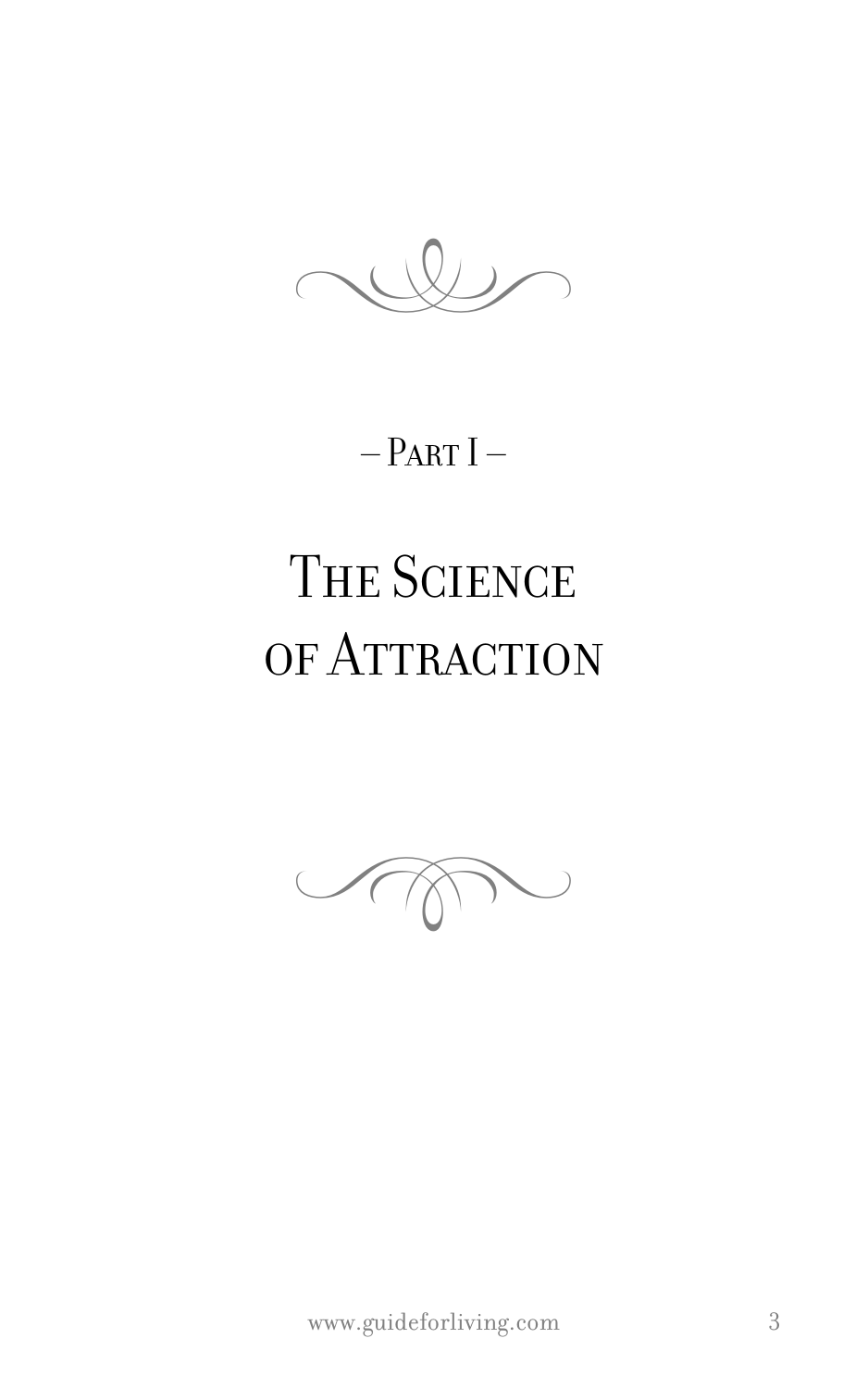– Part I –

# The Science of Attraction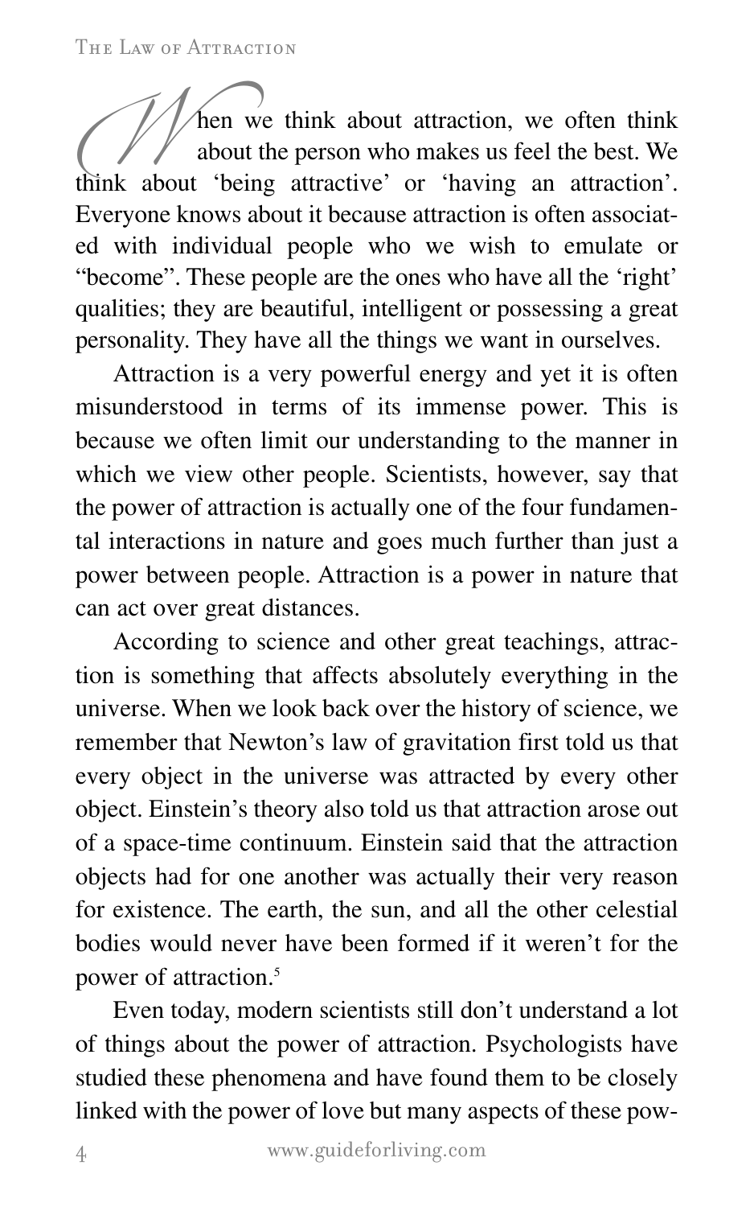When we think about attraction, we often think about the person who makes us feel the best. We think about 'being attractive' or 'having an attraction'. Everyone knows about it because attraction is often associated with individual people who we wish to emulate or "become". These people are the ones who have all the 'right' qualities; they are beautiful, intelligent or possessing a great personality. They have all the things we want in ourselves.

Attraction is a very powerful energy and yet it is often misunderstood in terms of its immense power. This is because we often limit our understanding to the manner in which we view other people. Scientists, however, say that the power of attraction is actually one of the four fundamental interactions in nature and goes much further than just a power between people. Attraction is a power in nature that can act over great distances.

According to science and other great teachings, attraction is something that affects absolutely everything in the universe. When we look back over the history of science, we remember that Newton's law of gravitation first told us that every object in the universe was attracted by every other object. Einstein's theory also told us that attraction arose out of a space-time continuum. Einstein said that the attraction objects had for one another was actually their very reason for existence. The earth, the sun, and all the other celestial bodies would never have been formed if it weren't for the power of attraction.[5]

Even today, modern scientists still don't understand a lot of things about the power of attraction. Psychologists have studied these phenomena and have found them to be closely linked with the power of love but many aspects of these pow-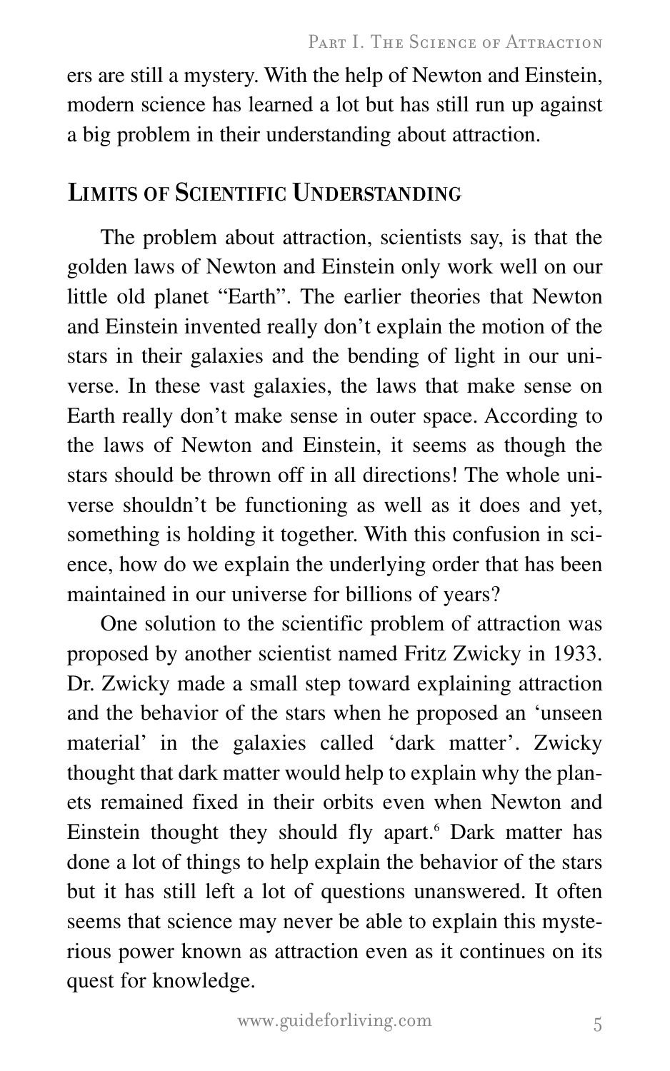ers are still a mystery. With the help of Newton and Einstein, modern science has learned a lot but has still run up against a big problem in their understanding about attraction.

## Limits of Scientific Understanding

The problem about attraction, scientists say, is that the golden laws of Newton and Einstein only work well on our little old planet "Earth". The earlier theories that Newton and Einstein invented really don't explain the motion of the stars in their galaxies and the bending of light in our universe. In these vast galaxies, the laws that make sense on Earth really don't make sense in outer space. According to the laws of Newton and Einstein, it seems as though the stars should be thrown off in all directions! The whole universe shouldn't be functioning as well as it does and yet, something is holding it together. With this confusion in science, how do we explain the underlying order that has been maintained in our universe for billions of years?

One solution to the scientific problem of attraction was proposed by another scientist named Fritz Zwicky in 1933. Dr. Zwicky made a small step toward explaining attraction and the behavior of the stars when he proposed an 'unseen material' in the galaxies called 'dark matter'. Zwicky thought that dark matter would help to explain why the planets remained fixed in their orbits even when Newton and Einstein thought they should fly apart.[6] Dark matter has done a lot of things to help explain the behavior of the stars but it has still left a lot of questions unanswered. It often seems that science may never be able to explain this mysterious power known as attraction even as it continues on its quest for knowledge.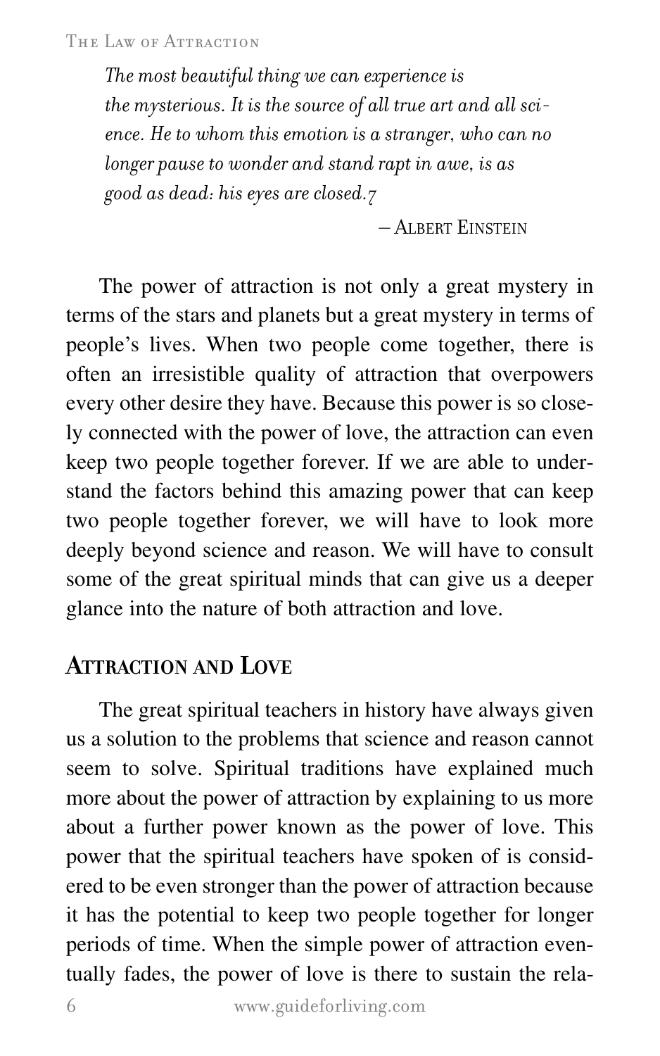*The most beautiful thing we can experience is the mysterious. It is the source of all true art and all science. He to whom this emotion is a stranger, who can no longer pause to wonder and stand rapt in awe, is as good as dead: his eyes are closed.*[7]

– Albert Einstein

The power of attraction is not only a great mystery in terms of the stars and planets but a great mystery in terms of people's lives. When two people come together, there is often an irresistible quality of attraction that overpowers every other desire they have. Because this power is so closely connected with the power of love, the attraction can even keep two people together forever. If we are able to understand the factors behind this amazing power that can keep two people together forever, we will have to look more deeply beyond science and reason. We will have to consult some of the great spiritual minds that can give us a deeper glance into the nature of both attraction and love.

## Attraction and Love

The great spiritual teachers in history have always given us a solution to the problems that science and reason cannot seem to solve. Spiritual traditions have explained much more about the power of attraction by explaining to us more about a further power known as the power of love. This power that the spiritual teachers have spoken of is considered to be even stronger than the power of attraction because it has the potential to keep two people together for longer periods of time. When the simple power of attraction eventually fades, the power of love is there to sustain the rela-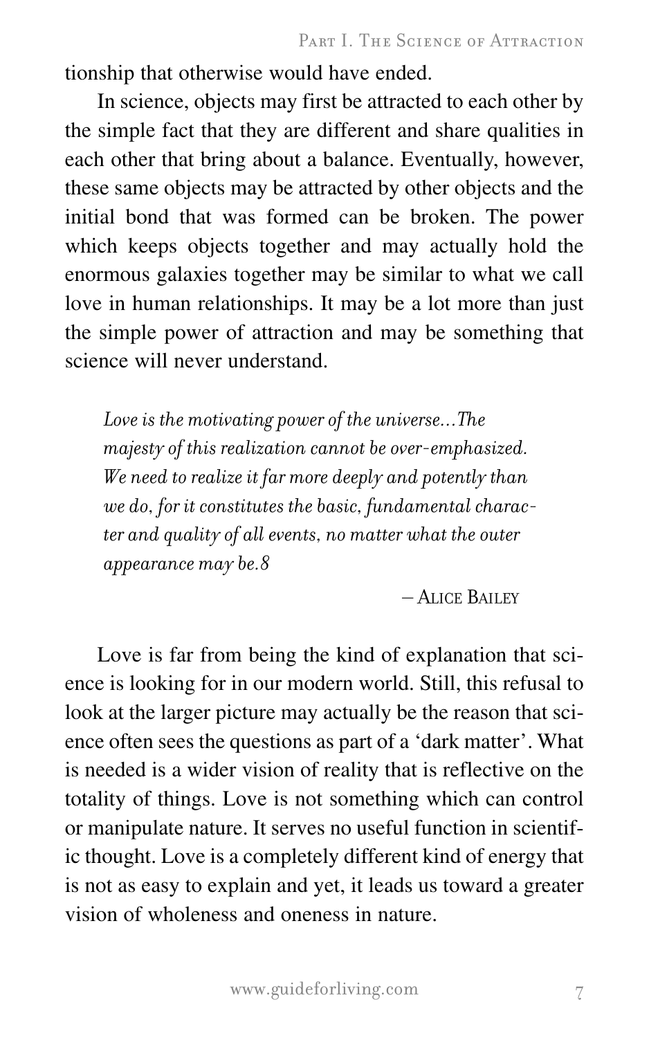tionship that otherwise would have ended.

In science, objects may first be attracted to each other by the simple fact that they are different and share qualities in each other that bring about a balance. Eventually, however, these same objects may be attracted by other objects and the initial bond that was formed can be broken. The power which keeps objects together and may actually hold the enormous galaxies together may be similar to what we call love in human relationships. It may be a lot more than just the simple power of attraction and may be something that science will never understand.

> *Love is the motivating power of the universe…The majesty of this realization cannot be over-emphasized. We need to realize it far more deeply and potently than we do, for it constitutes the basic, fundamental character and quality of all events, no matter what the outer appearance may be.*[8]
>
> – Alice Bailey

Love is far from being the kind of explanation that science is looking for in our modern world. Still, this refusal to look at the larger picture may actually be the reason that science often sees the questions as part of a 'dark matter'. What is needed is a wider vision of reality that is reflective on the totality of things. Love is not something which can control or manipulate nature. It serves no useful function in scientific thought. Love is a completely different kind of energy that is not as easy to explain and yet, it leads us toward a greater vision of wholeness and oneness in nature.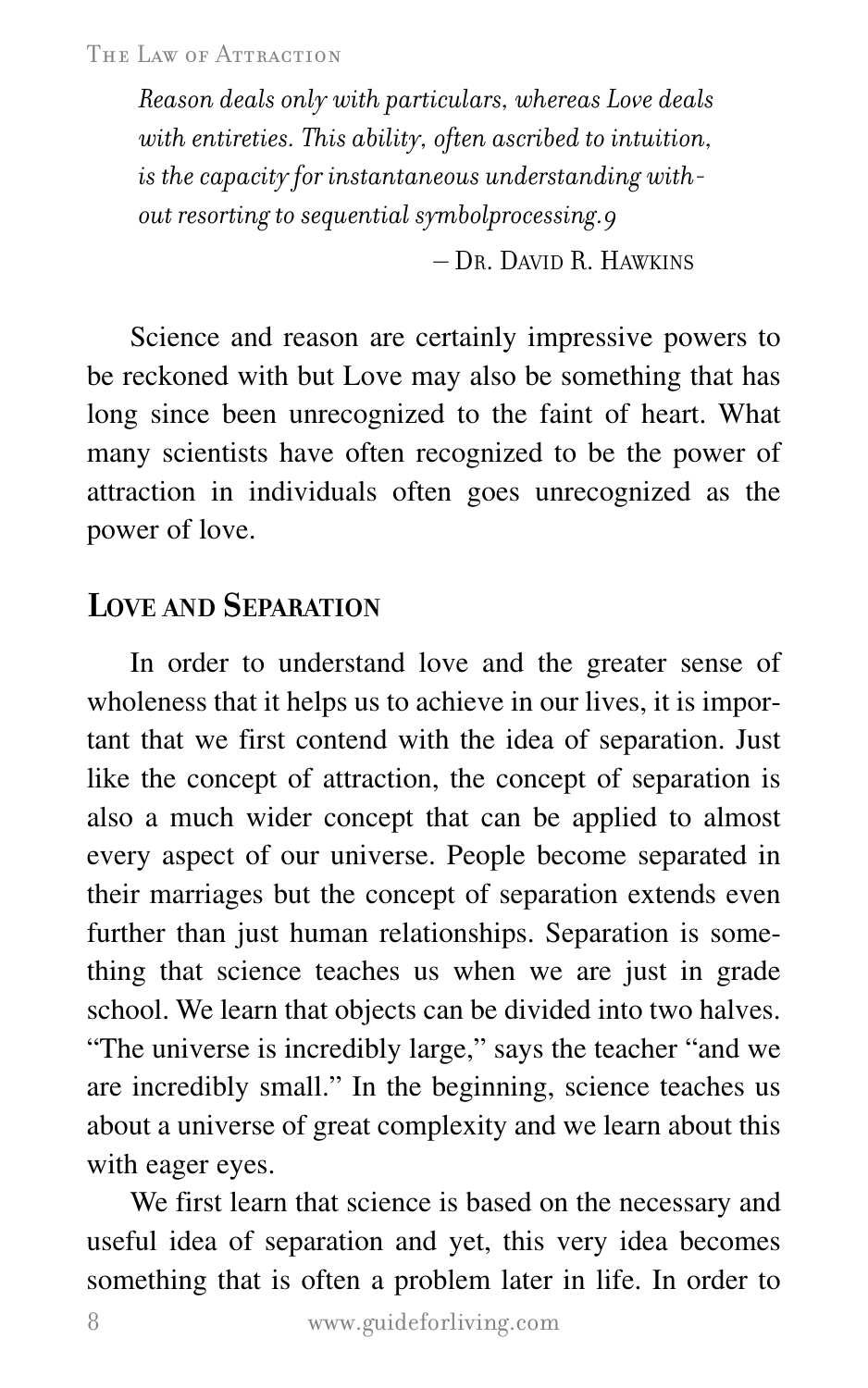*Reason deals only with particulars, whereas Love deals with entireties. This ability, often ascribed to intuition, is the capacity for instantaneous understanding without resorting to sequential symbolprocessing.9*

– Dr. David R. Hawkins

Science and reason are certainly impressive powers to be reckoned with but Love may also be something that has long since been unrecognized to the faint of heart. What many scientists have often recognized to be the power of attraction in individuals often goes unrecognized as the power of love.

## Love and Separation

In order to understand love and the greater sense of wholeness that it helps us to achieve in our lives, it is important that we first contend with the idea of separation. Just like the concept of attraction, the concept of separation is also a much wider concept that can be applied to almost every aspect of our universe. People become separated in their marriages but the concept of separation extends even further than just human relationships. Separation is something that science teaches us when we are just in grade school. We learn that objects can be divided into two halves. "The universe is incredibly large," says the teacher "and we are incredibly small." In the beginning, science teaches us about a universe of great complexity and we learn about this with eager eyes.

We first learn that science is based on the necessary and useful idea of separation and yet, this very idea becomes something that is often a problem later in life. In order to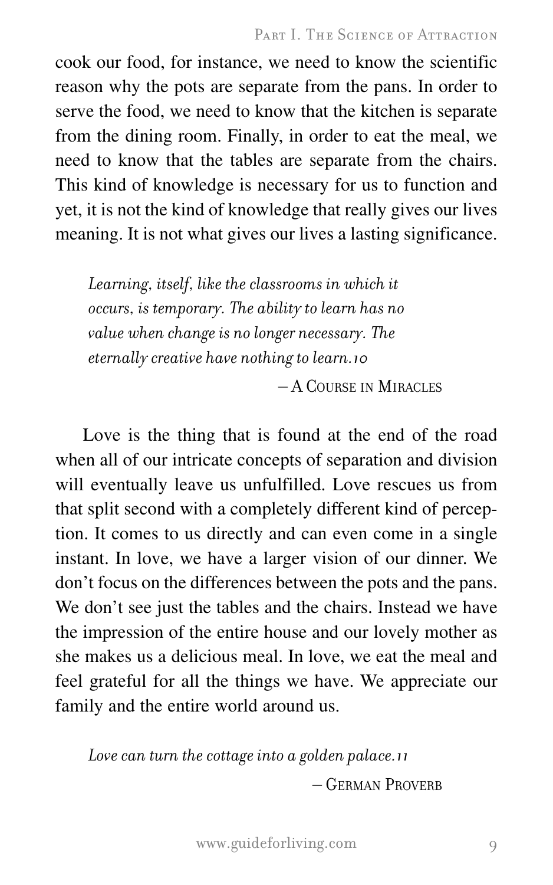cook our food, for instance, we need to know the scientific reason why the pots are separate from the pans. In order to serve the food, we need to know that the kitchen is separate from the dining room. Finally, in order to eat the meal, we need to know that the tables are separate from the chairs. This kind of knowledge is necessary for us to function and yet, it is not the kind of knowledge that really gives our lives meaning. It is not what gives our lives a lasting significance.

> *Learning, itself, like the classrooms in which it occurs, is temporary. The ability to learn has no value when change is no longer necessary. The eternally creative have nothing to learn.*[10]
>
> – A Course in Miracles

Love is the thing that is found at the end of the road when all of our intricate concepts of separation and division will eventually leave us unfulfilled. Love rescues us from that split second with a completely different kind of perception. It comes to us directly and can even come in a single instant. In love, we have a larger vision of our dinner. We don't focus on the differences between the pots and the pans. We don't see just the tables and the chairs. Instead we have the impression of the entire house and our lovely mother as she makes us a delicious meal. In love, we eat the meal and feel grateful for all the things we have. We appreciate our family and the entire world around us.

> *Love can turn the cottage into a golden palace.*[11]
>
> – German Proverb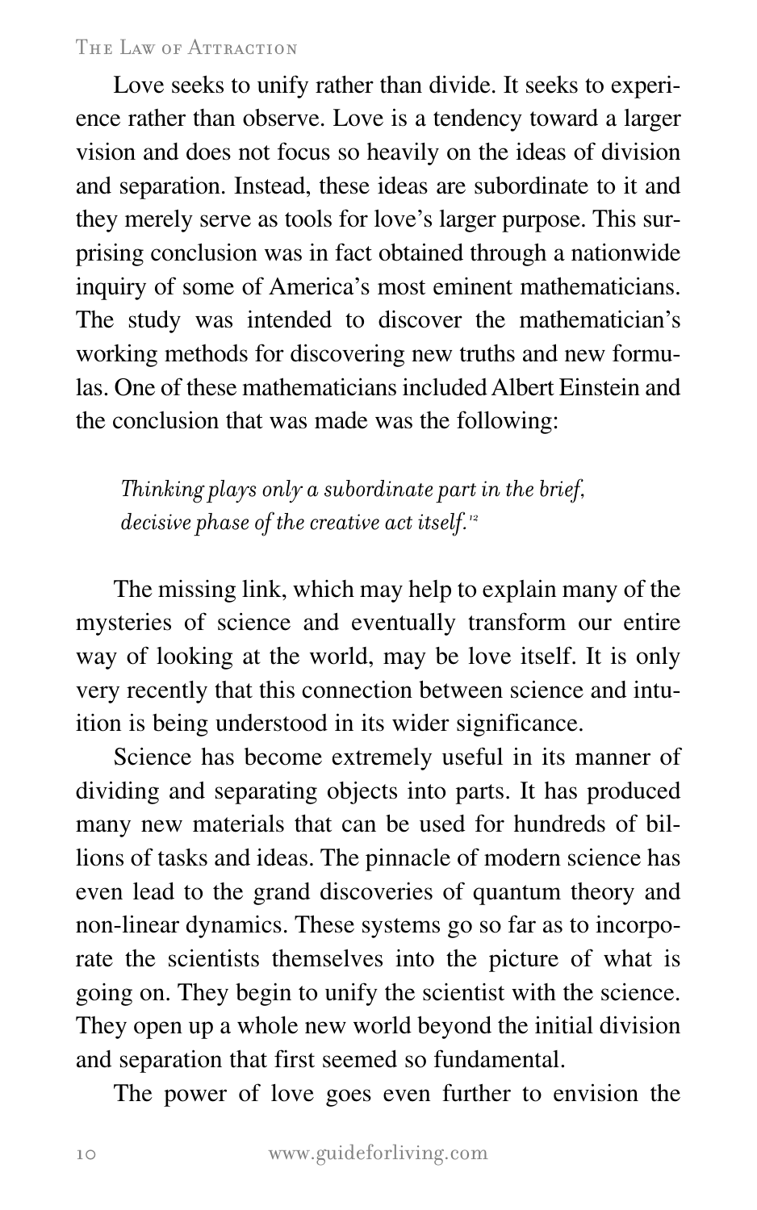Love seeks to unify rather than divide. It seeks to experience rather than observe. Love is a tendency toward a larger vision and does not focus so heavily on the ideas of division and separation. Instead, these ideas are subordinate to it and they merely serve as tools for love's larger purpose. This surprising conclusion was in fact obtained through a nationwide inquiry of some of America's most eminent mathematicians. The study was intended to discover the mathematician's working methods for discovering new truths and new formulas. One of these mathematicians included Albert Einstein and the conclusion that was made was the following:

> *Thinking plays only a subordinate part in the brief, decisive phase of the creative act itself.*[12]

The missing link, which may help to explain many of the mysteries of science and eventually transform our entire way of looking at the world, may be love itself. It is only very recently that this connection between science and intuition is being understood in its wider significance.

Science has become extremely useful in its manner of dividing and separating objects into parts. It has produced many new materials that can be used for hundreds of billions of tasks and ideas. The pinnacle of modern science has even lead to the grand discoveries of quantum theory and non-linear dynamics. These systems go so far as to incorporate the scientists themselves into the picture of what is going on. They begin to unify the scientist with the science. They open up a whole new world beyond the initial division and separation that first seemed so fundamental.

The power of love goes even further to envision the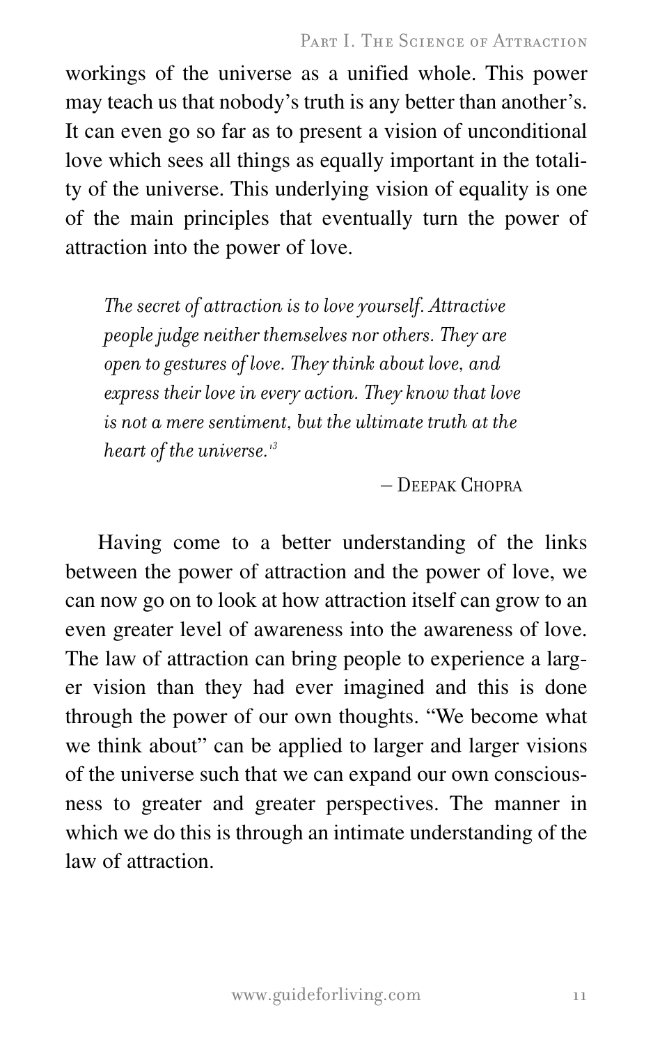workings of the universe as a unified whole. This power may teach us that nobody's truth is any better than another's. It can even go so far as to present a vision of unconditional love which sees all things as equally important in the totality of the universe. This underlying vision of equality is one of the main principles that eventually turn the power of attraction into the power of love.

> *The secret of attraction is to love yourself. Attractive people judge neither themselves nor others. They are open to gestures of love. They think about love, and express their love in every action. They know that love is not a mere sentiment, but the ultimate truth at the heart of the universe.*[13]
>
> – Deepak Chopra

Having come to a better understanding of the links between the power of attraction and the power of love, we can now go on to look at how attraction itself can grow to an even greater level of awareness into the awareness of love. The law of attraction can bring people to experience a larger vision than they had ever imagined and this is done through the power of our own thoughts. "We become what we think about" can be applied to larger and larger visions of the universe such that we can expand our own consciousness to greater and greater perspectives. The manner in which we do this is through an intimate understanding of the law of attraction.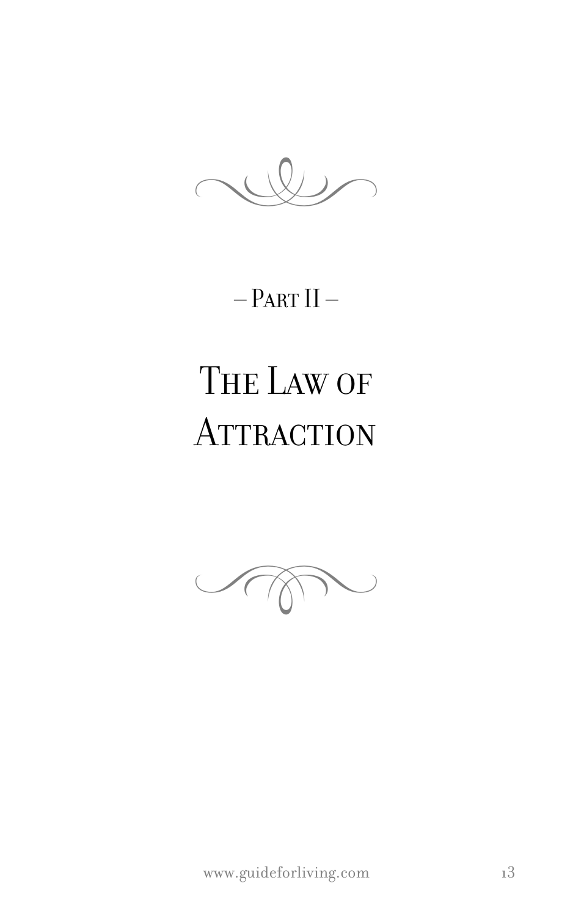– Part II –

# The Law of Attraction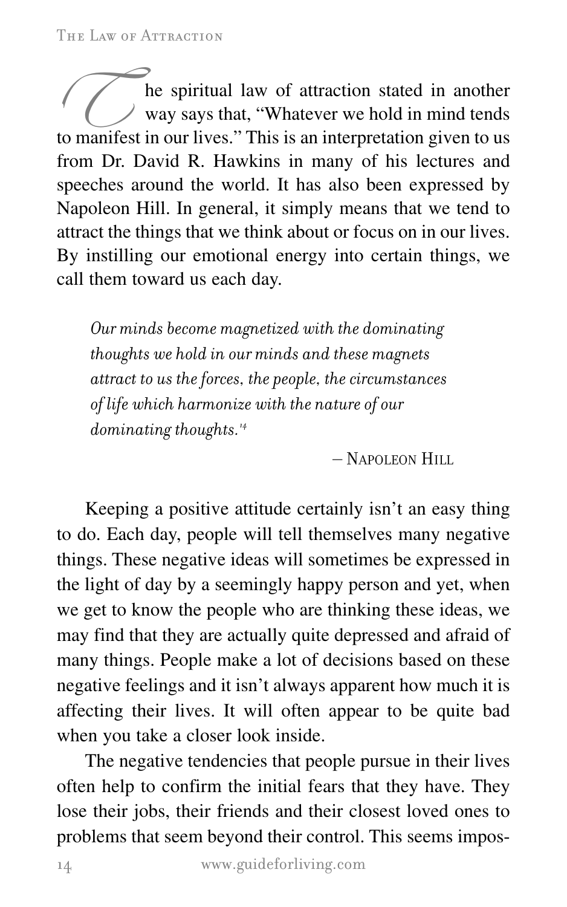The spiritual law of attraction stated in another way says that, "Whatever we hold in mind tends to manifest in our lives." This is an interpretation given to us from Dr. David R. Hawkins in many of his lectures and speeches around the world. It has also been expressed by Napoleon Hill. In general, it simply means that we tend to attract the things that we think about or focus on in our lives. By instilling our emotional energy into certain things, we call them toward us each day.

> *Our minds become magnetized with the dominating thoughts we hold in our minds and these magnets attract to us the forces, the people, the circumstances of life which harmonize with the nature of our dominating thoughts.*[14]
>
> – Napoleon Hill

Keeping a positive attitude certainly isn't an easy thing to do. Each day, people will tell themselves many negative things. These negative ideas will sometimes be expressed in the light of day by a seemingly happy person and yet, when we get to know the people who are thinking these ideas, we may find that they are actually quite depressed and afraid of many things. People make a lot of decisions based on these negative feelings and it isn't always apparent how much it is affecting their lives. It will often appear to be quite bad when you take a closer look inside.

The negative tendencies that people pursue in their lives often help to confirm the initial fears that they have. They lose their jobs, their friends and their closest loved ones to problems that seem beyond their control. This seems impos-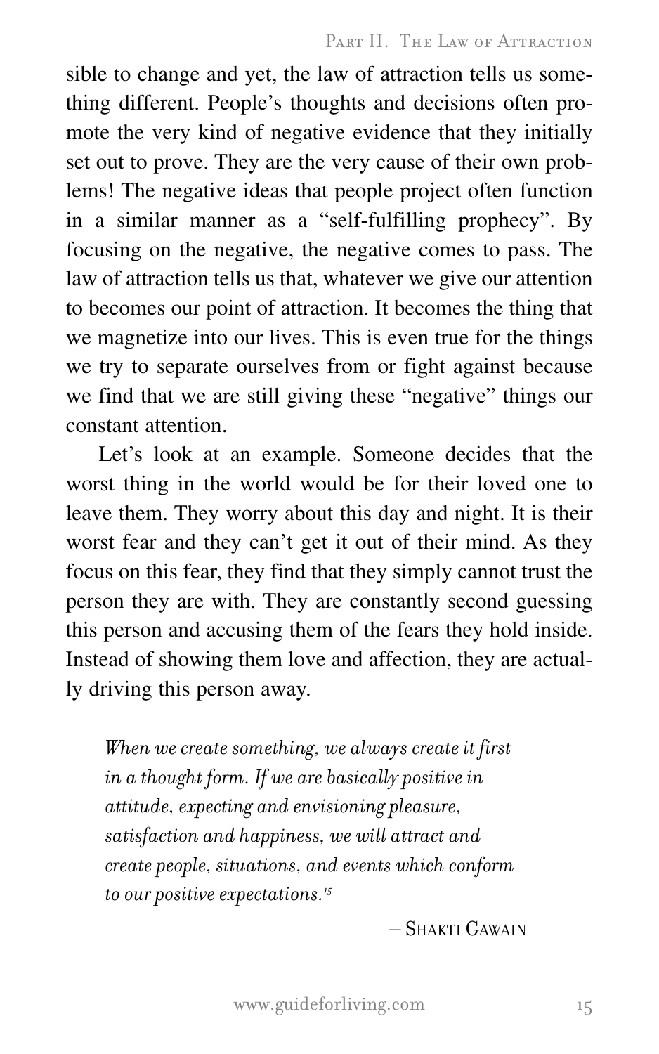sible to change and yet, the law of attraction tells us something different. People's thoughts and decisions often promote the very kind of negative evidence that they initially set out to prove. They are the very cause of their own problems! The negative ideas that people project often function in a similar manner as a "self-fulfilling prophecy". By focusing on the negative, the negative comes to pass. The law of attraction tells us that, whatever we give our attention to becomes our point of attraction. It becomes the thing that we magnetize into our lives. This is even true for the things we try to separate ourselves from or fight against because we find that we are still giving these "negative" things our constant attention.

Let's look at an example. Someone decides that the worst thing in the world would be for their loved one to leave them. They worry about this day and night. It is their worst fear and they can't get it out of their mind. As they focus on this fear, they find that they simply cannot trust the person they are with. They are constantly second guessing this person and accusing them of the fears they hold inside. Instead of showing them love and affection, they are actually driving this person away.

> *When we create something, we always create it first in a thought form. If we are basically positive in attitude, expecting and envisioning pleasure, satisfaction and happiness, we will attract and create people, situations, and events which conform to our positive expectations.*[15]
>
> – Shakti Gawain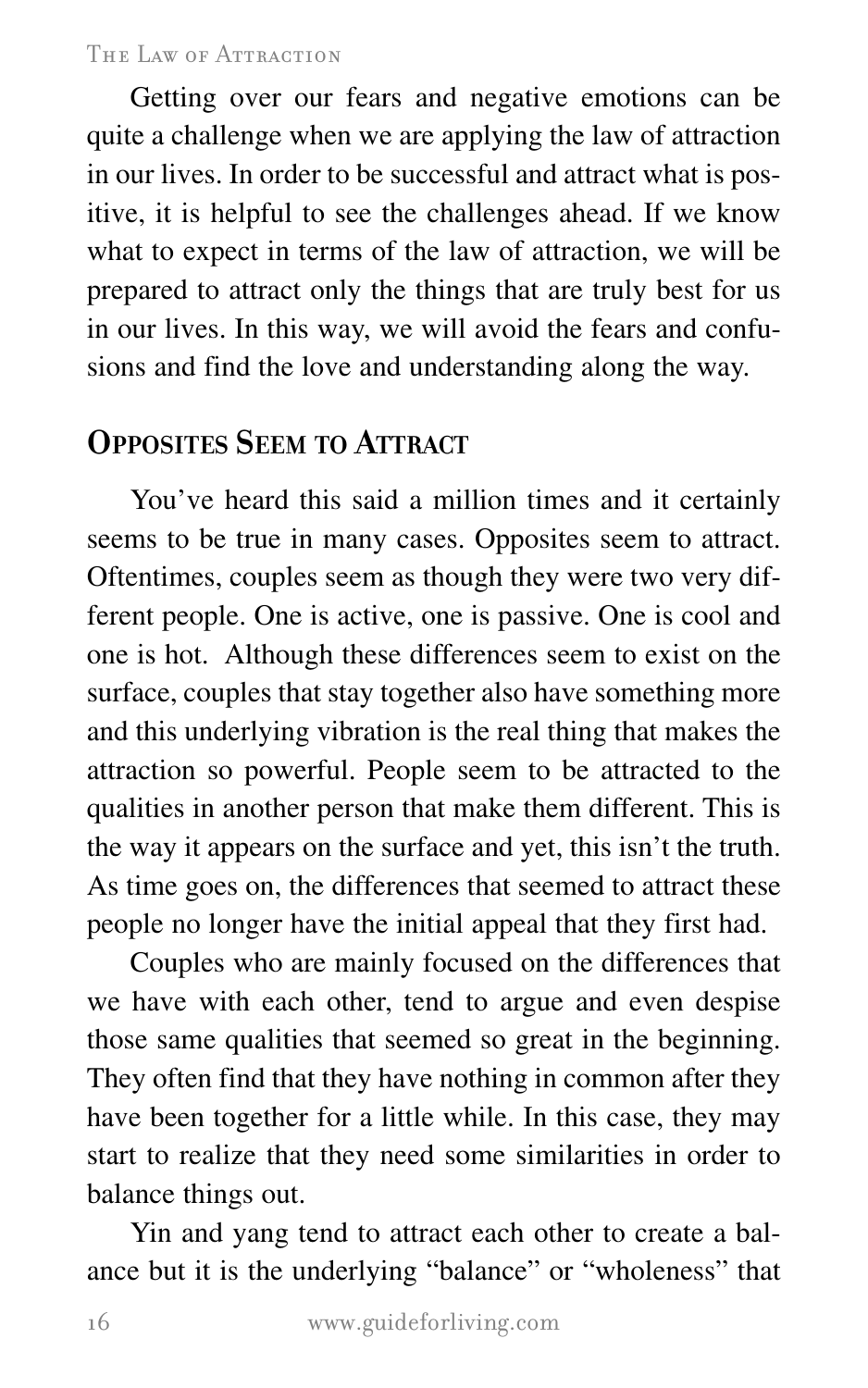Getting over our fears and negative emotions can be quite a challenge when we are applying the law of attraction in our lives. In order to be successful and attract what is positive, it is helpful to see the challenges ahead. If we know what to expect in terms of the law of attraction, we will be prepared to attract only the things that are truly best for us in our lives. In this way, we will avoid the fears and confusions and find the love and understanding along the way.

## Opposites Seem to Attract

You've heard this said a million times and it certainly seems to be true in many cases. Opposites seem to attract. Oftentimes, couples seem as though they were two very different people. One is active, one is passive. One is cool and one is hot. Although these differences seem to exist on the surface, couples that stay together also have something more and this underlying vibration is the real thing that makes the attraction so powerful. People seem to be attracted to the qualities in another person that make them different. This is the way it appears on the surface and yet, this isn't the truth. As time goes on, the differences that seemed to attract these people no longer have the initial appeal that they first had.

Couples who are mainly focused on the differences that we have with each other, tend to argue and even despise those same qualities that seemed so great in the beginning. They often find that they have nothing in common after they have been together for a little while. In this case, they may start to realize that they need some similarities in order to balance things out.

Yin and yang tend to attract each other to create a balance but it is the underlying "balance" or "wholeness" that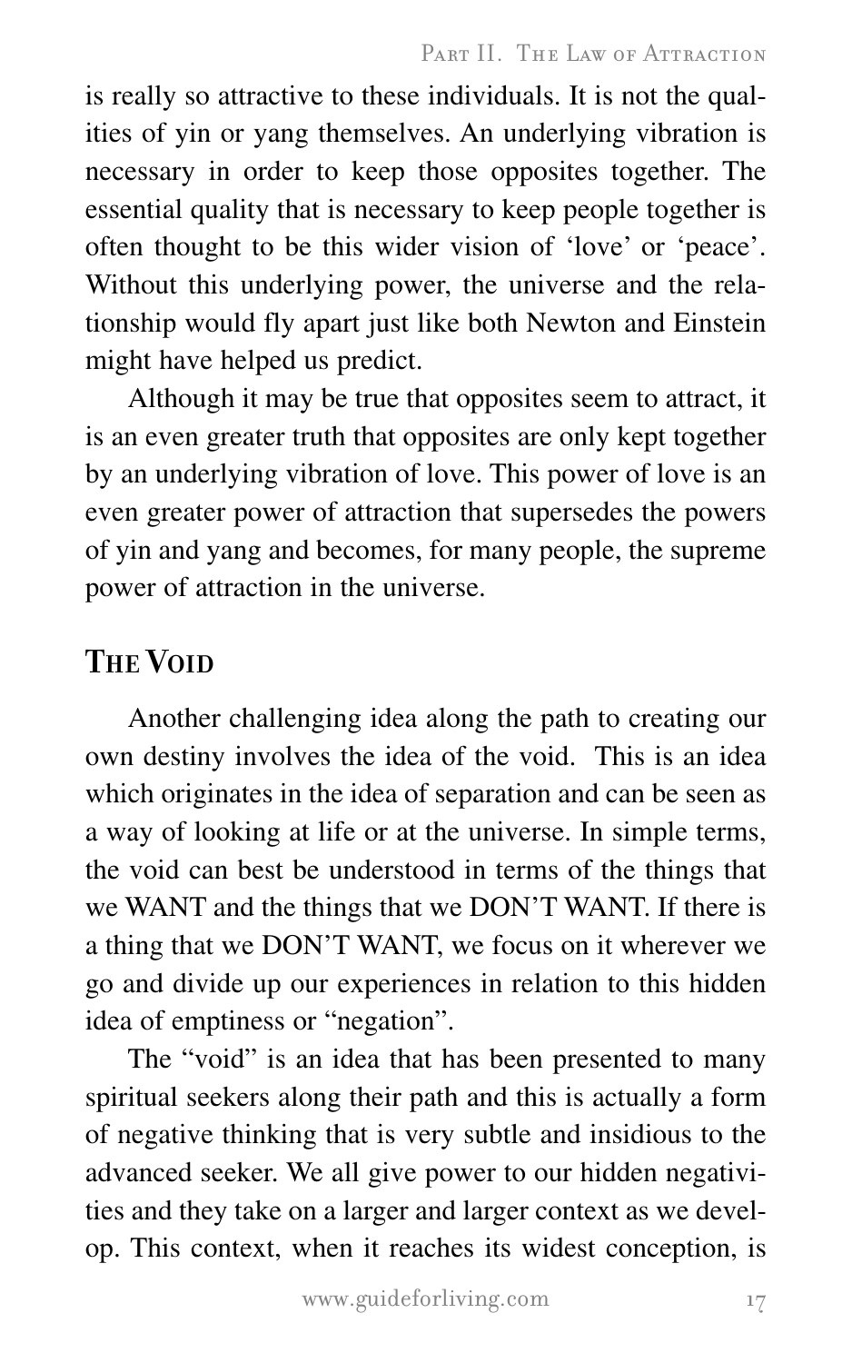is really so attractive to these individuals. It is not the qualities of yin or yang themselves. An underlying vibration is necessary in order to keep those opposites together. The essential quality that is necessary to keep people together is often thought to be this wider vision of 'love' or 'peace'. Without this underlying power, the universe and the relationship would fly apart just like both Newton and Einstein might have helped us predict.

Although it may be true that opposites seem to attract, it is an even greater truth that opposites are only kept together by an underlying vibration of love. This power of love is an even greater power of attraction that supersedes the powers of yin and yang and becomes, for many people, the supreme power of attraction in the universe.

## The Void

Another challenging idea along the path to creating our own destiny involves the idea of the void. This is an idea which originates in the idea of separation and can be seen as a way of looking at life or at the universe. In simple terms, the void can best be understood in terms of the things that we WANT and the things that we DON'T WANT. If there is a thing that we DON'T WANT, we focus on it wherever we go and divide up our experiences in relation to this hidden idea of emptiness or "negation".

The "void" is an idea that has been presented to many spiritual seekers along their path and this is actually a form of negative thinking that is very subtle and insidious to the advanced seeker. We all give power to our hidden negativities and they take on a larger and larger context as we develop. This context, when it reaches its widest conception, is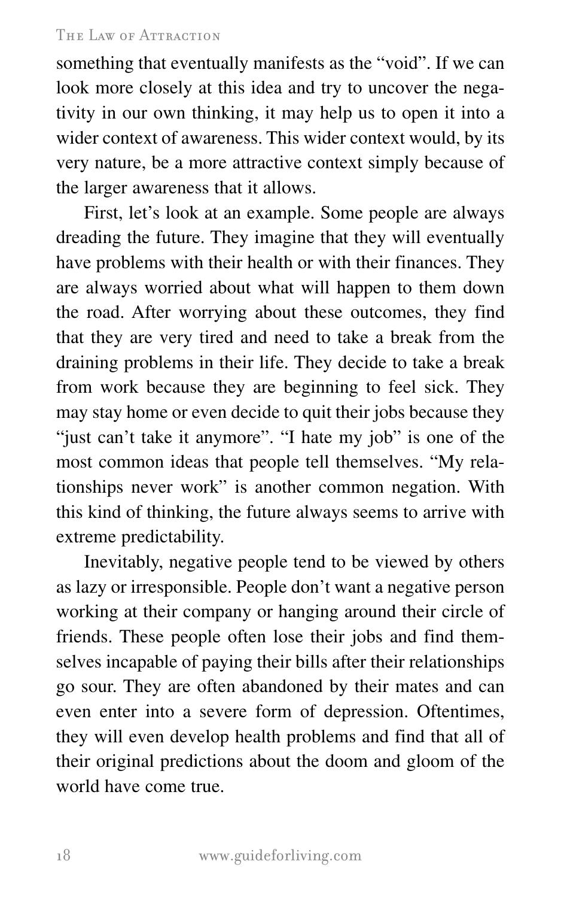something that eventually manifests as the "void". If we can look more closely at this idea and try to uncover the negativity in our own thinking, it may help us to open it into a wider context of awareness. This wider context would, by its very nature, be a more attractive context simply because of the larger awareness that it allows.

First, let's look at an example. Some people are always dreading the future. They imagine that they will eventually have problems with their health or with their finances. They are always worried about what will happen to them down the road. After worrying about these outcomes, they find that they are very tired and need to take a break from the draining problems in their life. They decide to take a break from work because they are beginning to feel sick. They may stay home or even decide to quit their jobs because they "just can't take it anymore". "I hate my job" is one of the most common ideas that people tell themselves. "My relationships never work" is another common negation. With this kind of thinking, the future always seems to arrive with extreme predictability.

Inevitably, negative people tend to be viewed by others as lazy or irresponsible. People don't want a negative person working at their company or hanging around their circle of friends. These people often lose their jobs and find themselves incapable of paying their bills after their relationships go sour. They are often abandoned by their mates and can even enter into a severe form of depression. Oftentimes, they will even develop health problems and find that all of their original predictions about the doom and gloom of the world have come true.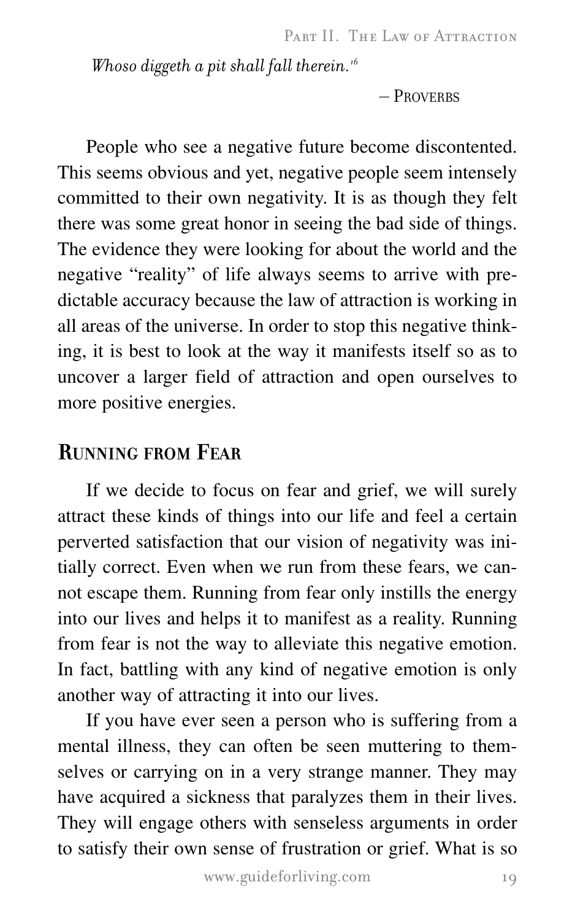*Whoso diggeth a pit shall fall therein.*[16]

– Proverbs

People who see a negative future become discontented. This seems obvious and yet, negative people seem intensely committed to their own negativity. It is as though they felt there was some great honor in seeing the bad side of things. The evidence they were looking for about the world and the negative "reality" of life always seems to arrive with predictable accuracy because the law of attraction is working in all areas of the universe. In order to stop this negative thinking, it is best to look at the way it manifests itself so as to uncover a larger field of attraction and open ourselves to more positive energies.

## Running from Fear

If we decide to focus on fear and grief, we will surely attract these kinds of things into our life and feel a certain perverted satisfaction that our vision of negativity was initially correct. Even when we run from these fears, we cannot escape them. Running from fear only instills the energy into our lives and helps it to manifest as a reality. Running from fear is not the way to alleviate this negative emotion. In fact, battling with any kind of negative emotion is only another way of attracting it into our lives.

If you have ever seen a person who is suffering from a mental illness, they can often be seen muttering to themselves or carrying on in a very strange manner. They may have acquired a sickness that paralyzes them in their lives. They will engage others with senseless arguments in order to satisfy their own sense of frustration or grief. What is so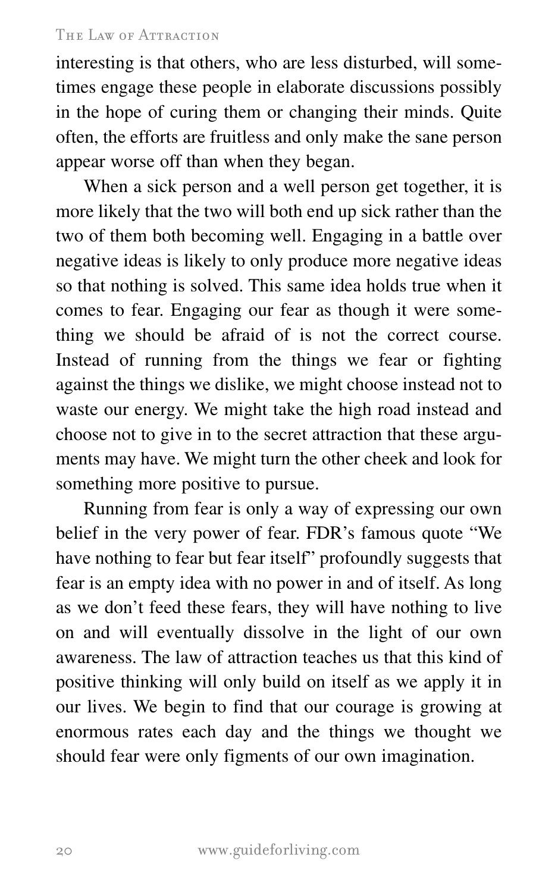interesting is that others, who are less disturbed, will sometimes engage these people in elaborate discussions possibly in the hope of curing them or changing their minds. Quite often, the efforts are fruitless and only make the sane person appear worse off than when they began.

When a sick person and a well person get together, it is more likely that the two will both end up sick rather than the two of them both becoming well. Engaging in a battle over negative ideas is likely to only produce more negative ideas so that nothing is solved. This same idea holds true when it comes to fear. Engaging our fear as though it were something we should be afraid of is not the correct course. Instead of running from the things we fear or fighting against the things we dislike, we might choose instead not to waste our energy. We might take the high road instead and choose not to give in to the secret attraction that these arguments may have. We might turn the other cheek and look for something more positive to pursue.

Running from fear is only a way of expressing our own belief in the very power of fear. FDR's famous quote "We have nothing to fear but fear itself" profoundly suggests that fear is an empty idea with no power in and of itself. As long as we don't feed these fears, they will have nothing to live on and will eventually dissolve in the light of our own awareness. The law of attraction teaches us that this kind of positive thinking will only build on itself as we apply it in our lives. We begin to find that our courage is growing at enormous rates each day and the things we thought we should fear were only figments of our own imagination.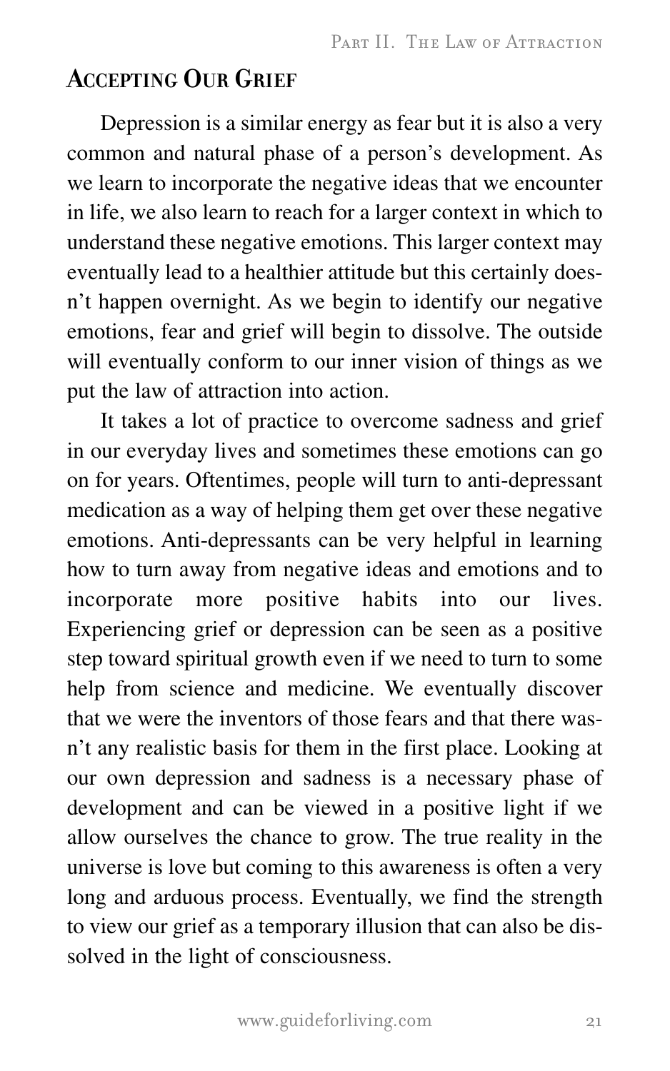## Accepting Our Grief

Depression is a similar energy as fear but it is also a very common and natural phase of a person's development. As we learn to incorporate the negative ideas that we encounter in life, we also learn to reach for a larger context in which to understand these negative emotions. This larger context may eventually lead to a healthier attitude but this certainly doesn't happen overnight. As we begin to identify our negative emotions, fear and grief will begin to dissolve. The outside will eventually conform to our inner vision of things as we put the law of attraction into action.

It takes a lot of practice to overcome sadness and grief in our everyday lives and sometimes these emotions can go on for years. Oftentimes, people will turn to anti-depressant medication as a way of helping them get over these negative emotions. Anti-depressants can be very helpful in learning how to turn away from negative ideas and emotions and to incorporate more positive habits into our lives. Experiencing grief or depression can be seen as a positive step toward spiritual growth even if we need to turn to some help from science and medicine. We eventually discover that we were the inventors of those fears and that there wasn't any realistic basis for them in the first place. Looking at our own depression and sadness is a necessary phase of development and can be viewed in a positive light if we allow ourselves the chance to grow. The true reality in the universe is love but coming to this awareness is often a very long and arduous process. Eventually, we find the strength to view our grief as a temporary illusion that can also be dissolved in the light of consciousness.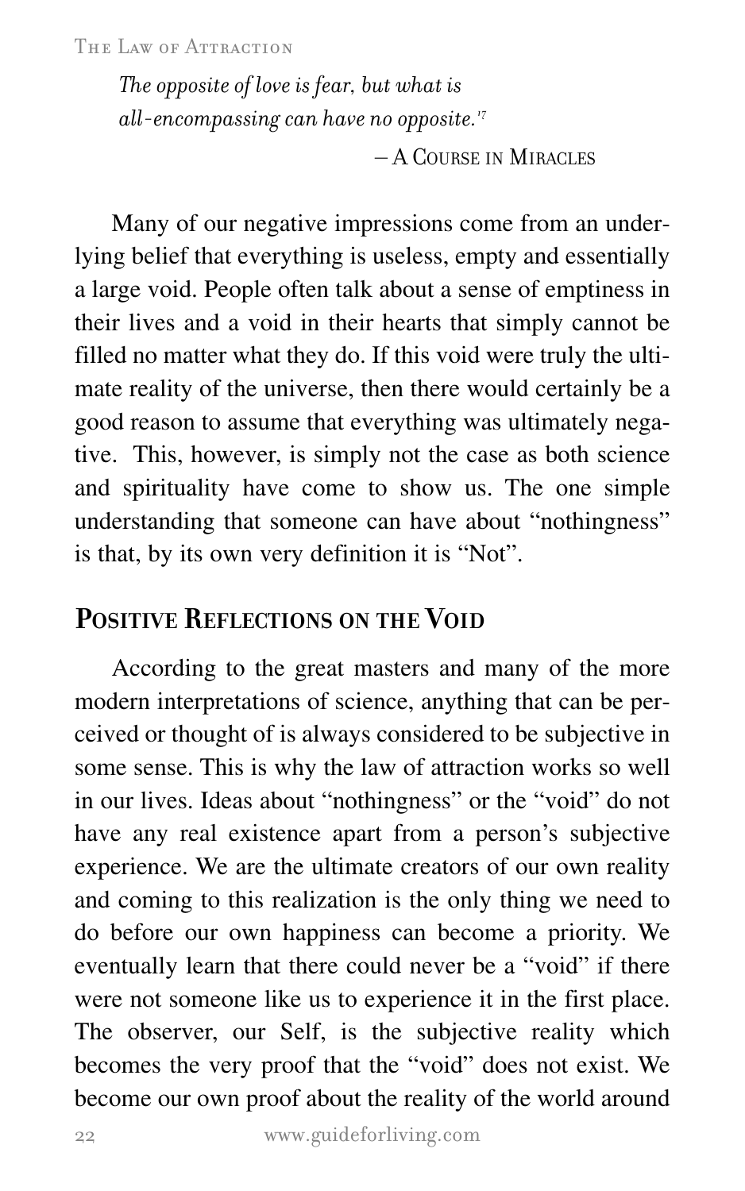*The opposite of love is fear, but what is all-encompassing can have no opposite.*[17]

– A Course in Miracles

Many of our negative impressions come from an underlying belief that everything is useless, empty and essentially a large void. People often talk about a sense of emptiness in their lives and a void in their hearts that simply cannot be filled no matter what they do. If this void were truly the ultimate reality of the universe, then there would certainly be a good reason to assume that everything was ultimately negative. This, however, is simply not the case as both science and spirituality have come to show us. The one simple understanding that someone can have about "nothingness" is that, by its own very definition it is "Not".

## Positive Reflections on the Void

According to the great masters and many of the more modern interpretations of science, anything that can be perceived or thought of is always considered to be subjective in some sense. This is why the law of attraction works so well in our lives. Ideas about "nothingness" or the "void" do not have any real existence apart from a person's subjective experience. We are the ultimate creators of our own reality and coming to this realization is the only thing we need to do before our own happiness can become a priority. We eventually learn that there could never be a "void" if there were not someone like us to experience it in the first place. The observer, our Self, is the subjective reality which becomes the very proof that the "void" does not exist. We become our own proof about the reality of the world around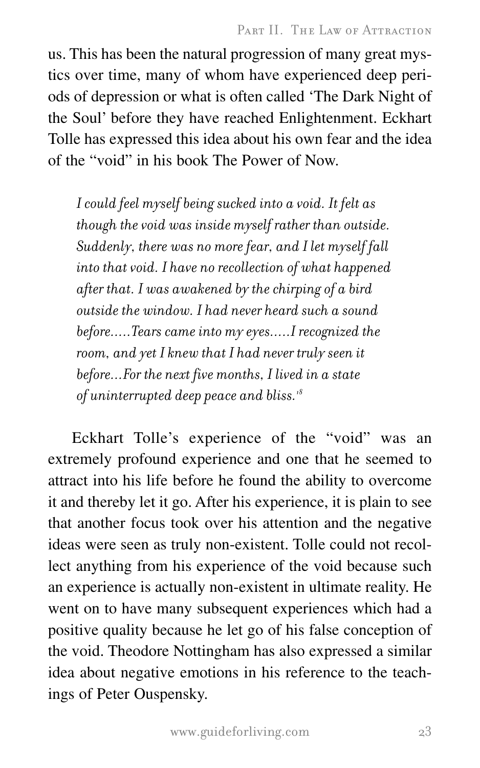us. This has been the natural progression of many great mystics over time, many of whom have experienced deep periods of depression or what is often called 'The Dark Night of the Soul' before they have reached Enlightenment. Eckhart Tolle has expressed this idea about his own fear and the idea of the "void" in his book The Power of Now.

> *I could feel myself being sucked into a void. It felt as though the void was inside myself rather than outside. Suddenly, there was no more fear, and I let myself fall into that void. I have no recollection of what happened after that. I was awakened by the chirping of a bird outside the window. I had never heard such a sound before.....Tears came into my eyes.....I recognized the room, and yet I knew that I had never truly seen it before...For the next five months, I lived in a state of uninterrupted deep peace and bliss.*[18]

Eckhart Tolle's experience of the "void" was an extremely profound experience and one that he seemed to attract into his life before he found the ability to overcome it and thereby let it go. After his experience, it is plain to see that another focus took over his attention and the negative ideas were seen as truly non-existent. Tolle could not recollect anything from his experience of the void because such an experience is actually non-existent in ultimate reality. He went on to have many subsequent experiences which had a positive quality because he let go of his false conception of the void. Theodore Nottingham has also expressed a similar idea about negative emotions in his reference to the teachings of Peter Ouspensky.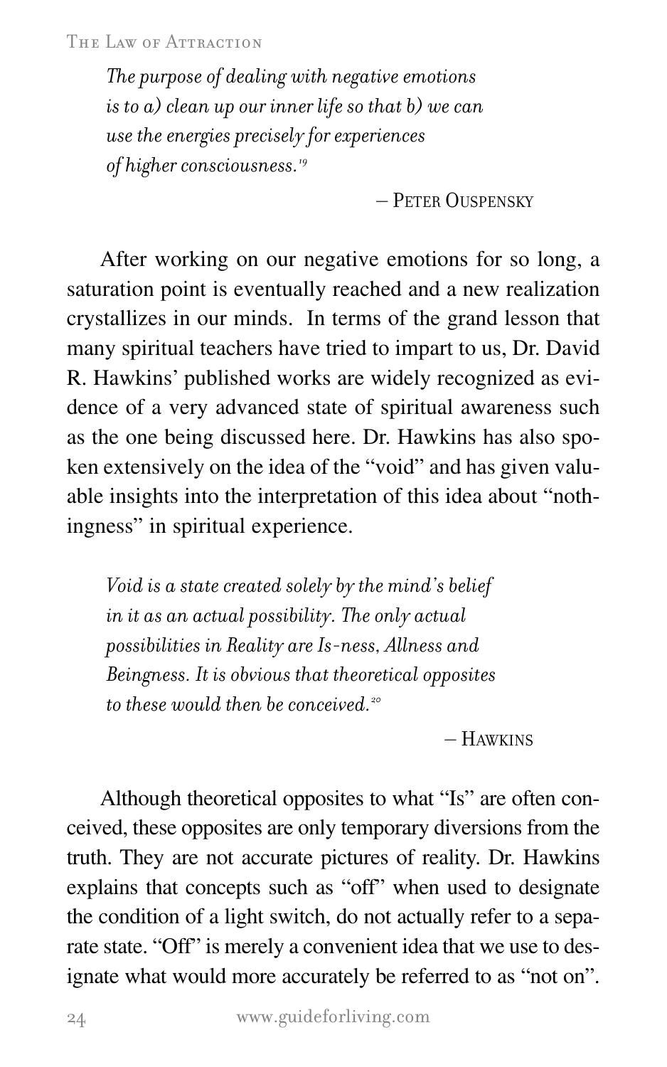> *The purpose of dealing with negative emotions is to a) clean up our inner life so that b) we can use the energies precisely for experiences of higher consciousness.*[19]
>
> – Peter Ouspensky

After working on our negative emotions for so long, a saturation point is eventually reached and a new realization crystallizes in our minds. In terms of the grand lesson that many spiritual teachers have tried to impart to us, Dr. David R. Hawkins' published works are widely recognized as evidence of a very advanced state of spiritual awareness such as the one being discussed here. Dr. Hawkins has also spoken extensively on the idea of the "void" and has given valuable insights into the interpretation of this idea about "nothingness" in spiritual experience.

> *Void is a state created solely by the mind's belief in it as an actual possibility. The only actual possibilities in Reality are Is-ness, Allness and Beingness. It is obvious that theoretical opposites to these would then be conceived.*[20]
>
> – Hawkins

Although theoretical opposites to what "Is" are often conceived, these opposites are only temporary diversions from the truth. They are not accurate pictures of reality. Dr. Hawkins explains that concepts such as "off" when used to designate the condition of a light switch, do not actually refer to a separate state. "Off" is merely a convenient idea that we use to designate what would more accurately be referred to as "not on".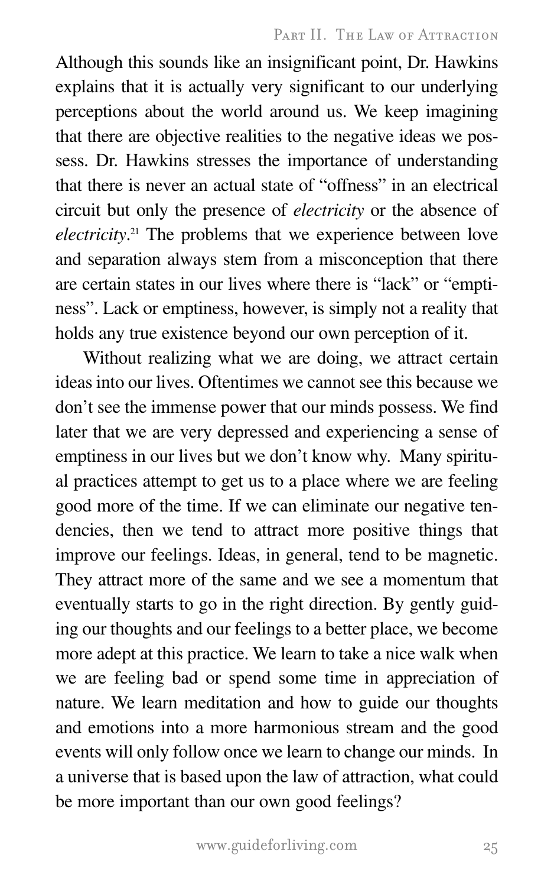Although this sounds like an insignificant point, Dr. Hawkins explains that it is actually very significant to our underlying perceptions about the world around us. We keep imagining that there are objective realities to the negative ideas we possess. Dr. Hawkins stresses the importance of understanding that there is never an actual state of "offness" in an electrical circuit but only the presence of *electricity* or the absence of *electricity*.[21] The problems that we experience between love and separation always stem from a misconception that there are certain states in our lives where there is "lack" or "emptiness". Lack or emptiness, however, is simply not a reality that holds any true existence beyond our own perception of it.

Without realizing what we are doing, we attract certain ideas into our lives. Oftentimes we cannot see this because we don't see the immense power that our minds possess. We find later that we are very depressed and experiencing a sense of emptiness in our lives but we don't know why. Many spiritual practices attempt to get us to a place where we are feeling good more of the time. If we can eliminate our negative tendencies, then we tend to attract more positive things that improve our feelings. Ideas, in general, tend to be magnetic. They attract more of the same and we see a momentum that eventually starts to go in the right direction. By gently guiding our thoughts and our feelings to a better place, we become more adept at this practice. We learn to take a nice walk when we are feeling bad or spend some time in appreciation of nature. We learn meditation and how to guide our thoughts and emotions into a more harmonious stream and the good events will only follow once we learn to change our minds. In a universe that is based upon the law of attraction, what could be more important than our own good feelings?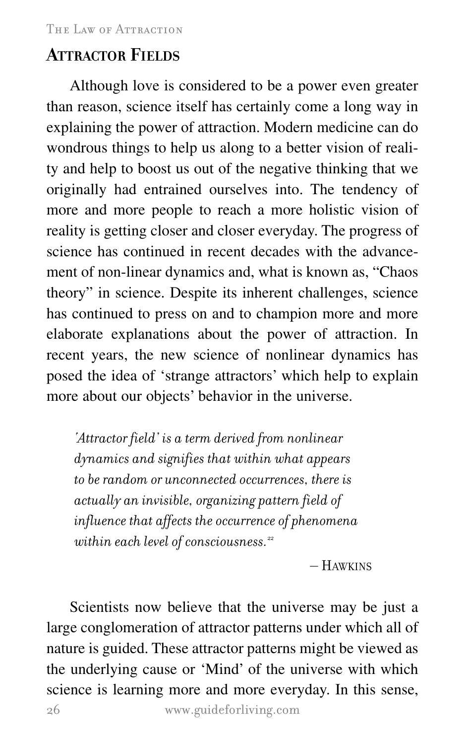## Attractor Fields

Although love is considered to be a power even greater than reason, science itself has certainly come a long way in explaining the power of attraction. Modern medicine can do wondrous things to help us along to a better vision of reality and help to boost us out of the negative thinking that we originally had entrained ourselves into. The tendency of more and more people to reach a more holistic vision of reality is getting closer and closer everyday. The progress of science has continued in recent decades with the advancement of non-linear dynamics and, what is known as, "Chaos theory" in science. Despite its inherent challenges, science has continued to press on and to champion more and more elaborate explanations about the power of attraction. In recent years, the new science of nonlinear dynamics has posed the idea of 'strange attractors' which help to explain more about our objects' behavior in the universe.

> *'Attractor field' is a term derived from nonlinear dynamics and signifies that within what appears to be random or unconnected occurrences, there is actually an invisible, organizing pattern field of influence that affects the occurrence of phenomena within each level of consciousness.*[22]
>
> – Hawkins

Scientists now believe that the universe may be just a large conglomeration of attractor patterns under which all of nature is guided. These attractor patterns might be viewed as the underlying cause or 'Mind' of the universe with which science is learning more and more everyday. In this sense,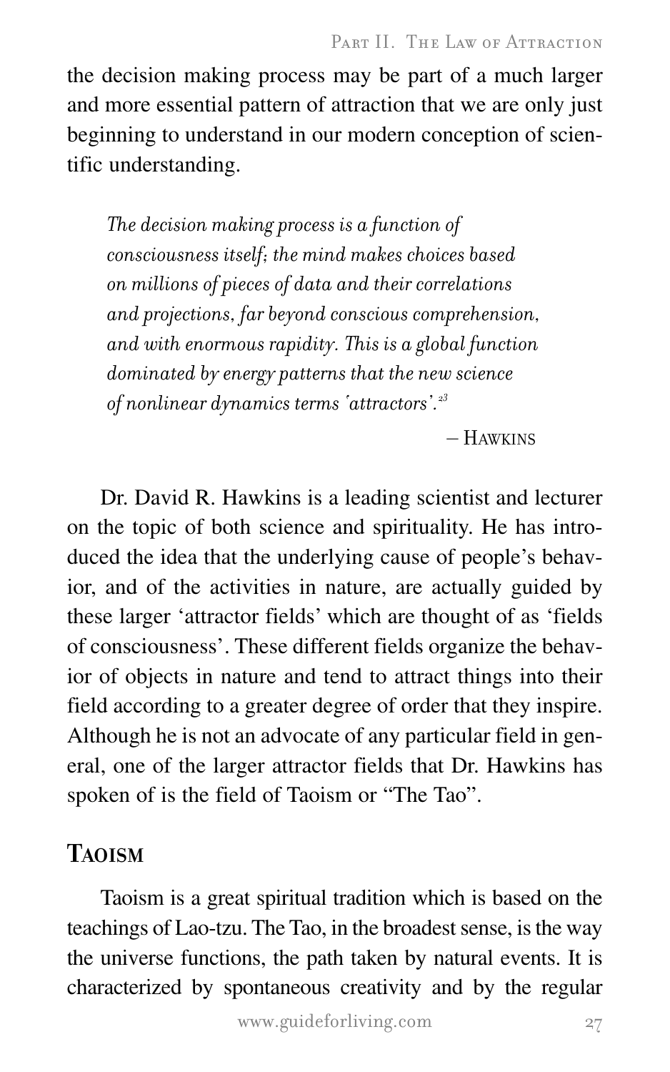the decision making process may be part of a much larger and more essential pattern of attraction that we are only just beginning to understand in our modern conception of scientific understanding.

> *The decision making process is a function of consciousness itself; the mind makes choices based on millions of pieces of data and their correlations and projections, far beyond conscious comprehension, and with enormous rapidity. This is a global function dominated by energy patterns that the new science of nonlinear dynamics terms 'attractors'.*[23]
>
> – Hawkins

Dr. David R. Hawkins is a leading scientist and lecturer on the topic of both science and spirituality. He has introduced the idea that the underlying cause of people's behavior, and of the activities in nature, are actually guided by these larger 'attractor fields' which are thought of as 'fields of consciousness'. These different fields organize the behavior of objects in nature and tend to attract things into their field according to a greater degree of order that they inspire. Although he is not an advocate of any particular field in general, one of the larger attractor fields that Dr. Hawkins has spoken of is the field of Taoism or "The Tao".

## Taoism

Taoism is a great spiritual tradition which is based on the teachings of Lao-tzu. The Tao, in the broadest sense, is the way the universe functions, the path taken by natural events. It is characterized by spontaneous creativity and by the regular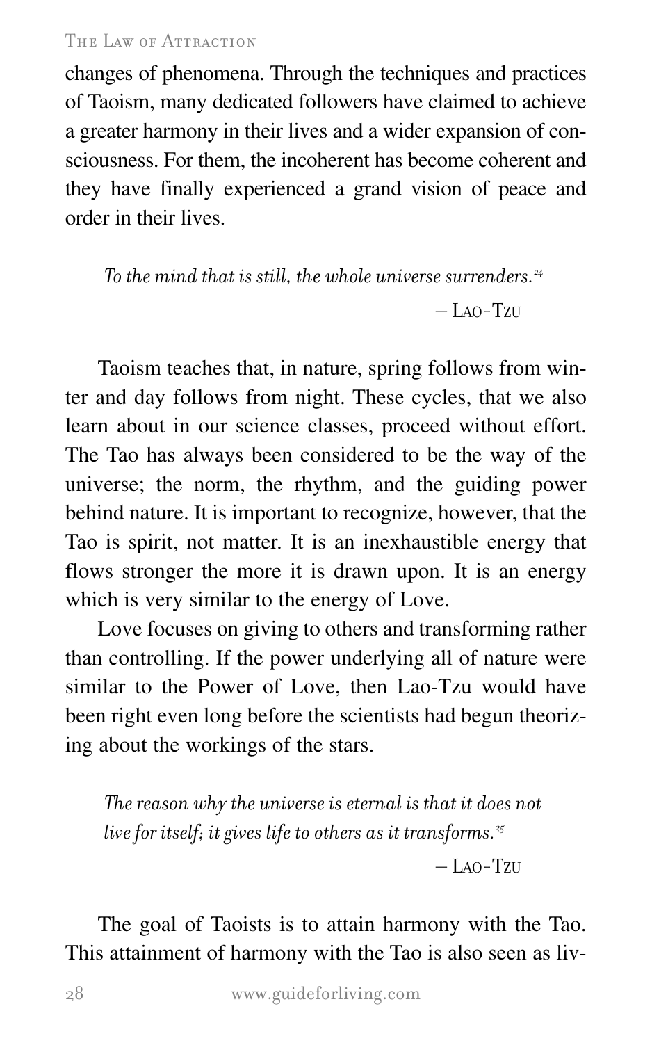changes of phenomena. Through the techniques and practices of Taoism, many dedicated followers have claimed to achieve a greater harmony in their lives and a wider expansion of consciousness. For them, the incoherent has become coherent and they have finally experienced a grand vision of peace and order in their lives.

> *To the mind that is still, the whole universe surrenders.*[24]
>
> – Lao-Tzu

Taoism teaches that, in nature, spring follows from winter and day follows from night. These cycles, that we also learn about in our science classes, proceed without effort. The Tao has always been considered to be the way of the universe; the norm, the rhythm, and the guiding power behind nature. It is important to recognize, however, that the Tao is spirit, not matter. It is an inexhaustible energy that flows stronger the more it is drawn upon. It is an energy which is very similar to the energy of Love.

Love focuses on giving to others and transforming rather than controlling. If the power underlying all of nature were similar to the Power of Love, then Lao-Tzu would have been right even long before the scientists had begun theorizing about the workings of the stars.

> *The reason why the universe is eternal is that it does not live for itself; it gives life to others as it transforms.*[25]
>
> – Lao-Tzu

The goal of Taoists is to attain harmony with the Tao. This attainment of harmony with the Tao is also seen as liv-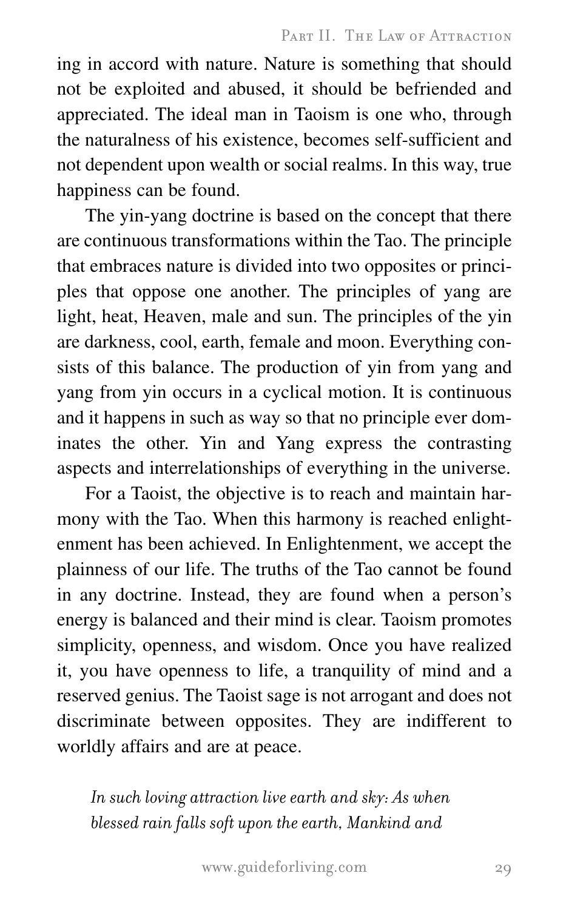ing in accord with nature. Nature is something that should not be exploited and abused, it should be befriended and appreciated. The ideal man in Taoism is one who, through the naturalness of his existence, becomes self-sufficient and not dependent upon wealth or social realms. In this way, true happiness can be found.

The yin-yang doctrine is based on the concept that there are continuous transformations within the Tao. The principle that embraces nature is divided into two opposites or principles that oppose one another. The principles of yang are light, heat, Heaven, male and sun. The principles of the yin are darkness, cool, earth, female and moon. Everything consists of this balance. The production of yin from yang and yang from yin occurs in a cyclical motion. It is continuous and it happens in such as way so that no principle ever dominates the other. Yin and Yang express the contrasting aspects and interrelationships of everything in the universe.

For a Taoist, the objective is to reach and maintain harmony with the Tao. When this harmony is reached enlightenment has been achieved. In Enlightenment, we accept the plainness of our life. The truths of the Tao cannot be found in any doctrine. Instead, they are found when a person's energy is balanced and their mind is clear. Taoism promotes simplicity, openness, and wisdom. Once you have realized it, you have openness to life, a tranquility of mind and a reserved genius. The Taoist sage is not arrogant and does not discriminate between opposites. They are indifferent to worldly affairs and are at peace.

*In such loving attraction live earth and sky: As when blessed rain falls soft upon the earth, Mankind and*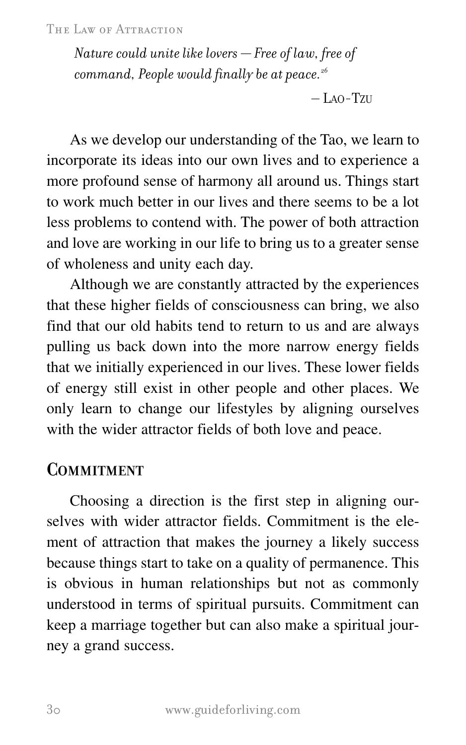*Nature could unite like lovers — Free of law, free of command, People would finally be at peace.*[26]

— Lao-Tzu

As we develop our understanding of the Tao, we learn to incorporate its ideas into our own lives and to experience a more profound sense of harmony all around us. Things start to work much better in our lives and there seems to be a lot less problems to contend with. The power of both attraction and love are working in our life to bring us to a greater sense of wholeness and unity each day.

Although we are constantly attracted by the experiences that these higher fields of consciousness can bring, we also find that our old habits tend to return to us and are always pulling us back down into the more narrow energy fields that we initially experienced in our lives. These lower fields of energy still exist in other people and other places. We only learn to change our lifestyles by aligning ourselves with the wider attractor fields of both love and peace.

## Commitment

Choosing a direction is the first step in aligning ourselves with wider attractor fields. Commitment is the element of attraction that makes the journey a likely success because things start to take on a quality of permanence. This is obvious in human relationships but not as commonly understood in terms of spiritual pursuits. Commitment can keep a marriage together but can also make a spiritual journey a grand success.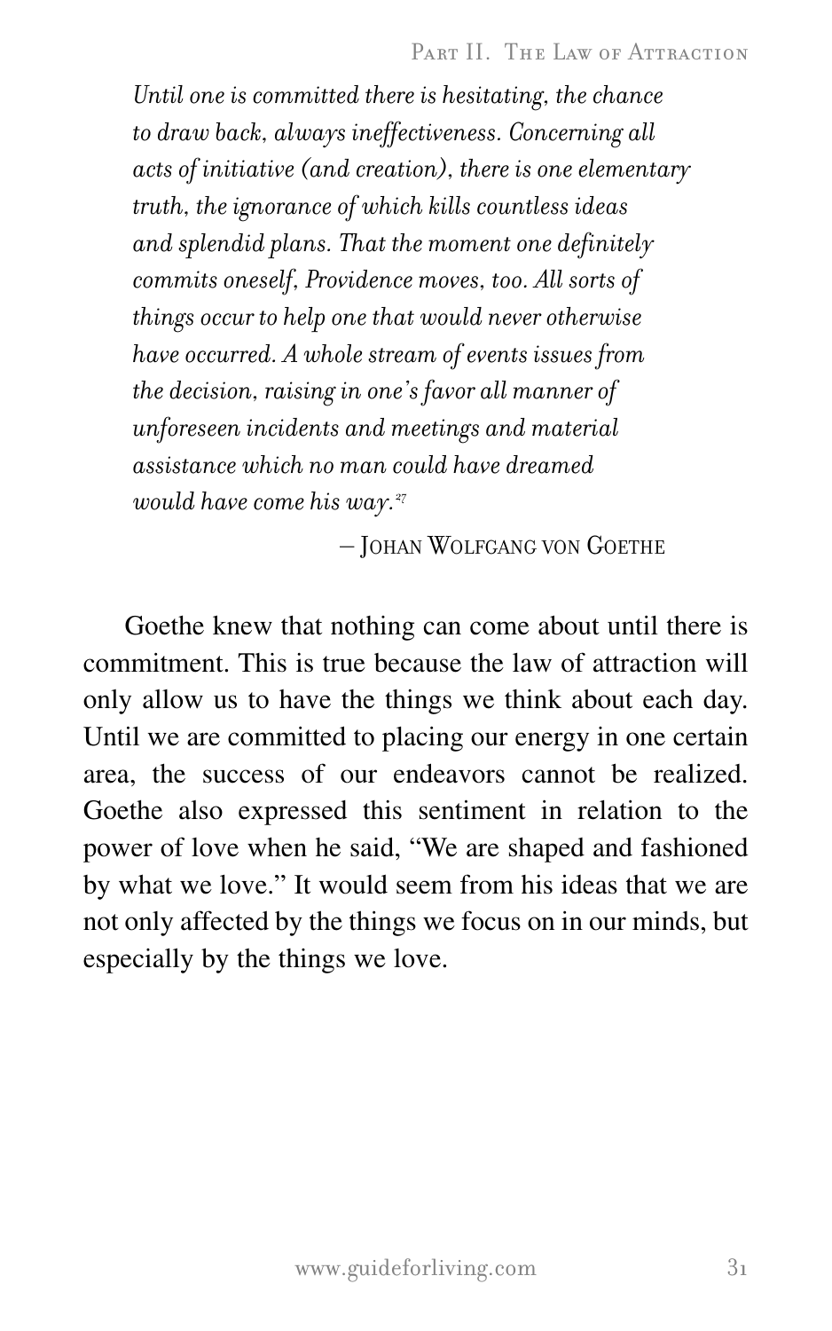*Until one is committed there is hesitating, the chance to draw back, always ineffectiveness. Concerning all acts of initiative (and creation), there is one elementary truth, the ignorance of which kills countless ideas and splendid plans. That the moment one definitely commits oneself, Providence moves, too. All sorts of things occur to help one that would never otherwise have occurred. A whole stream of events issues from the decision, raising in one's favor all manner of unforeseen incidents and meetings and material assistance which no man could have dreamed would have come his way.*[27]

– Johan Wolfgang von Goethe

Goethe knew that nothing can come about until there is commitment. This is true because the law of attraction will only allow us to have the things we think about each day. Until we are committed to placing our energy in one certain area, the success of our endeavors cannot be realized. Goethe also expressed this sentiment in relation to the power of love when he said, "We are shaped and fashioned by what we love." It would seem from his ideas that we are not only affected by the things we focus on in our minds, but especially by the things we love.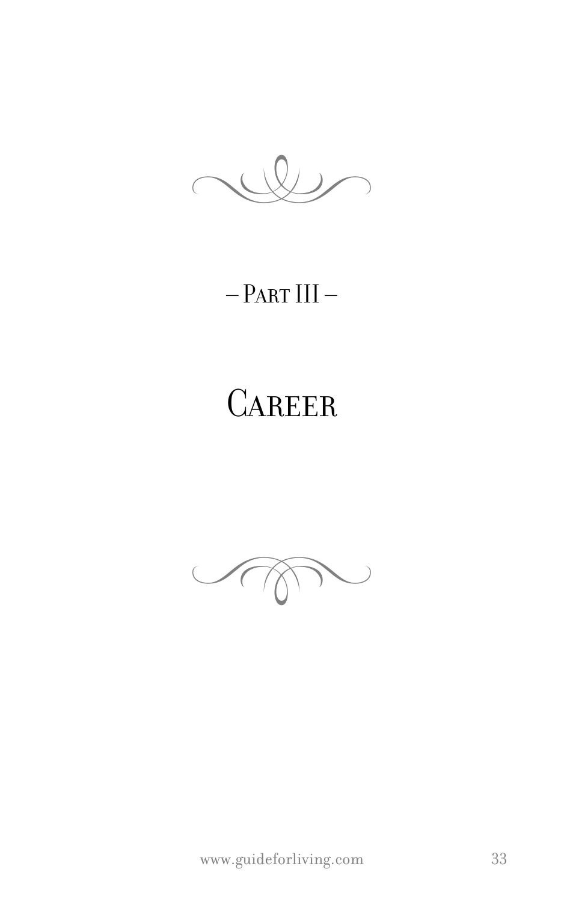– Part III –

# Career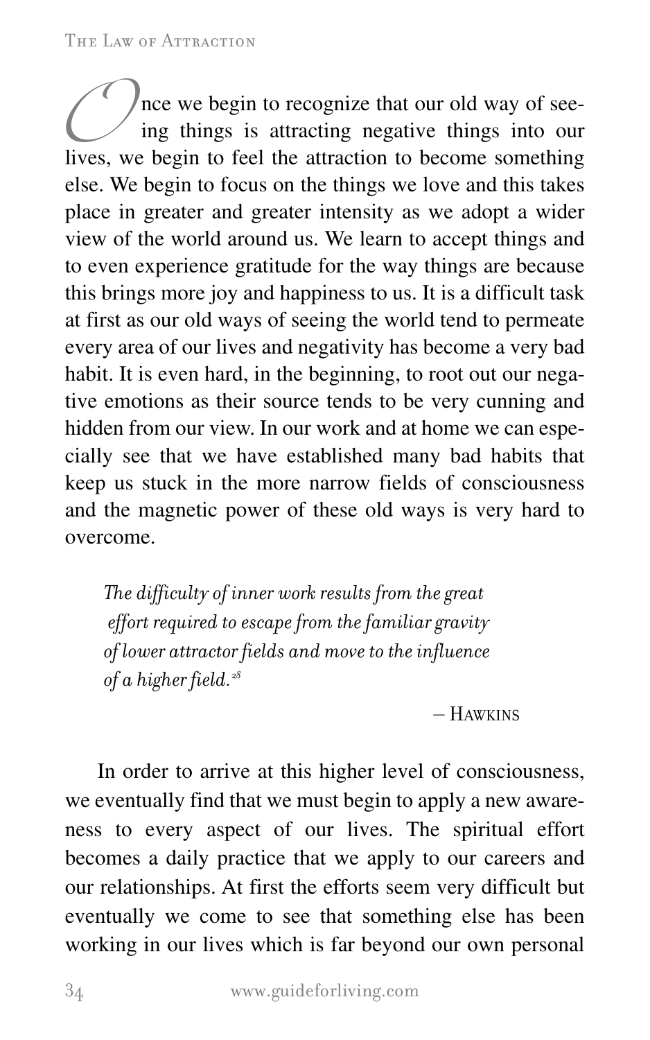Once we begin to recognize that our old way of seeing things is attracting negative things into our lives, we begin to feel the attraction to become something else. We begin to focus on the things we love and this takes place in greater and greater intensity as we adopt a wider view of the world around us. We learn to accept things and to even experience gratitude for the way things are because this brings more joy and happiness to us. It is a difficult task at first as our old ways of seeing the world tend to permeate every area of our lives and negativity has become a very bad habit. It is even hard, in the beginning, to root out our negative emotions as their source tends to be very cunning and hidden from our view. In our work and at home we can especially see that we have established many bad habits that keep us stuck in the more narrow fields of consciousness and the magnetic power of these old ways is very hard to overcome.

> *The difficulty of inner work results from the great effort required to escape from the familiar gravity of lower attractor fields and move to the influence of a higher field.*[28]
>
> – Hawkins

In order to arrive at this higher level of consciousness, we eventually find that we must begin to apply a new awareness to every aspect of our lives. The spiritual effort becomes a daily practice that we apply to our careers and our relationships. At first the efforts seem very difficult but eventually we come to see that something else has been working in our lives which is far beyond our own personal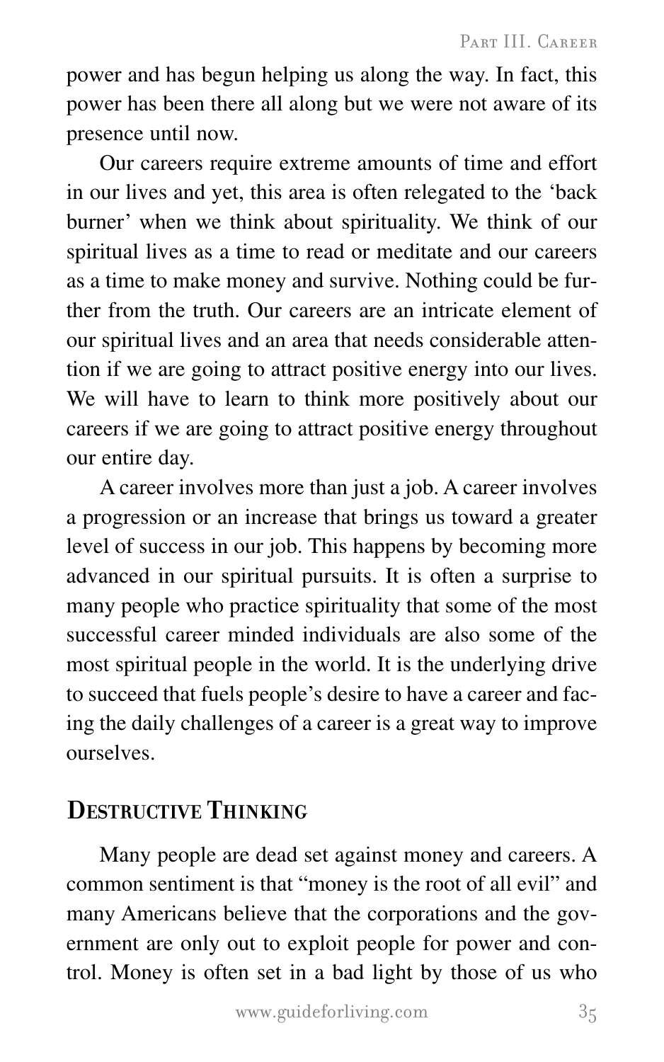power and has begun helping us along the way. In fact, this power has been there all along but we were not aware of its presence until now.

Our careers require extreme amounts of time and effort in our lives and yet, this area is often relegated to the 'back burner' when we think about spirituality. We think of our spiritual lives as a time to read or meditate and our careers as a time to make money and survive. Nothing could be further from the truth. Our careers are an intricate element of our spiritual lives and an area that needs considerable attention if we are going to attract positive energy into our lives. We will have to learn to think more positively about our careers if we are going to attract positive energy throughout our entire day.

A career involves more than just a job. A career involves a progression or an increase that brings us toward a greater level of success in our job. This happens by becoming more advanced in our spiritual pursuits. It is often a surprise to many people who practice spirituality that some of the most successful career minded individuals are also some of the most spiritual people in the world. It is the underlying drive to succeed that fuels people's desire to have a career and facing the daily challenges of a career is a great way to improve ourselves.

## Destructive Thinking

Many people are dead set against money and careers. A common sentiment is that "money is the root of all evil" and many Americans believe that the corporations and the government are only out to exploit people for power and control. Money is often set in a bad light by those of us who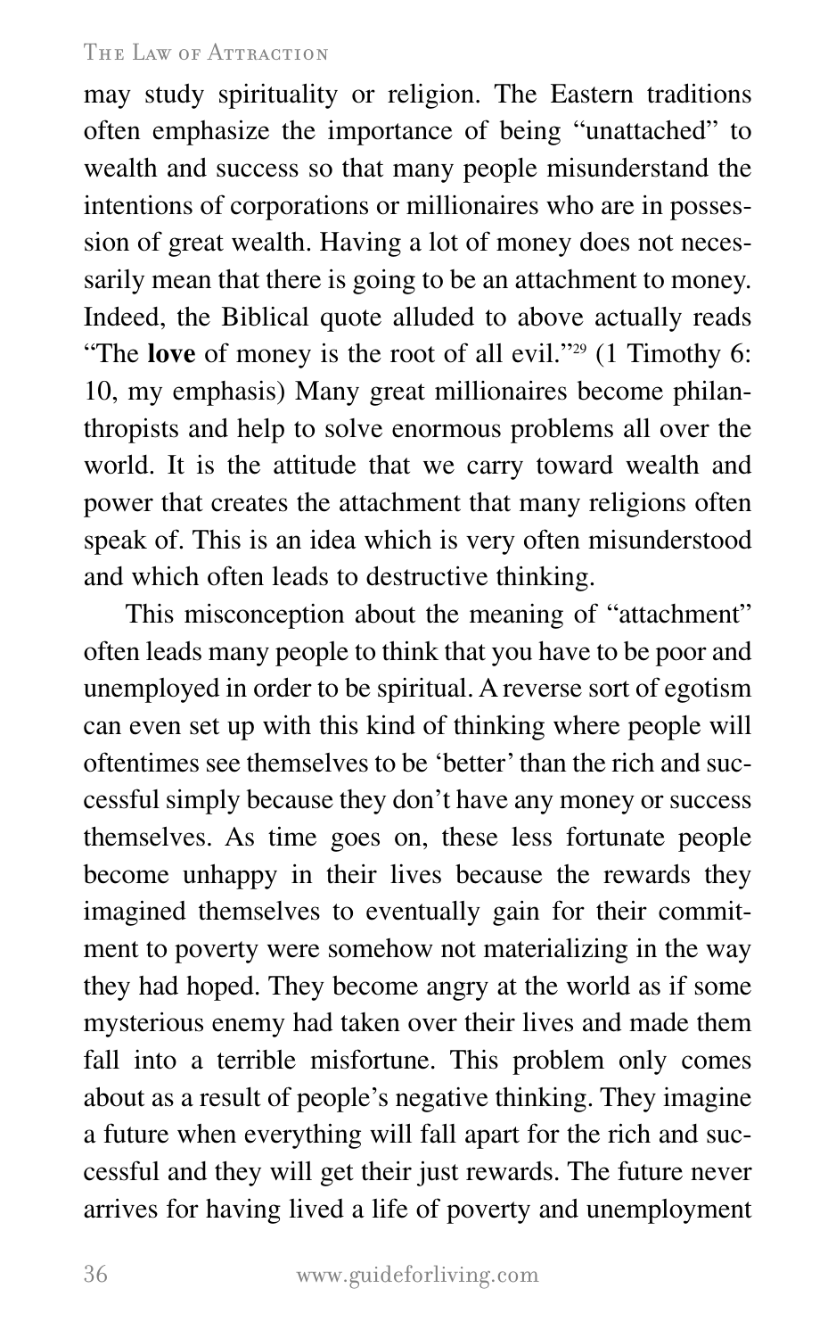may study spirituality or religion. The Eastern traditions often emphasize the importance of being "unattached" to wealth and success so that many people misunderstand the intentions of corporations or millionaires who are in possession of great wealth. Having a lot of money does not necessarily mean that there is going to be an attachment to money. Indeed, the Biblical quote alluded to above actually reads "The **love** of money is the root of all evil."[29] (1 Timothy 6: 10, my emphasis) Many great millionaires become philanthropists and help to solve enormous problems all over the world. It is the attitude that we carry toward wealth and power that creates the attachment that many religions often speak of. This is an idea which is very often misunderstood and which often leads to destructive thinking.

This misconception about the meaning of "attachment" often leads many people to think that you have to be poor and unemployed in order to be spiritual. A reverse sort of egotism can even set up with this kind of thinking where people will oftentimes see themselves to be 'better' than the rich and successful simply because they don't have any money or success themselves. As time goes on, these less fortunate people become unhappy in their lives because the rewards they imagined themselves to eventually gain for their commitment to poverty were somehow not materializing in the way they had hoped. They become angry at the world as if some mysterious enemy had taken over their lives and made them fall into a terrible misfortune. This problem only comes about as a result of people's negative thinking. They imagine a future when everything will fall apart for the rich and successful and they will get their just rewards. The future never arrives for having lived a life of poverty and unemployment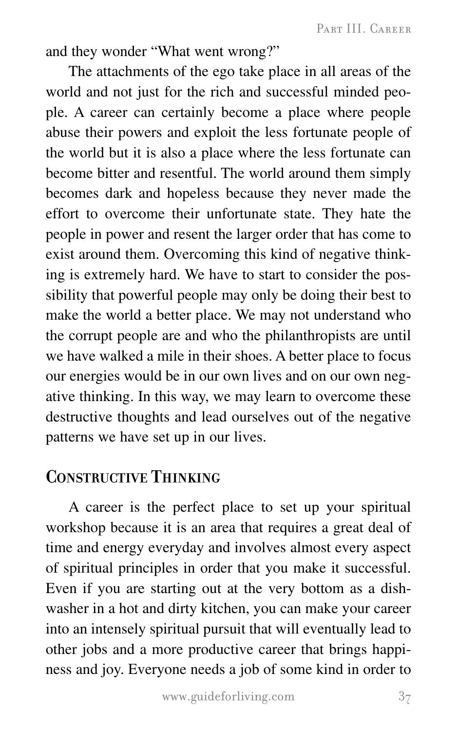and they wonder "What went wrong?"

The attachments of the ego take place in all areas of the world and not just for the rich and successful minded people. A career can certainly become a place where people abuse their powers and exploit the less fortunate people of the world but it is also a place where the less fortunate can become bitter and resentful. The world around them simply becomes dark and hopeless because they never made the effort to overcome their unfortunate state. They hate the people in power and resent the larger order that has come to exist around them. Overcoming this kind of negative thinking is extremely hard. We have to start to consider the possibility that powerful people may only be doing their best to make the world a better place. We may not understand who the corrupt people are and who the philanthropists are until we have walked a mile in their shoes. A better place to focus our energies would be in our own lives and on our own negative thinking. In this way, we may learn to overcome these destructive thoughts and lead ourselves out of the negative patterns we have set up in our lives.

## Constructive Thinking

A career is the perfect place to set up your spiritual workshop because it is an area that requires a great deal of time and energy everyday and involves almost every aspect of spiritual principles in order that you make it successful. Even if you are starting out at the very bottom as a dishwasher in a hot and dirty kitchen, you can make your career into an intensely spiritual pursuit that will eventually lead to other jobs and a more productive career that brings happiness and joy. Everyone needs a job of some kind in order to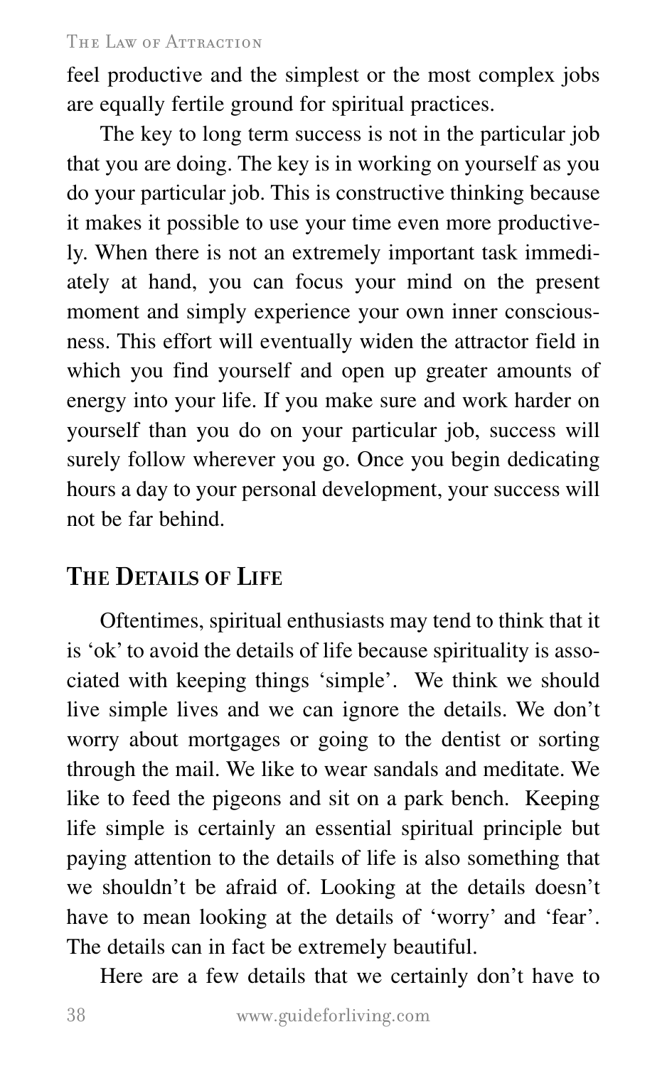feel productive and the simplest or the most complex jobs are equally fertile ground for spiritual practices.

The key to long term success is not in the particular job that you are doing. The key is in working on yourself as you do your particular job. This is constructive thinking because it makes it possible to use your time even more productively. When there is not an extremely important task immediately at hand, you can focus your mind on the present moment and simply experience your own inner consciousness. This effort will eventually widen the attractor field in which you find yourself and open up greater amounts of energy into your life. If you make sure and work harder on yourself than you do on your particular job, success will surely follow wherever you go. Once you begin dedicating hours a day to your personal development, your success will not be far behind.

## The Details of Life

Oftentimes, spiritual enthusiasts may tend to think that it is 'ok' to avoid the details of life because spirituality is associated with keeping things 'simple'. We think we should live simple lives and we can ignore the details. We don't worry about mortgages or going to the dentist or sorting through the mail. We like to wear sandals and meditate. We like to feed the pigeons and sit on a park bench. Keeping life simple is certainly an essential spiritual principle but paying attention to the details of life is also something that we shouldn't be afraid of. Looking at the details doesn't have to mean looking at the details of 'worry' and 'fear'. The details can in fact be extremely beautiful.

Here are a few details that we certainly don't have to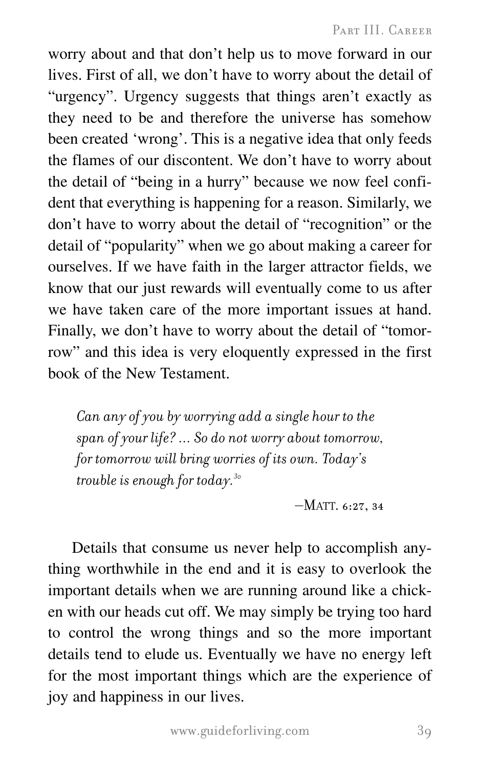worry about and that don't help us to move forward in our lives. First of all, we don't have to worry about the detail of "urgency". Urgency suggests that things aren't exactly as they need to be and therefore the universe has somehow been created 'wrong'. This is a negative idea that only feeds the flames of our discontent. We don't have to worry about the detail of "being in a hurry" because we now feel confident that everything is happening for a reason. Similarly, we don't have to worry about the detail of "recognition" or the detail of "popularity" when we go about making a career for ourselves. If we have faith in the larger attractor fields, we know that our just rewards will eventually come to us after we have taken care of the more important issues at hand. Finally, we don't have to worry about the detail of "tomorrow" and this idea is very eloquently expressed in the first book of the New Testament.

> *Can any of you by worrying add a single hour to the span of your life? ... So do not worry about tomorrow, for tomorrow will bring worries of its own. Today's trouble is enough for today.*[30]
>
> —Matt. 6:27, 34

Details that consume us never help to accomplish anything worthwhile in the end and it is easy to overlook the important details when we are running around like a chicken with our heads cut off. We may simply be trying too hard to control the wrong things and so the more important details tend to elude us. Eventually we have no energy left for the most important things which are the experience of joy and happiness in our lives.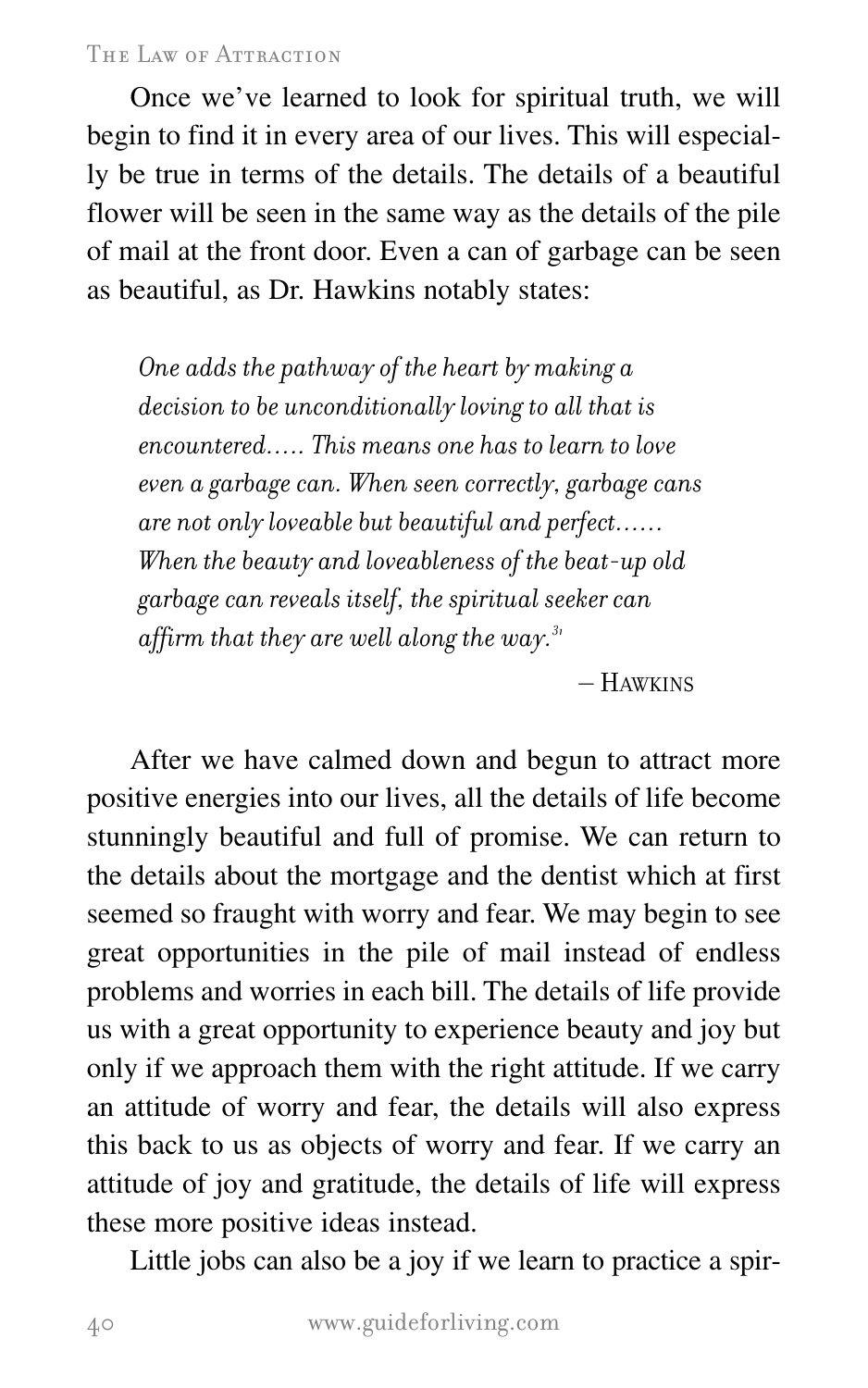Once we've learned to look for spiritual truth, we will begin to find it in every area of our lives. This will especially be true in terms of the details. The details of a beautiful flower will be seen in the same way as the details of the pile of mail at the front door. Even a can of garbage can be seen as beautiful, as Dr. Hawkins notably states:

> *One adds the pathway of the heart by making a decision to be unconditionally loving to all that is encountered….. This means one has to learn to love even a garbage can. When seen correctly, garbage cans are not only loveable but beautiful and perfect…… When the beauty and loveableness of the beat-up old garbage can reveals itself, the spiritual seeker can affirm that they are well along the way.*[31]
>
> – Hawkins

After we have calmed down and begun to attract more positive energies into our lives, all the details of life become stunningly beautiful and full of promise. We can return to the details about the mortgage and the dentist which at first seemed so fraught with worry and fear. We may begin to see great opportunities in the pile of mail instead of endless problems and worries in each bill. The details of life provide us with a great opportunity to experience beauty and joy but only if we approach them with the right attitude. If we carry an attitude of worry and fear, the details will also express this back to us as objects of worry and fear. If we carry an attitude of joy and gratitude, the details of life will express these more positive ideas instead.

Little jobs can also be a joy if we learn to practice a spir-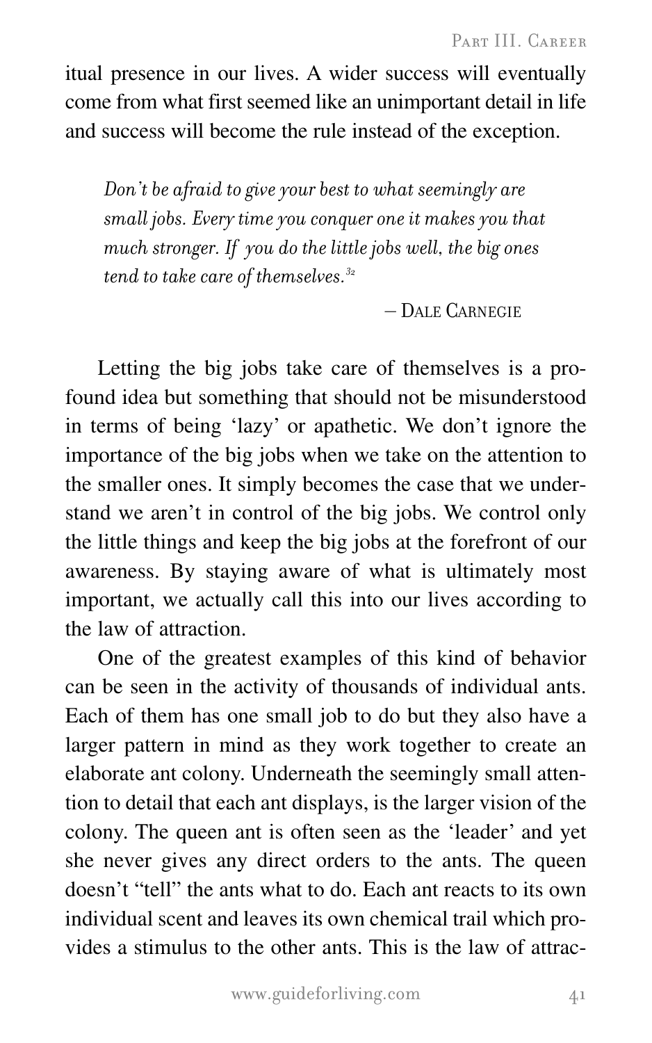itual presence in our lives. A wider success will eventually come from what first seemed like an unimportant detail in life and success will become the rule instead of the exception.

> *Don't be afraid to give your best to what seemingly are small jobs. Every time you conquer one it makes you that much stronger. If you do the little jobs well, the big ones tend to take care of themselves.*[32]
>
> – Dale Carnegie

Letting the big jobs take care of themselves is a profound idea but something that should not be misunderstood in terms of being 'lazy' or apathetic. We don't ignore the importance of the big jobs when we take on the attention to the smaller ones. It simply becomes the case that we understand we aren't in control of the big jobs. We control only the little things and keep the big jobs at the forefront of our awareness. By staying aware of what is ultimately most important, we actually call this into our lives according to the law of attraction.

One of the greatest examples of this kind of behavior can be seen in the activity of thousands of individual ants. Each of them has one small job to do but they also have a larger pattern in mind as they work together to create an elaborate ant colony. Underneath the seemingly small attention to detail that each ant displays, is the larger vision of the colony. The queen ant is often seen as the 'leader' and yet she never gives any direct orders to the ants. The queen doesn't "tell" the ants what to do. Each ant reacts to its own individual scent and leaves its own chemical trail which provides a stimulus to the other ants. This is the law of attrac-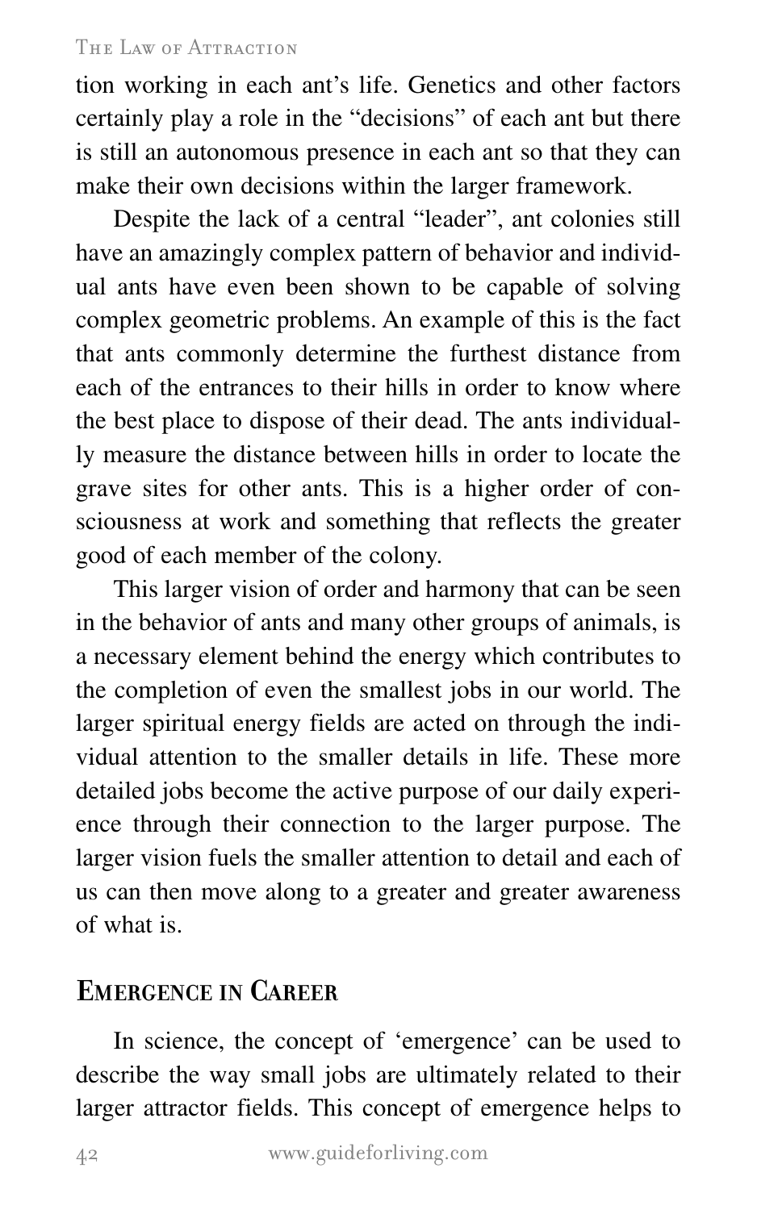tion working in each ant's life. Genetics and other factors certainly play a role in the "decisions" of each ant but there is still an autonomous presence in each ant so that they can make their own decisions within the larger framework.

Despite the lack of a central "leader", ant colonies still have an amazingly complex pattern of behavior and individual ants have even been shown to be capable of solving complex geometric problems. An example of this is the fact that ants commonly determine the furthest distance from each of the entrances to their hills in order to know where the best place to dispose of their dead. The ants individually measure the distance between hills in order to locate the grave sites for other ants. This is a higher order of consciousness at work and something that reflects the greater good of each member of the colony.

This larger vision of order and harmony that can be seen in the behavior of ants and many other groups of animals, is a necessary element behind the energy which contributes to the completion of even the smallest jobs in our world. The larger spiritual energy fields are acted on through the individual attention to the smaller details in life. These more detailed jobs become the active purpose of our daily experience through their connection to the larger purpose. The larger vision fuels the smaller attention to detail and each of us can then move along to a greater and greater awareness of what is.

## Emergence in Career

In science, the concept of 'emergence' can be used to describe the way small jobs are ultimately related to their larger attractor fields. This concept of emergence helps to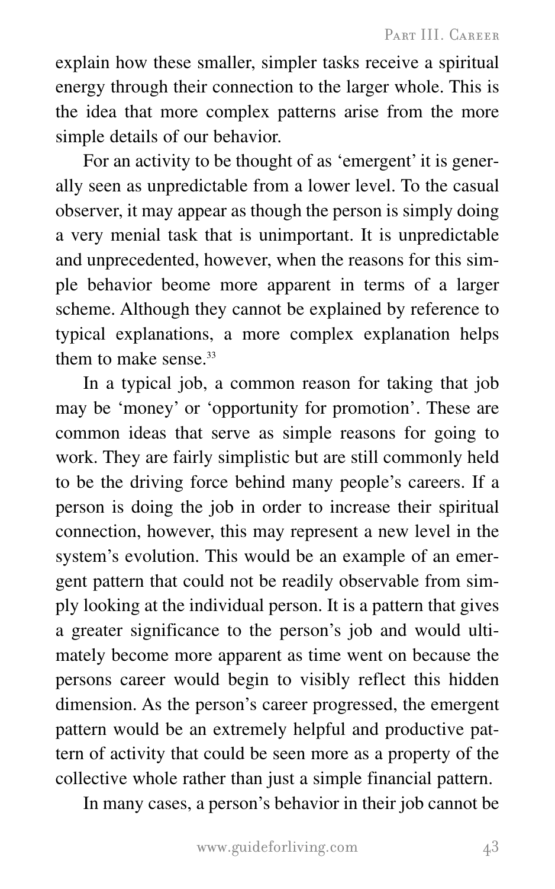explain how these smaller, simpler tasks receive a spiritual energy through their connection to the larger whole. This is the idea that more complex patterns arise from the more simple details of our behavior.

For an activity to be thought of as 'emergent' it is generally seen as unpredictable from a lower level. To the casual observer, it may appear as though the person is simply doing a very menial task that is unimportant. It is unpredictable and unprecedented, however, when the reasons for this simple behavior beome more apparent in terms of a larger scheme. Although they cannot be explained by reference to typical explanations, a more complex explanation helps them to make sense.[33]

In a typical job, a common reason for taking that job may be 'money' or 'opportunity for promotion'. These are common ideas that serve as simple reasons for going to work. They are fairly simplistic but are still commonly held to be the driving force behind many people's careers. If a person is doing the job in order to increase their spiritual connection, however, this may represent a new level in the system's evolution. This would be an example of an emergent pattern that could not be readily observable from simply looking at the individual person. It is a pattern that gives a greater significance to the person's job and would ultimately become more apparent as time went on because the persons career would begin to visibly reflect this hidden dimension. As the person's career progressed, the emergent pattern would be an extremely helpful and productive pattern of activity that could be seen more as a property of the collective whole rather than just a simple financial pattern.

In many cases, a person's behavior in their job cannot be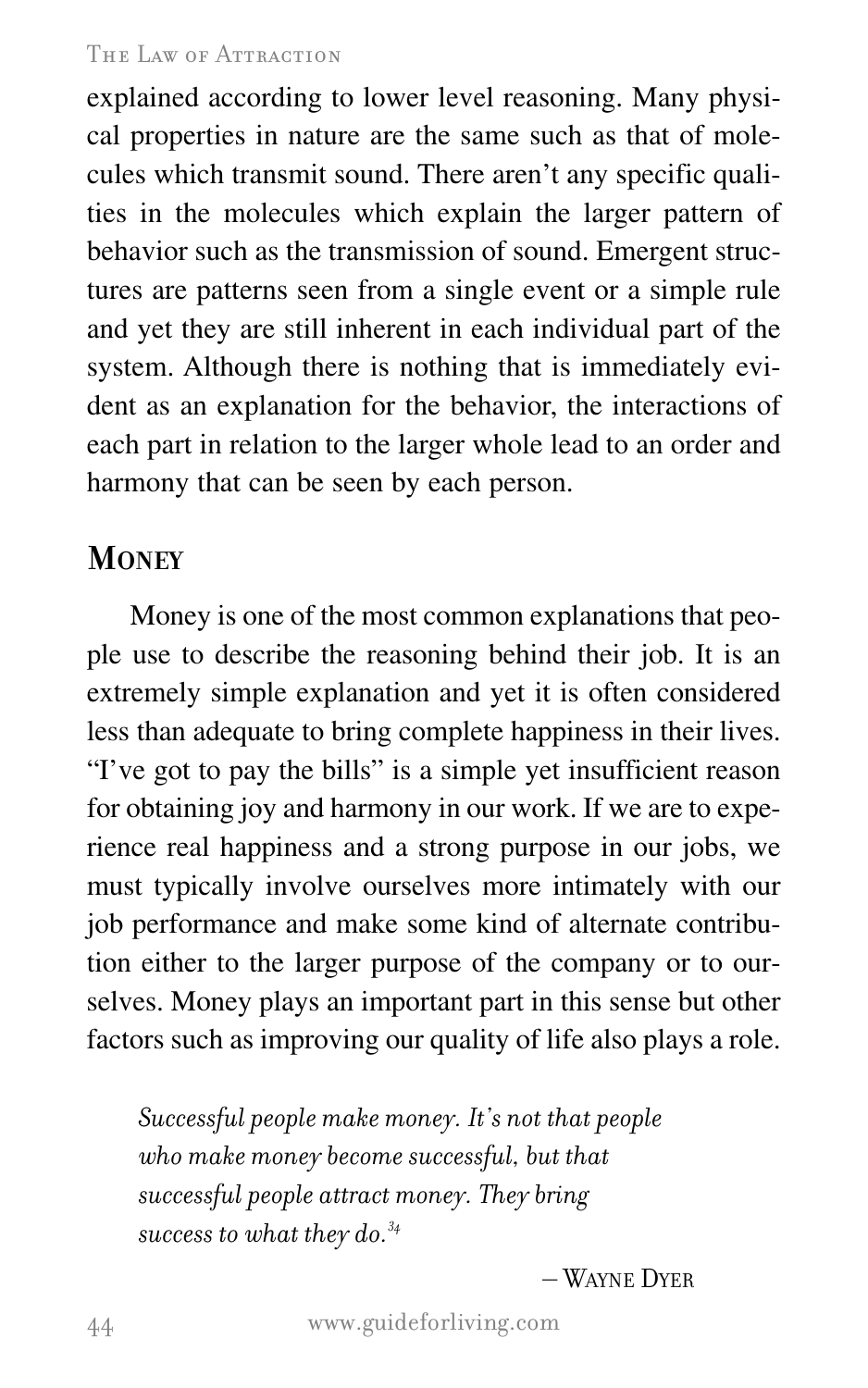explained according to lower level reasoning. Many physical properties in nature are the same such as that of molecules which transmit sound. There aren't any specific qualities in the molecules which explain the larger pattern of behavior such as the transmission of sound. Emergent structures are patterns seen from a single event or a simple rule and yet they are still inherent in each individual part of the system. Although there is nothing that is immediately evident as an explanation for the behavior, the interactions of each part in relation to the larger whole lead to an order and harmony that can be seen by each person.

## Money

Money is one of the most common explanations that people use to describe the reasoning behind their job. It is an extremely simple explanation and yet it is often considered less than adequate to bring complete happiness in their lives. "I've got to pay the bills" is a simple yet insufficient reason for obtaining joy and harmony in our work. If we are to experience real happiness and a strong purpose in our jobs, we must typically involve ourselves more intimately with our job performance and make some kind of alternate contribution either to the larger purpose of the company or to ourselves. Money plays an important part in this sense but other factors such as improving our quality of life also plays a role.

> *Successful people make money. It's not that people who make money become successful, but that successful people attract money. They bring success to what they do.*[34]
>
> – Wayne Dyer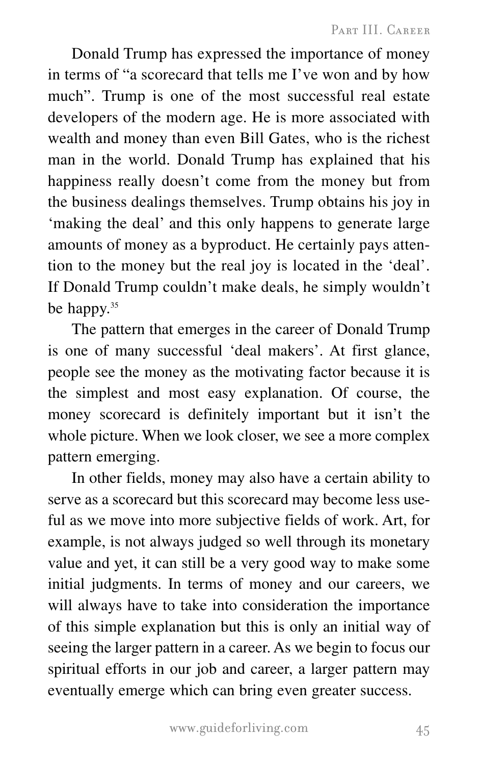Donald Trump has expressed the importance of money in terms of "a scorecard that tells me I've won and by how much". Trump is one of the most successful real estate developers of the modern age. He is more associated with wealth and money than even Bill Gates, who is the richest man in the world. Donald Trump has explained that his happiness really doesn't come from the money but from the business dealings themselves. Trump obtains his joy in 'making the deal' and this only happens to generate large amounts of money as a byproduct. He certainly pays attention to the money but the real joy is located in the 'deal'. If Donald Trump couldn't make deals, he simply wouldn't be happy.[35]

The pattern that emerges in the career of Donald Trump is one of many successful 'deal makers'. At first glance, people see the money as the motivating factor because it is the simplest and most easy explanation. Of course, the money scorecard is definitely important but it isn't the whole picture. When we look closer, we see a more complex pattern emerging.

In other fields, money may also have a certain ability to serve as a scorecard but this scorecard may become less useful as we move into more subjective fields of work. Art, for example, is not always judged so well through its monetary value and yet, it can still be a very good way to make some initial judgments. In terms of money and our careers, we will always have to take into consideration the importance of this simple explanation but this is only an initial way of seeing the larger pattern in a career. As we begin to focus our spiritual efforts in our job and career, a larger pattern may eventually emerge which can bring even greater success.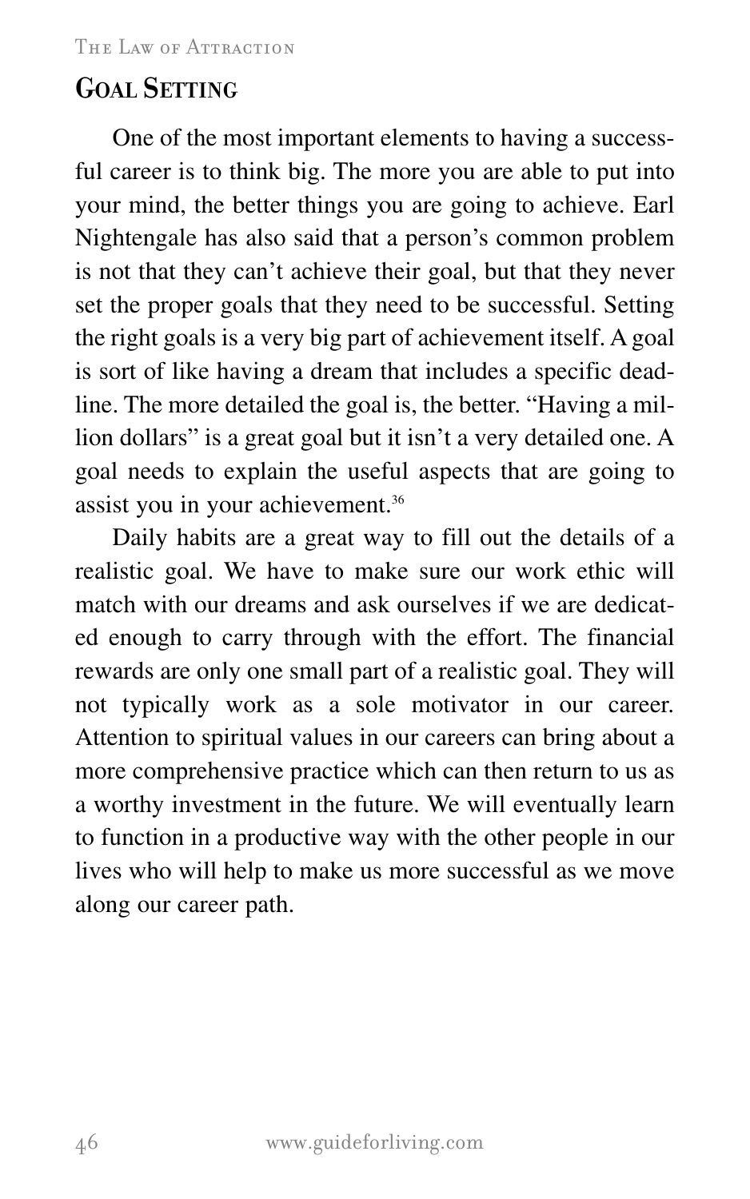## Goal Setting

One of the most important elements to having a successful career is to think big. The more you are able to put into your mind, the better things you are going to achieve. Earl Nightengale has also said that a person's common problem is not that they can't achieve their goal, but that they never set the proper goals that they need to be successful. Setting the right goals is a very big part of achievement itself. A goal is sort of like having a dream that includes a specific deadline. The more detailed the goal is, the better. "Having a million dollars" is a great goal but it isn't a very detailed one. A goal needs to explain the useful aspects that are going to assist you in your achievement.[36]

Daily habits are a great way to fill out the details of a realistic goal. We have to make sure our work ethic will match with our dreams and ask ourselves if we are dedicated enough to carry through with the effort. The financial rewards are only one small part of a realistic goal. They will not typically work as a sole motivator in our career. Attention to spiritual values in our careers can bring about a more comprehensive practice which can then return to us as a worthy investment in the future. We will eventually learn to function in a productive way with the other people in our lives who will help to make us more successful as we move along our career path.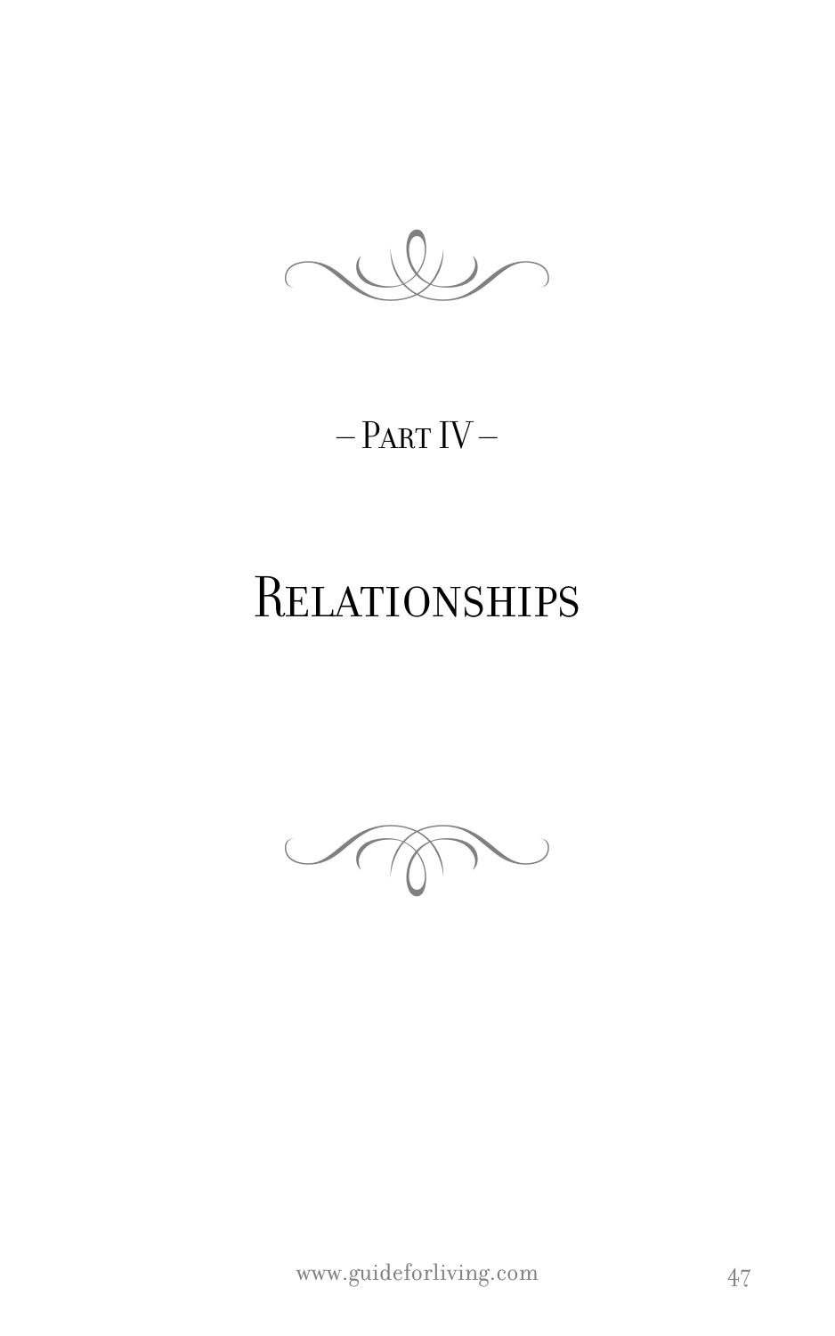– Part IV –

# Relationships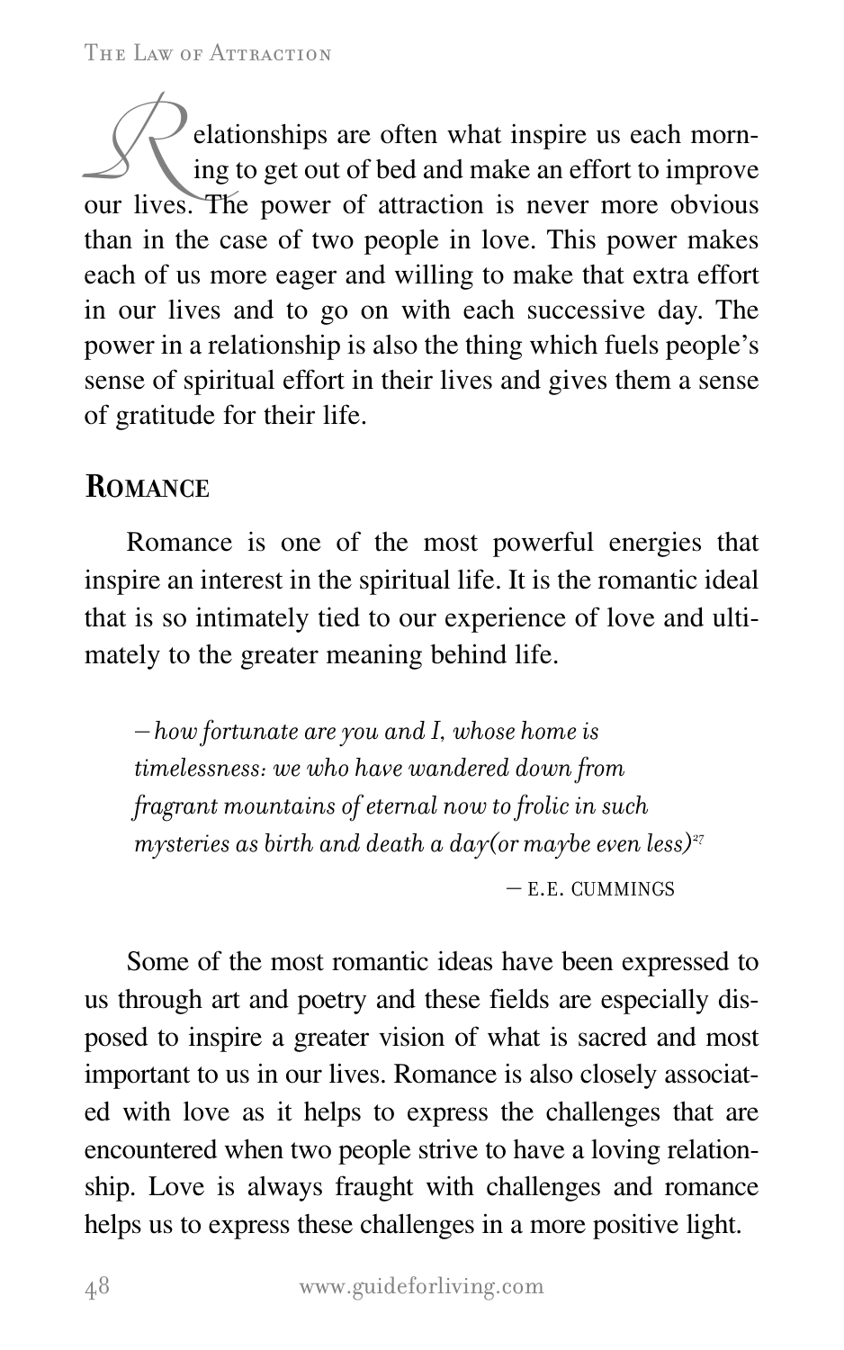Relationships are often what inspire us each morning to get out of bed and make an effort to improve our lives. The power of attraction is never more obvious than in the case of two people in love. This power makes each of us more eager and willing to make that extra effort in our lives and to go on with each successive day. The power in a relationship is also the thing which fuels people's sense of spiritual effort in their lives and gives them a sense of gratitude for their life.

## Romance

Romance is one of the most powerful energies that inspire an interest in the spiritual life. It is the romantic ideal that is so intimately tied to our experience of love and ultimately to the greater meaning behind life.

> *—how fortunate are you and I, whose home is timelessness: we who have wandered down from fragrant mountains of eternal now to frolic in such mysteries as birth and death a day(or maybe even less)*[27]
>
> — E.E. CUMMINGS

Some of the most romantic ideas have been expressed to us through art and poetry and these fields are especially disposed to inspire a greater vision of what is sacred and most important to us in our lives. Romance is also closely associated with love as it helps to express the challenges that are encountered when two people strive to have a loving relationship. Love is always fraught with challenges and romance helps us to express these challenges in a more positive light.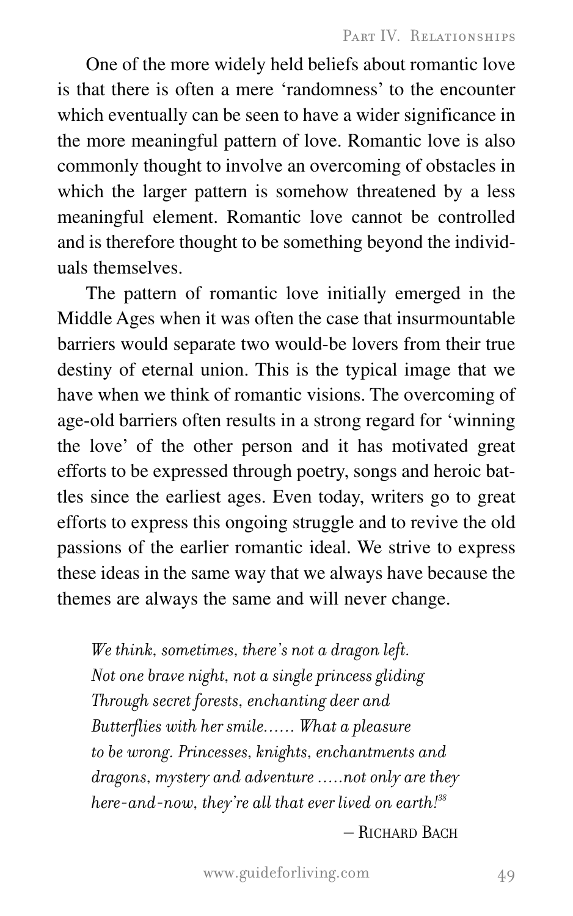One of the more widely held beliefs about romantic love is that there is often a mere 'randomness' to the encounter which eventually can be seen to have a wider significance in the more meaningful pattern of love. Romantic love is also commonly thought to involve an overcoming of obstacles in which the larger pattern is somehow threatened by a less meaningful element. Romantic love cannot be controlled and is therefore thought to be something beyond the individuals themselves.

The pattern of romantic love initially emerged in the Middle Ages when it was often the case that insurmountable barriers would separate two would-be lovers from their true destiny of eternal union. This is the typical image that we have when we think of romantic visions. The overcoming of age-old barriers often results in a strong regard for 'winning the love' of the other person and it has motivated great efforts to be expressed through poetry, songs and heroic battles since the earliest ages. Even today, writers go to great efforts to express this ongoing struggle and to revive the old passions of the earlier romantic ideal. We strive to express these ideas in the same way that we always have because the themes are always the same and will never change.

> *We think, sometimes, there's not a dragon left.*
> *Not one brave night, not a single princess gliding*
> *Through secret forests, enchanting deer and*
> *Butterflies with her smile...... What a pleasure*
> *to be wrong. Princesses, knights, enchantments and*
> *dragons, mystery and adventure .....not only are they*
> *here-and-now, they're all that ever lived on earth!*[38]
>
> – Richard Bach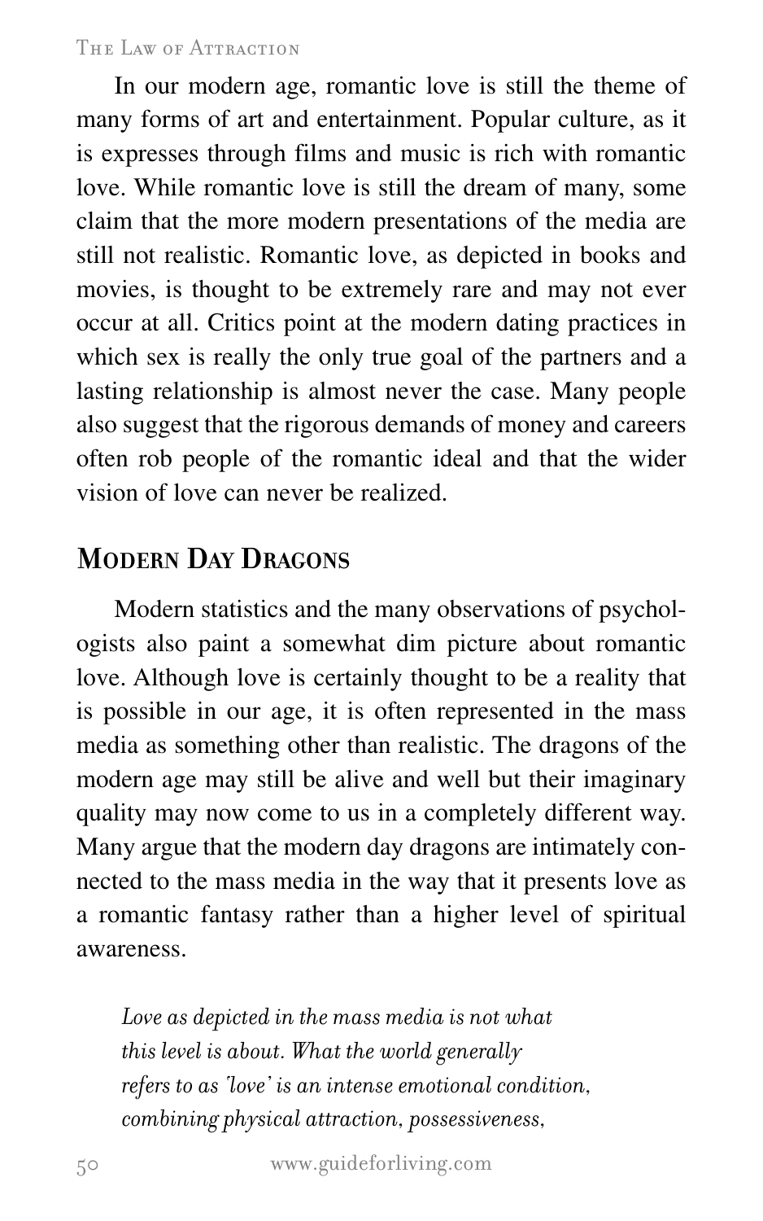In our modern age, romantic love is still the theme of many forms of art and entertainment. Popular culture, as it is expresses through films and music is rich with romantic love. While romantic love is still the dream of many, some claim that the more modern presentations of the media are still not realistic. Romantic love, as depicted in books and movies, is thought to be extremely rare and may not ever occur at all. Critics point at the modern dating practices in which sex is really the only true goal of the partners and a lasting relationship is almost never the case. Many people also suggest that the rigorous demands of money and careers often rob people of the romantic ideal and that the wider vision of love can never be realized.

## Modern Day Dragons

Modern statistics and the many observations of psychologists also paint a somewhat dim picture about romantic love. Although love is certainly thought to be a reality that is possible in our age, it is often represented in the mass media as something other than realistic. The dragons of the modern age may still be alive and well but their imaginary quality may now come to us in a completely different way. Many argue that the modern day dragons are intimately connected to the mass media in the way that it presents love as a romantic fantasy rather than a higher level of spiritual awareness.

*Love as depicted in the mass media is not what this level is about. What the world generally refers to as 'love' is an intense emotional condition, combining physical attraction, possessiveness,*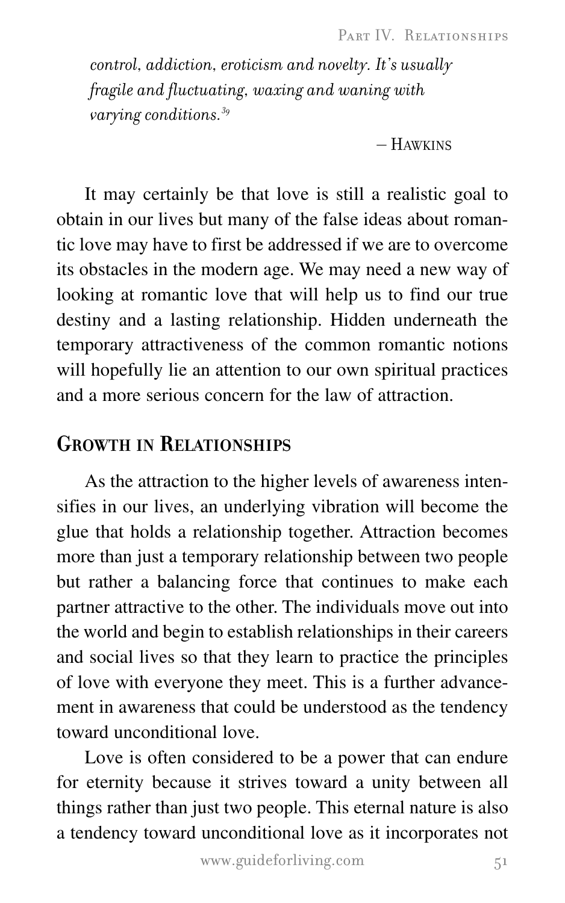*control, addiction, eroticism and novelty. It's usually fragile and fluctuating, waxing and waning with varying conditions.*[39]

– Hawkins

It may certainly be that love is still a realistic goal to obtain in our lives but many of the false ideas about romantic love may have to first be addressed if we are to overcome its obstacles in the modern age. We may need a new way of looking at romantic love that will help us to find our true destiny and a lasting relationship. Hidden underneath the temporary attractiveness of the common romantic notions will hopefully lie an attention to our own spiritual practices and a more serious concern for the law of attraction.

## Growth in Relationships

As the attraction to the higher levels of awareness intensifies in our lives, an underlying vibration will become the glue that holds a relationship together. Attraction becomes more than just a temporary relationship between two people but rather a balancing force that continues to make each partner attractive to the other. The individuals move out into the world and begin to establish relationships in their careers and social lives so that they learn to practice the principles of love with everyone they meet. This is a further advancement in awareness that could be understood as the tendency toward unconditional love.

Love is often considered to be a power that can endure for eternity because it strives toward a unity between all things rather than just two people. This eternal nature is also a tendency toward unconditional love as it incorporates not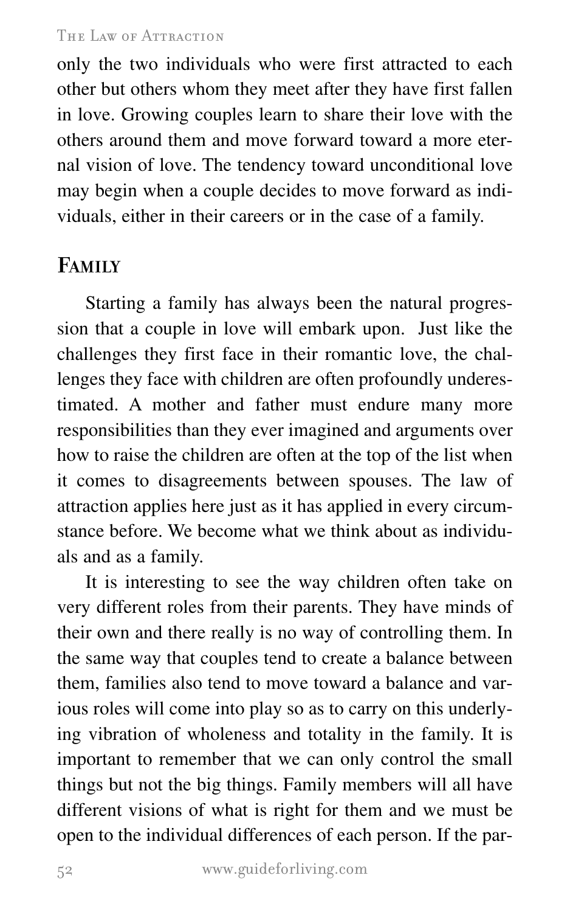only the two individuals who were first attracted to each other but others whom they meet after they have first fallen in love. Growing couples learn to share their love with the others around them and move forward toward a more eternal vision of love. The tendency toward unconditional love may begin when a couple decides to move forward as individuals, either in their careers or in the case of a family.

## Family

Starting a family has always been the natural progression that a couple in love will embark upon. Just like the challenges they first face in their romantic love, the challenges they face with children are often profoundly underestimated. A mother and father must endure many more responsibilities than they ever imagined and arguments over how to raise the children are often at the top of the list when it comes to disagreements between spouses. The law of attraction applies here just as it has applied in every circumstance before. We become what we think about as individuals and as a family.

It is interesting to see the way children often take on very different roles from their parents. They have minds of their own and there really is no way of controlling them. In the same way that couples tend to create a balance between them, families also tend to move toward a balance and various roles will come into play so as to carry on this underlying vibration of wholeness and totality in the family. It is important to remember that we can only control the small things but not the big things. Family members will all have different visions of what is right for them and we must be open to the individual differences of each person. If the par-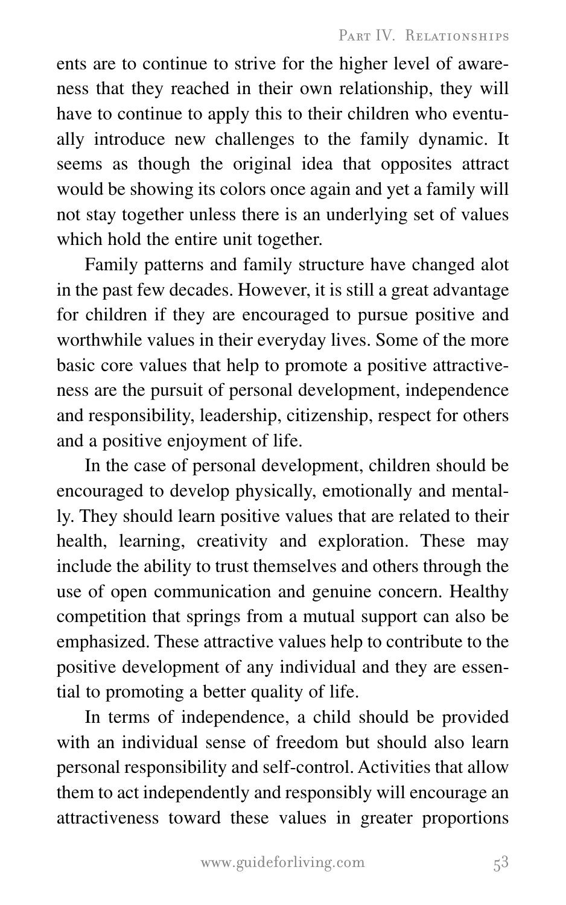ents are to continue to strive for the higher level of awareness that they reached in their own relationship, they will have to continue to apply this to their children who eventually introduce new challenges to the family dynamic. It seems as though the original idea that opposites attract would be showing its colors once again and yet a family will not stay together unless there is an underlying set of values which hold the entire unit together.

Family patterns and family structure have changed alot in the past few decades. However, it is still a great advantage for children if they are encouraged to pursue positive and worthwhile values in their everyday lives. Some of the more basic core values that help to promote a positive attractiveness are the pursuit of personal development, independence and responsibility, leadership, citizenship, respect for others and a positive enjoyment of life.

In the case of personal development, children should be encouraged to develop physically, emotionally and mentally. They should learn positive values that are related to their health, learning, creativity and exploration. These may include the ability to trust themselves and others through the use of open communication and genuine concern. Healthy competition that springs from a mutual support can also be emphasized. These attractive values help to contribute to the positive development of any individual and they are essential to promoting a better quality of life.

In terms of independence, a child should be provided with an individual sense of freedom but should also learn personal responsibility and self-control. Activities that allow them to act independently and responsibly will encourage an attractiveness toward these values in greater proportions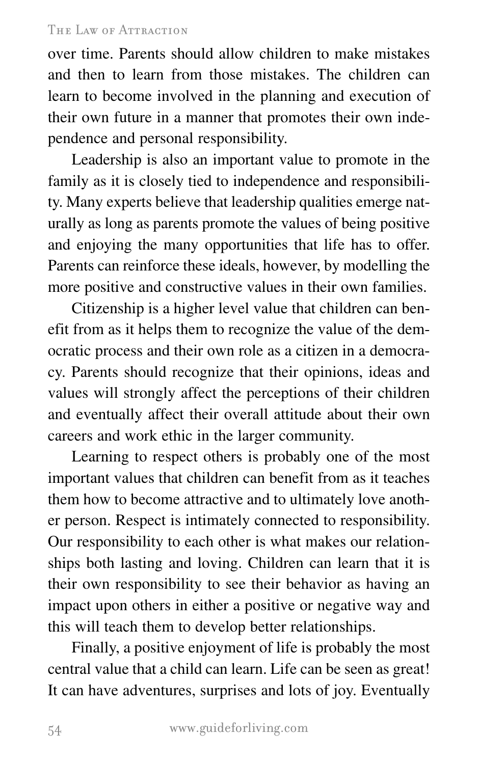over time. Parents should allow children to make mistakes and then to learn from those mistakes. The children can learn to become involved in the planning and execution of their own future in a manner that promotes their own independence and personal responsibility.

Leadership is also an important value to promote in the family as it is closely tied to independence and responsibility. Many experts believe that leadership qualities emerge naturally as long as parents promote the values of being positive and enjoying the many opportunities that life has to offer. Parents can reinforce these ideals, however, by modelling the more positive and constructive values in their own families.

Citizenship is a higher level value that children can benefit from as it helps them to recognize the value of the democratic process and their own role as a citizen in a democracy. Parents should recognize that their opinions, ideas and values will strongly affect the perceptions of their children and eventually affect their overall attitude about their own careers and work ethic in the larger community.

Learning to respect others is probably one of the most important values that children can benefit from as it teaches them how to become attractive and to ultimately love another person. Respect is intimately connected to responsibility. Our responsibility to each other is what makes our relationships both lasting and loving. Children can learn that it is their own responsibility to see their behavior as having an impact upon others in either a positive or negative way and this will teach them to develop better relationships.

Finally, a positive enjoyment of life is probably the most central value that a child can learn. Life can be seen as great! It can have adventures, surprises and lots of joy. Eventually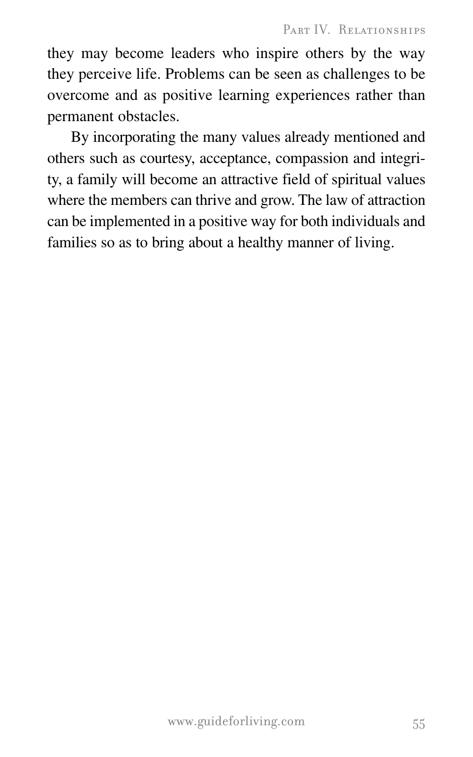they may become leaders who inspire others by the way they perceive life. Problems can be seen as challenges to be overcome and as positive learning experiences rather than permanent obstacles.

By incorporating the many values already mentioned and others such as courtesy, acceptance, compassion and integrity, a family will become an attractive field of spiritual values where the members can thrive and grow. The law of attraction can be implemented in a positive way for both individuals and families so as to bring about a healthy manner of living.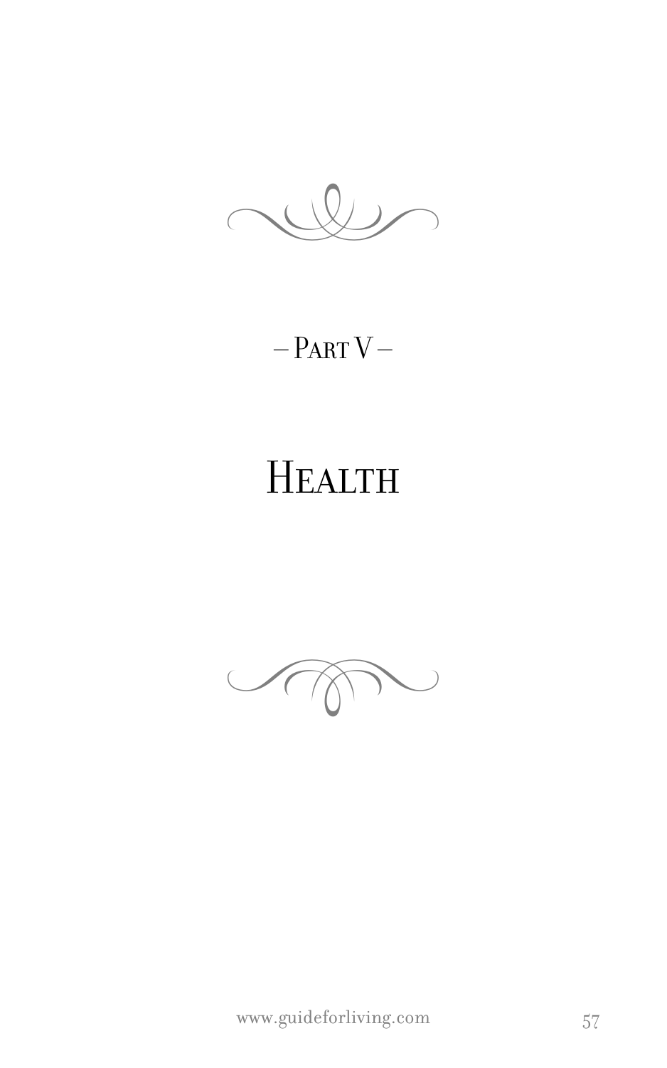– Part V –

# Health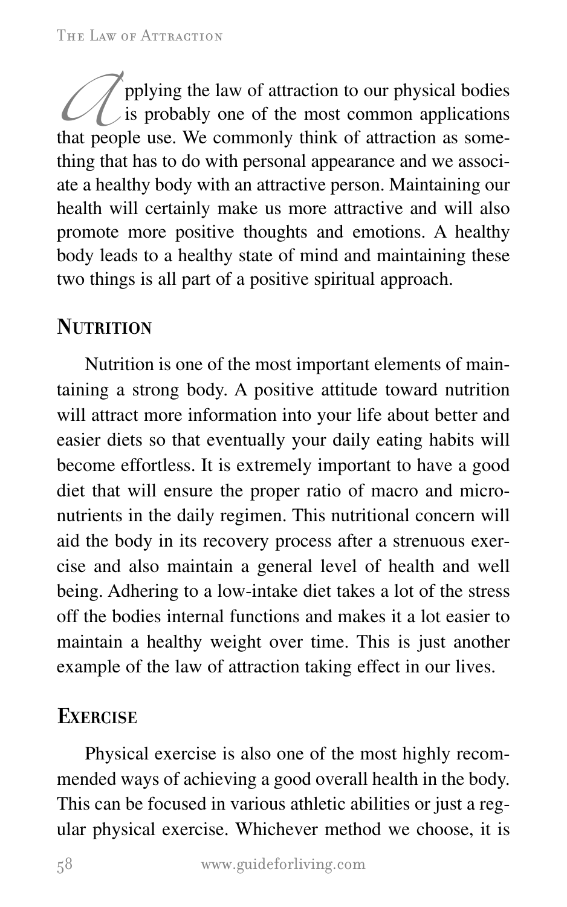Applying the law of attraction to our physical bodies is probably one of the most common applications that people use. We commonly think of attraction as something that has to do with personal appearance and we associate a healthy body with an attractive person. Maintaining our health will certainly make us more attractive and will also promote more positive thoughts and emotions. A healthy body leads to a healthy state of mind and maintaining these two things is all part of a positive spiritual approach.

## Nutrition

Nutrition is one of the most important elements of maintaining a strong body. A positive attitude toward nutrition will attract more information into your life about better and easier diets so that eventually your daily eating habits will become effortless. It is extremely important to have a good diet that will ensure the proper ratio of macro and micronutrients in the daily regimen. This nutritional concern will aid the body in its recovery process after a strenuous exercise and also maintain a general level of health and well being. Adhering to a low-intake diet takes a lot of the stress off the bodies internal functions and makes it a lot easier to maintain a healthy weight over time. This is just another example of the law of attraction taking effect in our lives.

## Exercise

Physical exercise is also one of the most highly recommended ways of achieving a good overall health in the body. This can be focused in various athletic abilities or just a regular physical exercise. Whichever method we choose, it is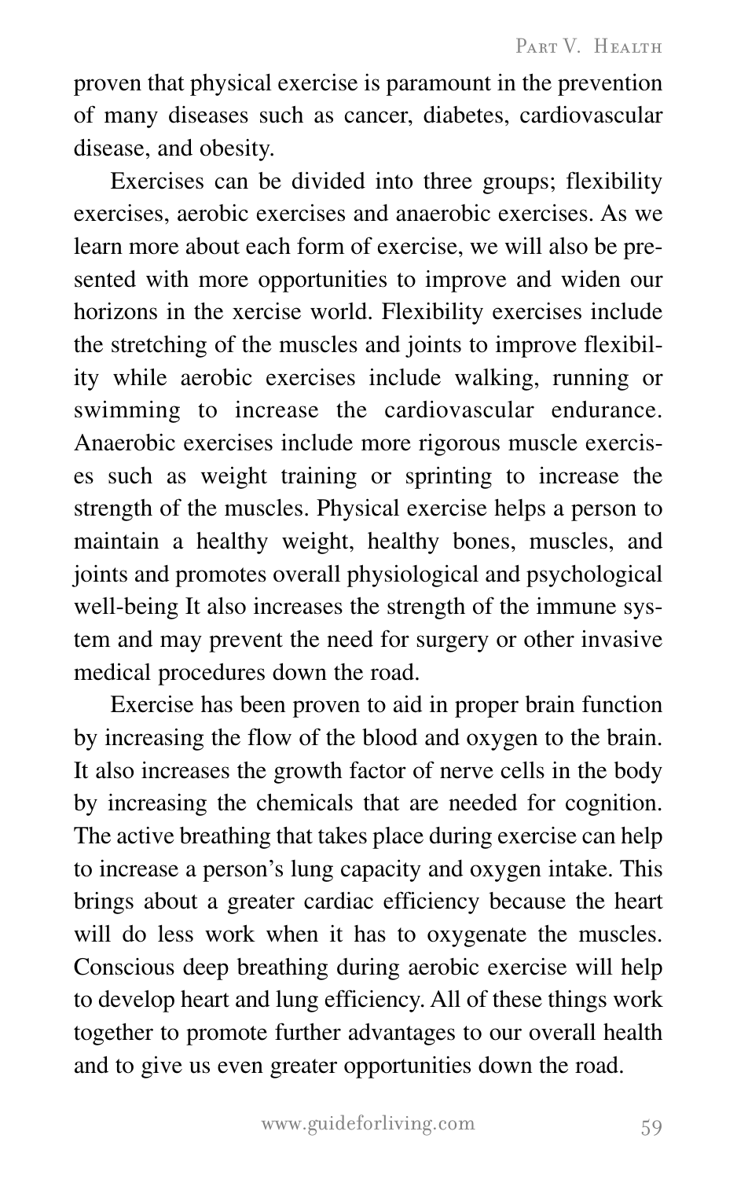proven that physical exercise is paramount in the prevention of many diseases such as cancer, diabetes, cardiovascular disease, and obesity.

Exercises can be divided into three groups; flexibility exercises, aerobic exercises and anaerobic exercises. As we learn more about each form of exercise, we will also be presented with more opportunities to improve and widen our horizons in the xercise world. Flexibility exercises include the stretching of the muscles and joints to improve flexibility while aerobic exercises include walking, running or swimming to increase the cardiovascular endurance. Anaerobic exercises include more rigorous muscle exercises such as weight training or sprinting to increase the strength of the muscles. Physical exercise helps a person to maintain a healthy weight, healthy bones, muscles, and joints and promotes overall physiological and psychological well-being It also increases the strength of the immune system and may prevent the need for surgery or other invasive medical procedures down the road.

Exercise has been proven to aid in proper brain function by increasing the flow of the blood and oxygen to the brain. It also increases the growth factor of nerve cells in the body by increasing the chemicals that are needed for cognition. The active breathing that takes place during exercise can help to increase a person's lung capacity and oxygen intake. This brings about a greater cardiac efficiency because the heart will do less work when it has to oxygenate the muscles. Conscious deep breathing during aerobic exercise will help to develop heart and lung efficiency. All of these things work together to promote further advantages to our overall health and to give us even greater opportunities down the road.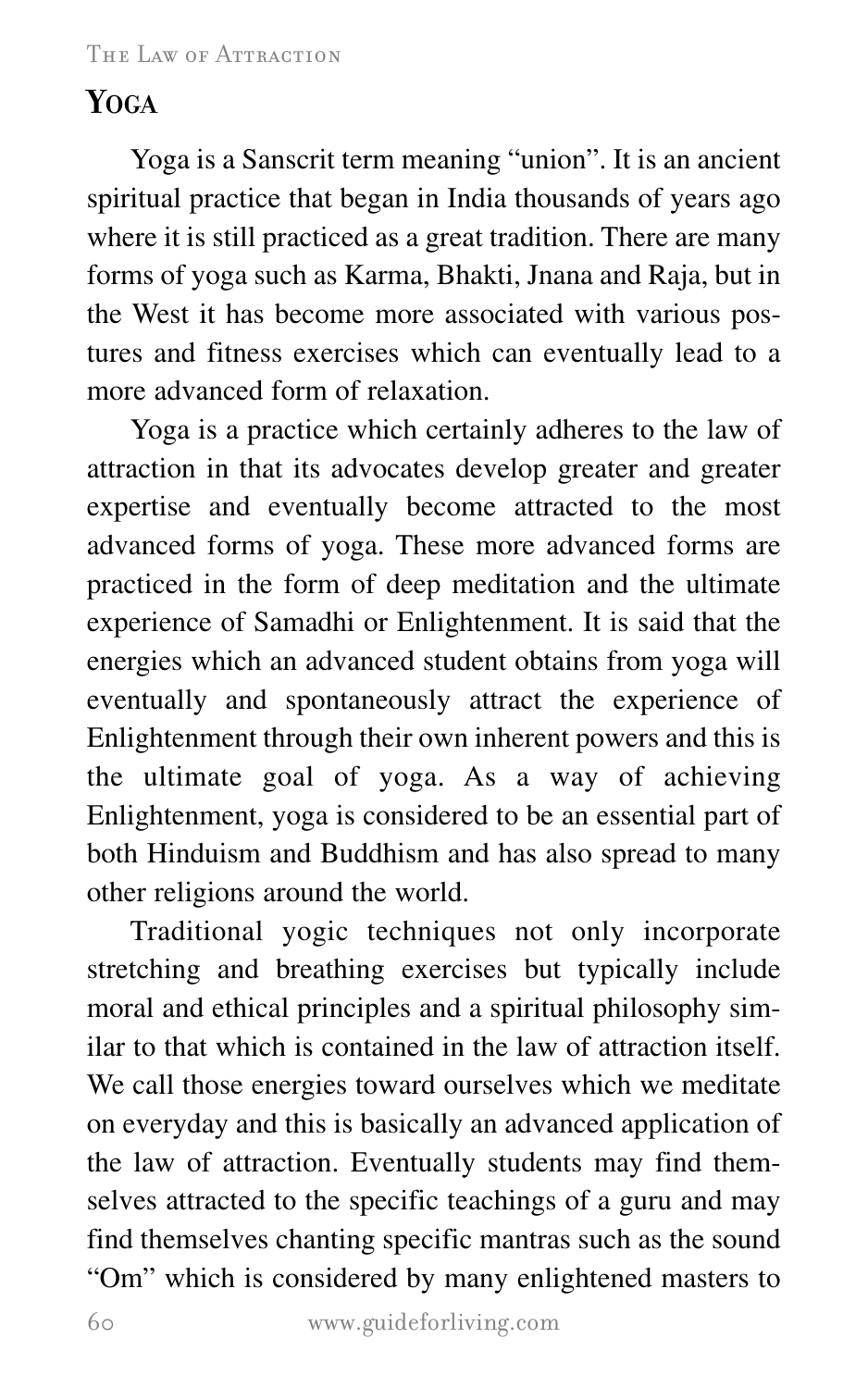## Yoga

Yoga is a Sanscrit term meaning "union". It is an ancient spiritual practice that began in India thousands of years ago where it is still practiced as a great tradition. There are many forms of yoga such as Karma, Bhakti, Jnana and Raja, but in the West it has become more associated with various postures and fitness exercises which can eventually lead to a more advanced form of relaxation.

Yoga is a practice which certainly adheres to the law of attraction in that its advocates develop greater and greater expertise and eventually become attracted to the most advanced forms of yoga. These more advanced forms are practiced in the form of deep meditation and the ultimate experience of Samadhi or Enlightenment. It is said that the energies which an advanced student obtains from yoga will eventually and spontaneously attract the experience of Enlightenment through their own inherent powers and this is the ultimate goal of yoga. As a way of achieving Enlightenment, yoga is considered to be an essential part of both Hinduism and Buddhism and has also spread to many other religions around the world.

Traditional yogic techniques not only incorporate stretching and breathing exercises but typically include moral and ethical principles and a spiritual philosophy similar to that which is contained in the law of attraction itself. We call those energies toward ourselves which we meditate on everyday and this is basically an advanced application of the law of attraction. Eventually students may find themselves attracted to the specific teachings of a guru and may find themselves chanting specific mantras such as the sound "Om" which is considered by many enlightened masters to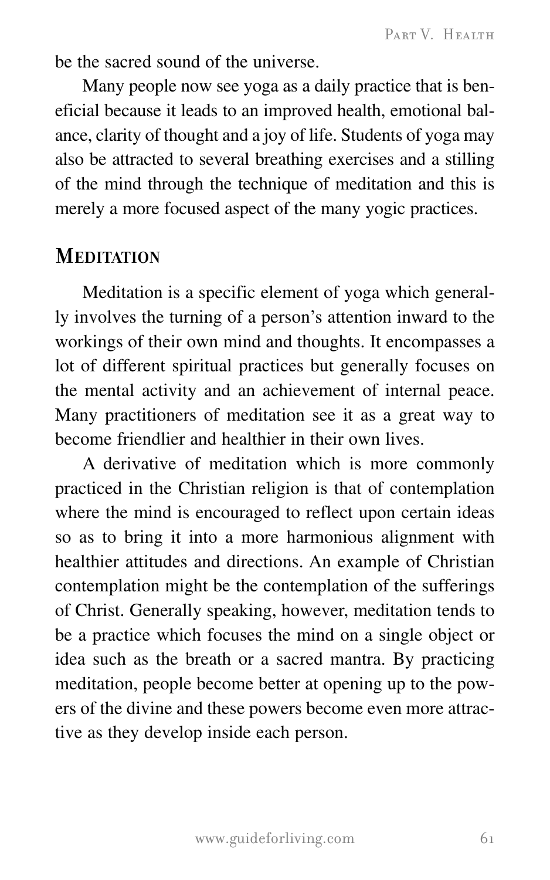be the sacred sound of the universe.

Many people now see yoga as a daily practice that is beneficial because it leads to an improved health, emotional balance, clarity of thought and a joy of life. Students of yoga may also be attracted to several breathing exercises and a stilling of the mind through the technique of meditation and this is merely a more focused aspect of the many yogic practices.

## Meditation

Meditation is a specific element of yoga which generally involves the turning of a person's attention inward to the workings of their own mind and thoughts. It encompasses a lot of different spiritual practices but generally focuses on the mental activity and an achievement of internal peace. Many practitioners of meditation see it as a great way to become friendlier and healthier in their own lives.

A derivative of meditation which is more commonly practiced in the Christian religion is that of contemplation where the mind is encouraged to reflect upon certain ideas so as to bring it into a more harmonious alignment with healthier attitudes and directions. An example of Christian contemplation might be the contemplation of the sufferings of Christ. Generally speaking, however, meditation tends to be a practice which focuses the mind on a single object or idea such as the breath or a sacred mantra. By practicing meditation, people become better at opening up to the powers of the divine and these powers become even more attractive as they develop inside each person.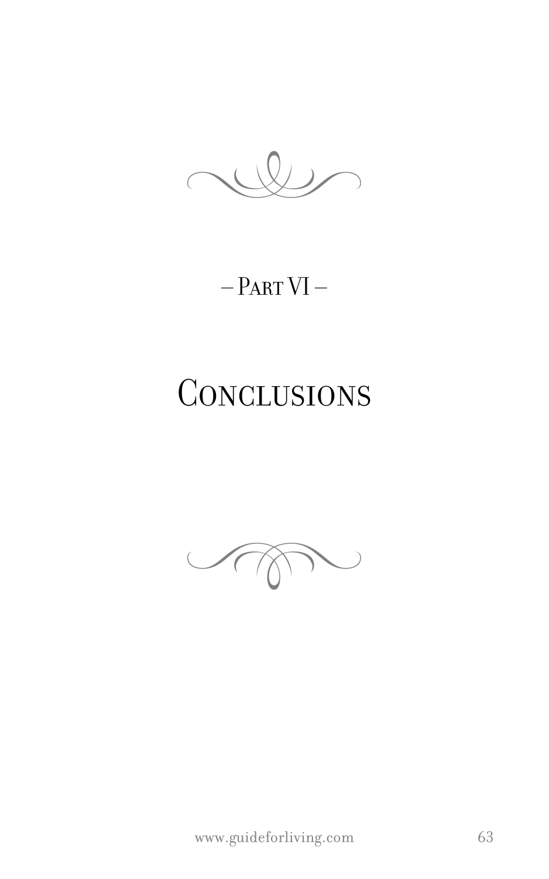– Part VI –

# Conclusions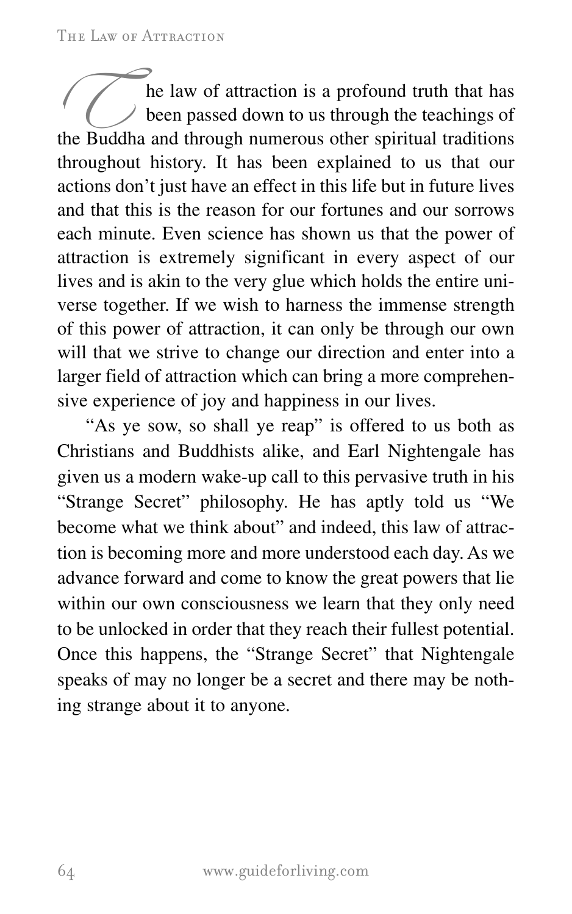The law of attraction is a profound truth that has been passed down to us through the teachings of the Buddha and through numerous other spiritual traditions throughout history. It has been explained to us that our actions don't just have an effect in this life but in future lives and that this is the reason for our fortunes and our sorrows each minute. Even science has shown us that the power of attraction is extremely significant in every aspect of our lives and is akin to the very glue which holds the entire universe together. If we wish to harness the immense strength of this power of attraction, it can only be through our own will that we strive to change our direction and enter into a larger field of attraction which can bring a more comprehensive experience of joy and happiness in our lives.

"As ye sow, so shall ye reap" is offered to us both as Christians and Buddhists alike, and Earl Nightengale has given us a modern wake-up call to this pervasive truth in his "Strange Secret" philosophy. He has aptly told us "We become what we think about" and indeed, this law of attraction is becoming more and more understood each day. As we advance forward and come to know the great powers that lie within our own consciousness we learn that they only need to be unlocked in order that they reach their fullest potential. Once this happens, the "Strange Secret" that Nightengale speaks of may no longer be a secret and there may be nothing strange about it to anyone.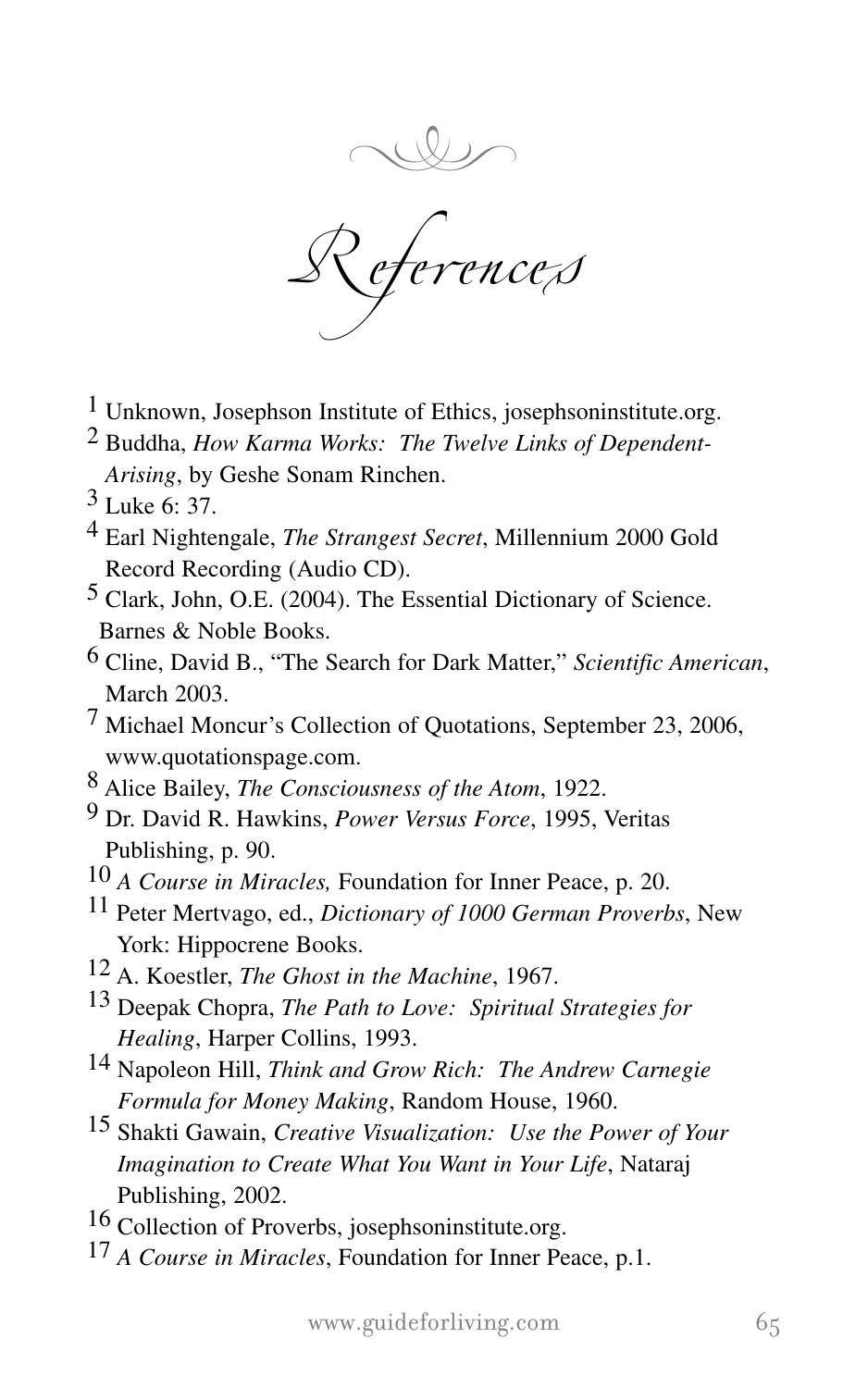# References

[1] Unknown, Josephson Institute of Ethics, josephsoninstitute.org.

[2] Buddha, *How Karma Works: The Twelve Links of Dependent-Arising*, by Geshe Sonam Rinchen.

[3] Luke 6: 37.

[4] Earl Nightengale, *The Strangest Secret*, Millennium 2000 Gold Record Recording (Audio CD).

[5] Clark, John, O.E. (2004). The Essential Dictionary of Science. Barnes & Noble Books.

[6] Cline, David B., "The Search for Dark Matter," *Scientific American*, March 2003.

[7] Michael Moncur's Collection of Quotations, September 23, 2006, www.quotationspage.com.

[8] Alice Bailey, *The Consciousness of the Atom*, 1922.

[9] Dr. David R. Hawkins, *Power Versus Force*, 1995, Veritas Publishing, p. 90.

[10] *A Course in Miracles,* Foundation for Inner Peace, p. 20.

[11] Peter Mertvago, ed., *Dictionary of 1000 German Proverbs*, New York: Hippocrene Books.

[12] A. Koestler, *The Ghost in the Machine*, 1967.

[13] Deepak Chopra, *The Path to Love: Spiritual Strategies for Healing*, Harper Collins, 1993.

[14] Napoleon Hill, *Think and Grow Rich: The Andrew Carnegie Formula for Money Making*, Random House, 1960.

[15] Shakti Gawain, *Creative Visualization: Use the Power of Your Imagination to Create What You Want in Your Life*, Nataraj Publishing, 2002.

[16] Collection of Proverbs, josephsoninstitute.org.

[17] *A Course in Miracles*, Foundation for Inner Peace, p.1.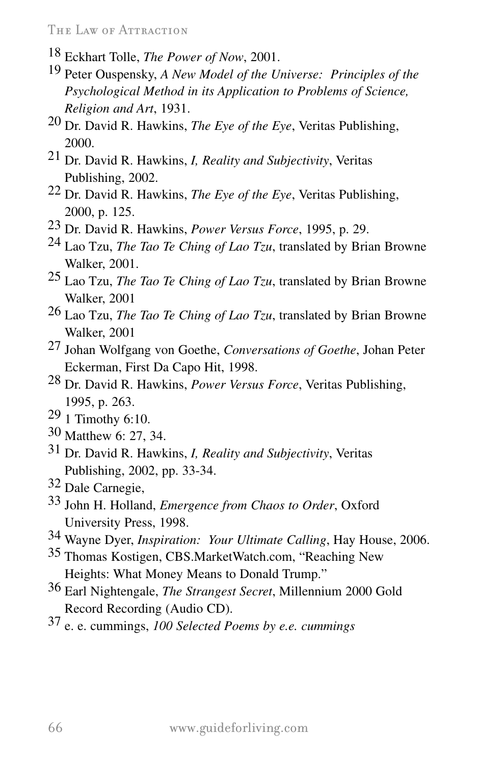18 Eckhart Tolle, *The Power of Now*, 2001.

19 Peter Ouspensky, *A New Model of the Universe: Principles of the Psychological Method in its Application to Problems of Science, Religion and Art*, 1931.

20 Dr. David R. Hawkins, *The Eye of the Eye*, Veritas Publishing, 2000.

21 Dr. David R. Hawkins, *I, Reality and Subjectivity*, Veritas Publishing, 2002.

22 Dr. David R. Hawkins, *The Eye of the Eye*, Veritas Publishing, 2000, p. 125.

23 Dr. David R. Hawkins, *Power Versus Force*, 1995, p. 29.

24 Lao Tzu, *The Tao Te Ching of Lao Tzu*, translated by Brian Browne Walker, 2001.

25 Lao Tzu, *The Tao Te Ching of Lao Tzu*, translated by Brian Browne Walker, 2001

26 Lao Tzu, *The Tao Te Ching of Lao Tzu*, translated by Brian Browne Walker, 2001

27 Johan Wolfgang von Goethe, *Conversations of Goethe*, Johan Peter Eckerman, First Da Capo Hit, 1998.

28 Dr. David R. Hawkins, *Power Versus Force*, Veritas Publishing, 1995, p. 263.

29 1 Timothy 6:10.

30 Matthew 6: 27, 34.

31 Dr. David R. Hawkins, *I, Reality and Subjectivity*, Veritas Publishing, 2002, pp. 33-34.

32 Dale Carnegie,

33 John H. Holland, *Emergence from Chaos to Order*, Oxford University Press, 1998.

34 Wayne Dyer, *Inspiration: Your Ultimate Calling*, Hay House, 2006.

35 Thomas Kostigen, CBS.MarketWatch.com, "Reaching New Heights: What Money Means to Donald Trump."

36 Earl Nightengale, *The Strangest Secret*, Millennium 2000 Gold Record Recording (Audio CD).

37 e. e. cummings, *100 Selected Poems by e.e. cummings*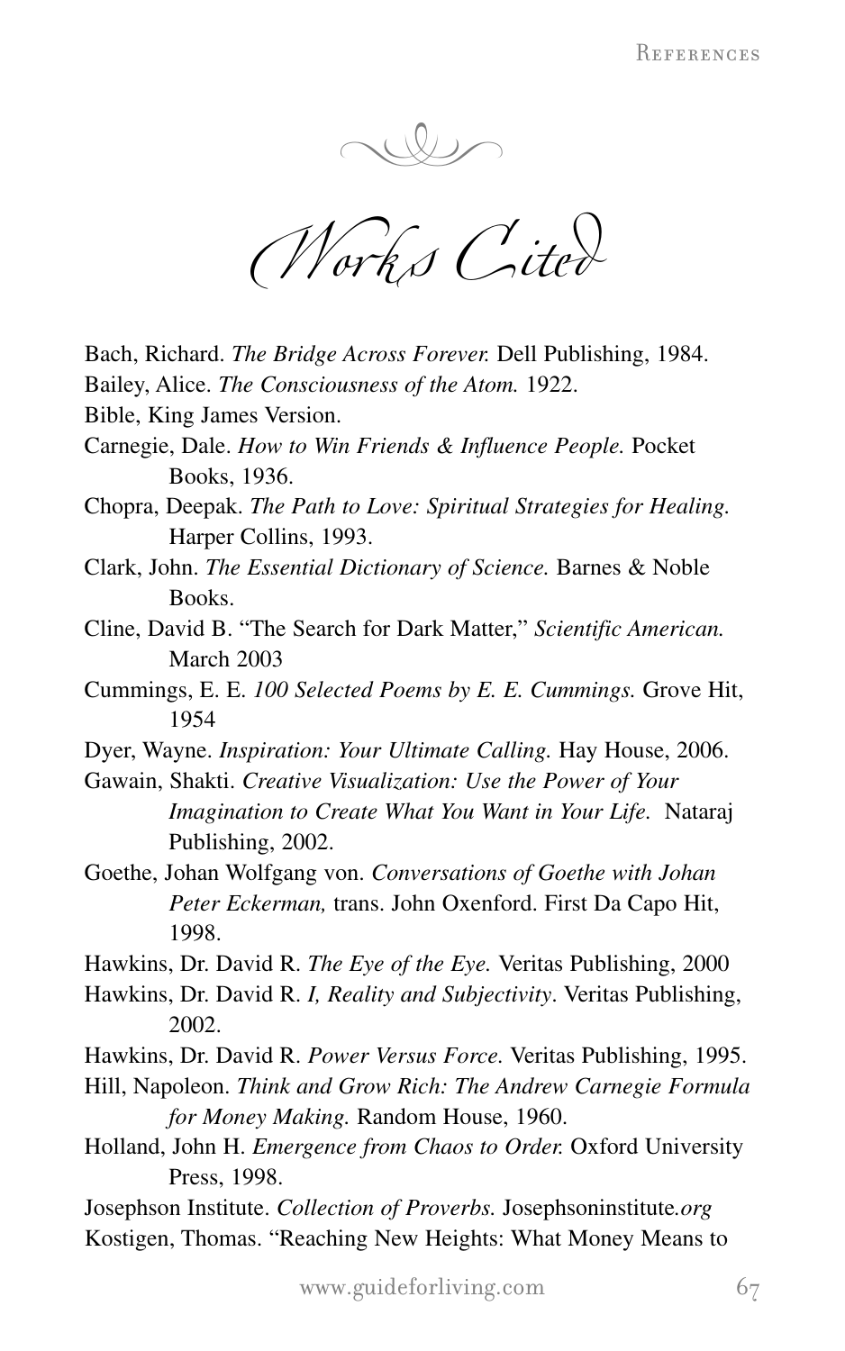# Works Cited

Bach, Richard. *The Bridge Across Forever.* Dell Publishing, 1984.

Bailey, Alice. *The Consciousness of the Atom.* 1922.

Bible, King James Version.

Carnegie, Dale. *How to Win Friends & Influence People.* Pocket Books, 1936.

Chopra, Deepak. *The Path to Love: Spiritual Strategies for Healing.* Harper Collins, 1993.

Clark, John. *The Essential Dictionary of Science.* Barnes & Noble Books.

Cline, David B. "The Search for Dark Matter," *Scientific American.* March 2003

Cummings, E. E. *100 Selected Poems by E. E. Cummings.* Grove Hit, 1954

Dyer, Wayne. *Inspiration: Your Ultimate Calling.* Hay House, 2006.

Gawain, Shakti. *Creative Visualization: Use the Power of Your Imagination to Create What You Want in Your Life.* Nataraj Publishing, 2002.

Goethe, Johan Wolfgang von. *Conversations of Goethe with Johan Peter Eckerman,* trans. John Oxenford. First Da Capo Hit, 1998.

Hawkins, Dr. David R. *The Eye of the Eye.* Veritas Publishing, 2000

Hawkins, Dr. David R. *I, Reality and Subjectivity.* Veritas Publishing, 2002.

Hawkins, Dr. David R. *Power Versus Force.* Veritas Publishing, 1995.

Hill, Napoleon. *Think and Grow Rich: The Andrew Carnegie Formula for Money Making.* Random House, 1960.

Holland, John H. *Emergence from Chaos to Order.* Oxford University Press, 1998.

Josephson Institute. *Collection of Proverbs.* Josephsoninstitute*.org*

Kostigen, Thomas. "Reaching New Heights: What Money Means to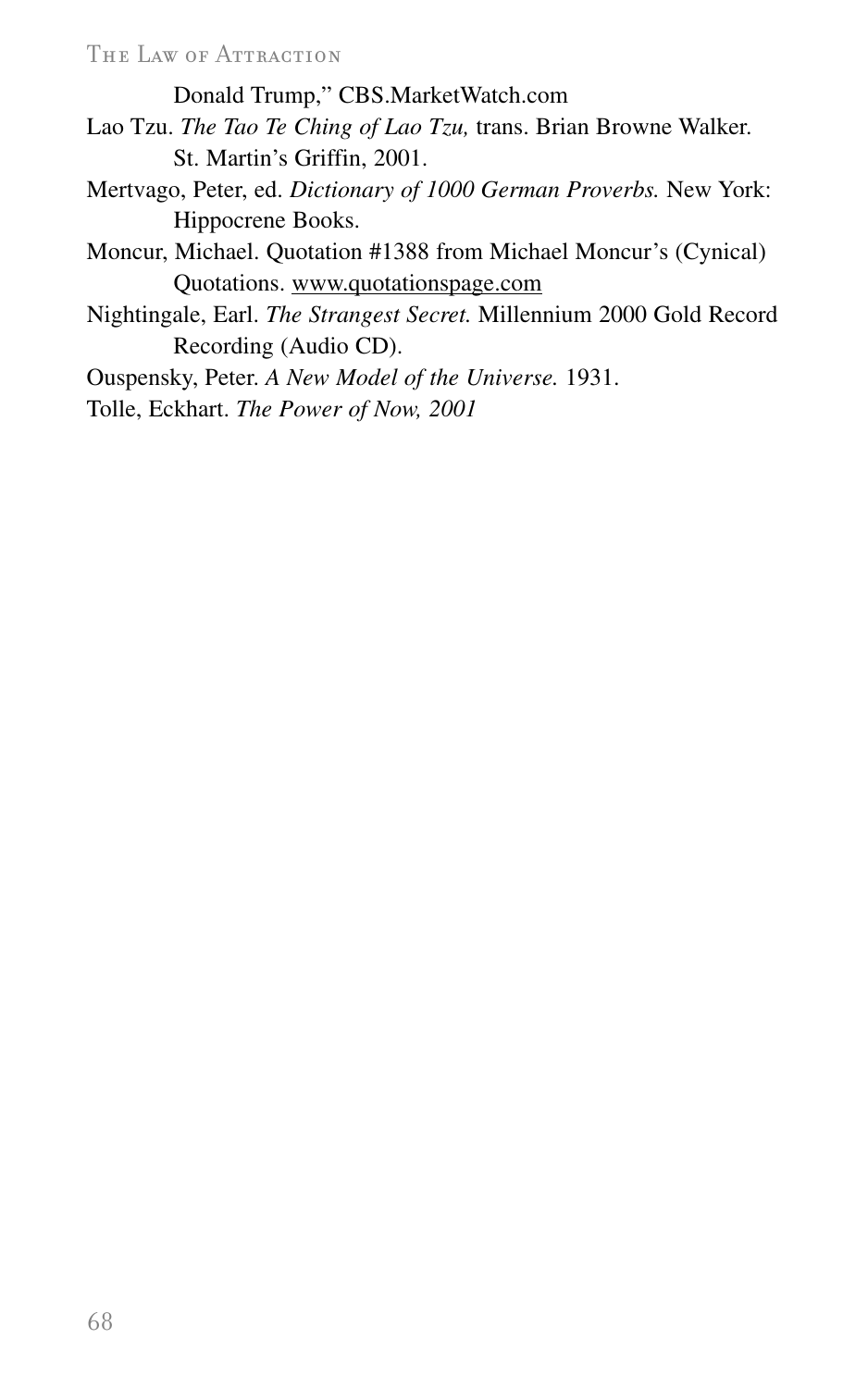Donald Trump," CBS.MarketWatch.com

Lao Tzu. *The Tao Te Ching of Lao Tzu,* trans. Brian Browne Walker. St. Martin's Griffin, 2001.

Mertvago, Peter, ed. *Dictionary of 1000 German Proverbs.* New York: Hippocrene Books.

Moncur, Michael. Quotation #1388 from Michael Moncur's (Cynical) Quotations. www.quotationspage.com

Nightingale, Earl. *The Strangest Secret.* Millennium 2000 Gold Record Recording (Audio CD).

Ouspensky, Peter. *A New Model of the Universe.* 1931.

Tolle, Eckhart. *The Power of Now, 2001*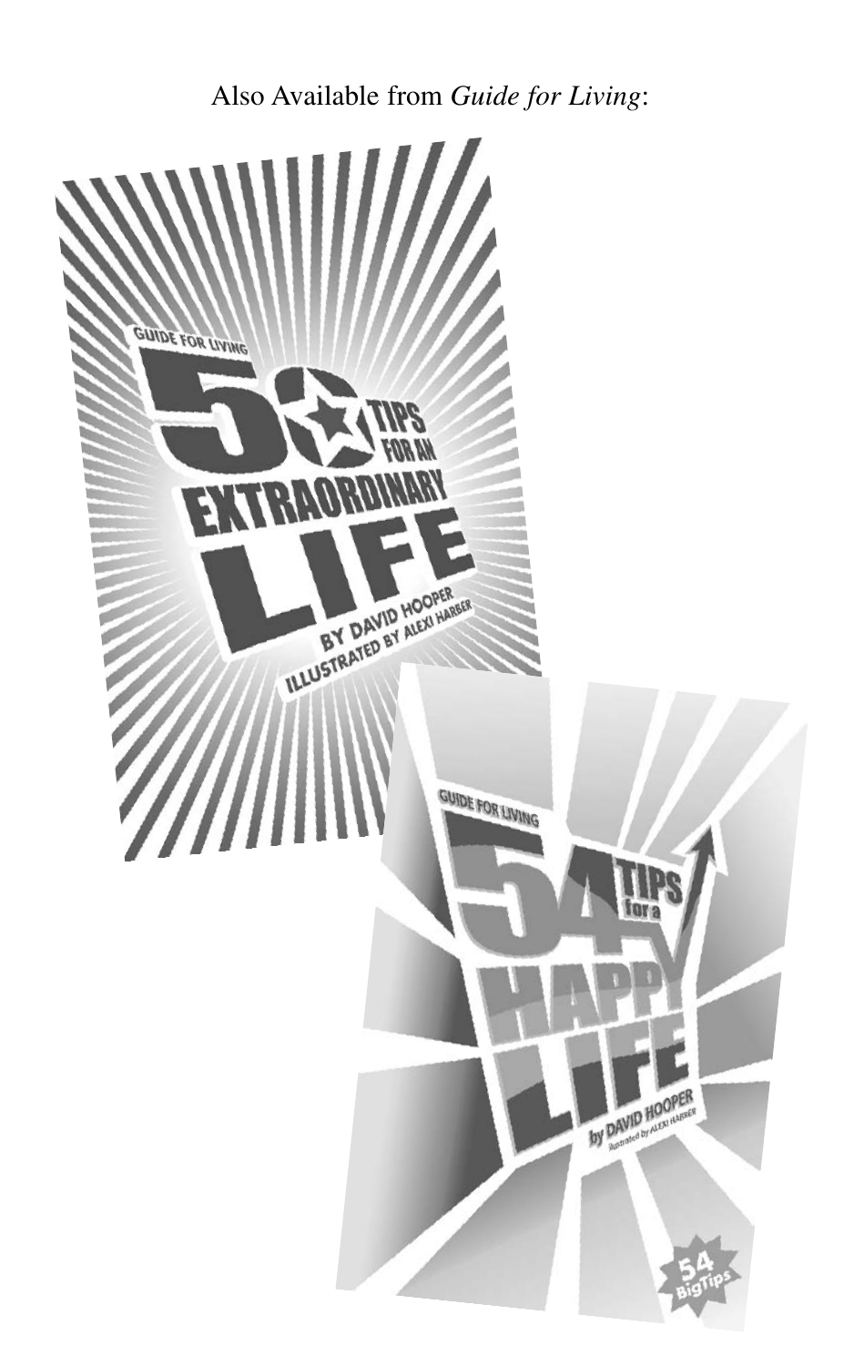Also Available from *Guide for Living*:

GUIDE FOR LIVING

50 TIPS FOR AN EXTRAORDINARY LIFE

BY DAVID HOOPER

ILLUSTRATED BY ALEXI HARBER

GUIDE FOR LIVING

54 TIPS for a HAPPY LIFE

by DAVID HOOPER

Illustrated by ALEXI HARBER

54 BigTips